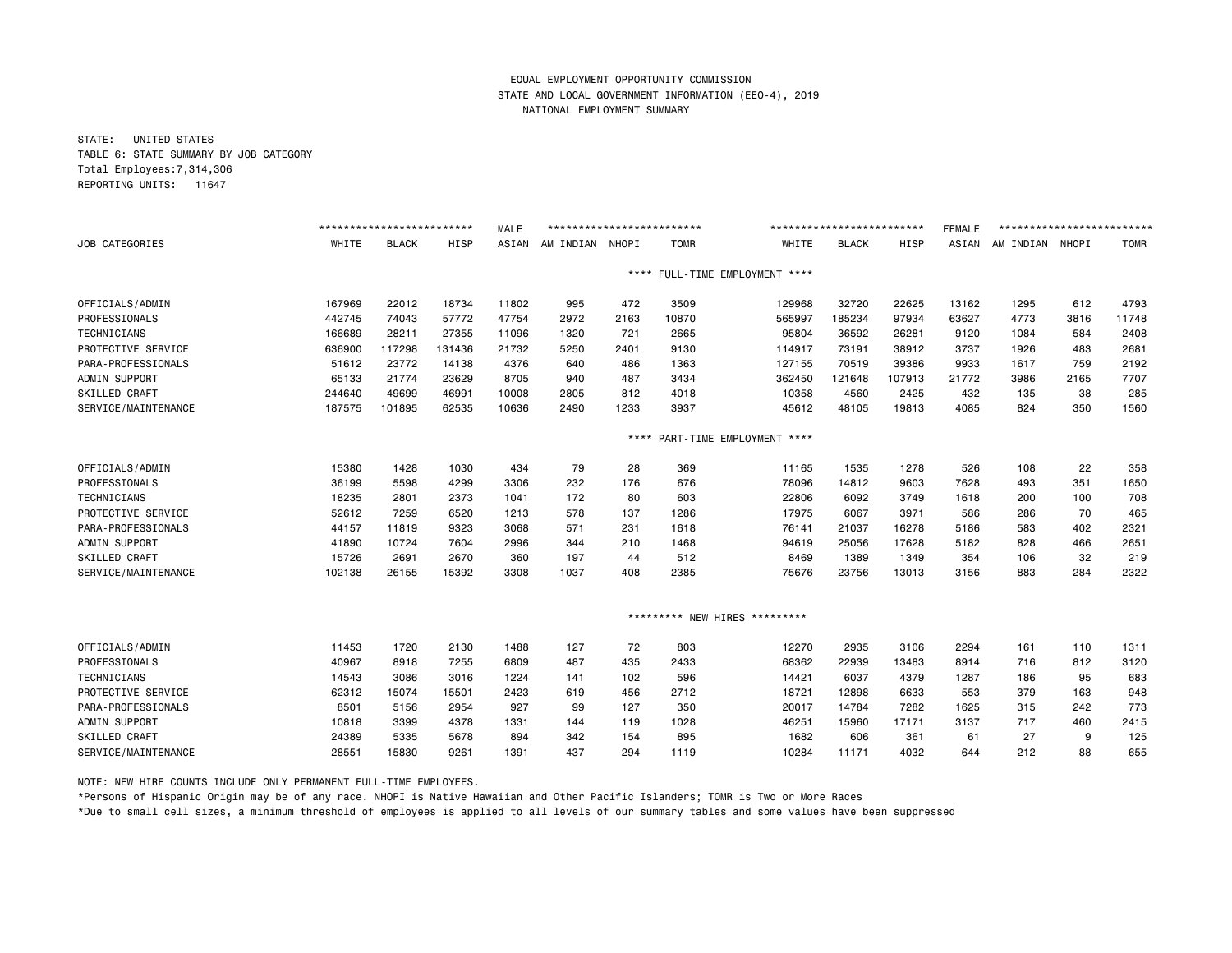EQUAL EMPLOYMENT OPPORTUNITY COMMISSION
STATE AND LOCAL GOVERNMENT INFORMATION (EEO-4), 2019
NATIONAL EMPLOYMENT SUMMARY

STATE: UNITED STATES
TABLE 6: STATE SUMMARY BY JOB CATEGORY
Total Employees:7,314,306
REPORTING UNITS: 11647

| JOB CATEGORIES | MALE WHITE | MALE BLACK | MALE HISP | MALE ASIAN | MALE AM INDIAN | MALE NHOPI | MALE TOMR | FEMALE WHITE | FEMALE BLACK | FEMALE HISP | FEMALE ASIAN | FEMALE AM INDIAN | FEMALE NHOPI | FEMALE TOMR |
|---|---|---|---|---|---|---|---|---|---|---|---|---|---|---|
| **\*\*\*\* FULL-TIME EMPLOYMENT \*\*\*\*** | | | | | | | | | | | | | | |
| OFFICIALS/ADMIN | 167969 | 22012 | 18734 | 11802 | 995 | 472 | 3509 | 129968 | 32720 | 22625 | 13162 | 1295 | 612 | 4793 |
| PROFESSIONALS | 442745 | 74043 | 57772 | 47754 | 2972 | 2163 | 10870 | 565997 | 185234 | 97934 | 63627 | 4773 | 3816 | 11748 |
| TECHNICIANS | 166689 | 28211 | 27355 | 11096 | 1320 | 721 | 2665 | 95804 | 36592 | 26281 | 9120 | 1084 | 584 | 2408 |
| PROTECTIVE SERVICE | 636900 | 117298 | 131436 | 21732 | 5250 | 2401 | 9130 | 114917 | 73191 | 38912 | 3737 | 1926 | 483 | 2681 |
| PARA-PROFESSIONALS | 51612 | 23772 | 14138 | 4376 | 640 | 486 | 1363 | 127155 | 70519 | 39386 | 9933 | 1617 | 759 | 2192 |
| ADMIN SUPPORT | 65133 | 21774 | 23629 | 8705 | 940 | 487 | 3434 | 362450 | 121648 | 107913 | 21772 | 3986 | 2165 | 7707 |
| SKILLED CRAFT | 244640 | 49699 | 46991 | 10008 | 2805 | 812 | 4018 | 10358 | 4560 | 2425 | 432 | 135 | 38 | 285 |
| SERVICE/MAINTENANCE | 187575 | 101895 | 62535 | 10636 | 2490 | 1233 | 3937 | 45612 | 48105 | 19813 | 4085 | 824 | 350 | 1560 |
| **\*\*\*\* PART-TIME EMPLOYMENT \*\*\*\*** | | | | | | | | | | | | | | |
| OFFICIALS/ADMIN | 15380 | 1428 | 1030 | 434 | 79 | 28 | 369 | 11165 | 1535 | 1278 | 526 | 108 | 22 | 358 |
| PROFESSIONALS | 36199 | 5598 | 4299 | 3306 | 232 | 176 | 676 | 78096 | 14812 | 9603 | 7628 | 493 | 351 | 1650 |
| TECHNICIANS | 18235 | 2801 | 2373 | 1041 | 172 | 80 | 603 | 22806 | 6092 | 3749 | 1618 | 200 | 100 | 708 |
| PROTECTIVE SERVICE | 52612 | 7259 | 6520 | 1213 | 578 | 137 | 1286 | 17975 | 6067 | 3971 | 586 | 286 | 70 | 465 |
| PARA-PROFESSIONALS | 44157 | 11819 | 9323 | 3068 | 571 | 231 | 1618 | 76141 | 21037 | 16278 | 5186 | 583 | 402 | 2321 |
| ADMIN SUPPORT | 41890 | 10724 | 7604 | 2996 | 344 | 210 | 1468 | 94619 | 25056 | 17628 | 5182 | 828 | 466 | 2651 |
| SKILLED CRAFT | 15726 | 2691 | 2670 | 360 | 197 | 44 | 512 | 8469 | 1389 | 1349 | 354 | 106 | 32 | 219 |
| SERVICE/MAINTENANCE | 102138 | 26155 | 15392 | 3308 | 1037 | 408 | 2385 | 75676 | 23756 | 13013 | 3156 | 883 | 284 | 2322 |
| **\*\*\*\*\*\*\*\*\* NEW HIRES \*\*\*\*\*\*\*\*\*** | | | | | | | | | | | | | | |
| OFFICIALS/ADMIN | 11453 | 1720 | 2130 | 1488 | 127 | 72 | 803 | 12270 | 2935 | 3106 | 2294 | 161 | 110 | 1311 |
| PROFESSIONALS | 40967 | 8918 | 7255 | 6809 | 487 | 435 | 2433 | 68362 | 22939 | 13483 | 8914 | 716 | 812 | 3120 |
| TECHNICIANS | 14543 | 3086 | 3016 | 1224 | 141 | 102 | 596 | 14421 | 6037 | 4379 | 1287 | 186 | 95 | 683 |
| PROTECTIVE SERVICE | 62312 | 15074 | 15501 | 2423 | 619 | 456 | 2712 | 18721 | 12898 | 6633 | 553 | 379 | 163 | 948 |
| PARA-PROFESSIONALS | 8501 | 5156 | 2954 | 927 | 99 | 127 | 350 | 20017 | 14784 | 7282 | 1625 | 315 | 242 | 773 |
| ADMIN SUPPORT | 10818 | 3399 | 4378 | 1331 | 144 | 119 | 1028 | 46251 | 15960 | 17171 | 3137 | 717 | 460 | 2415 |
| SKILLED CRAFT | 24389 | 5335 | 5678 | 894 | 342 | 154 | 895 | 1682 | 606 | 361 | 61 | 27 | 9 | 125 |
| SERVICE/MAINTENANCE | 28551 | 15830 | 9261 | 1391 | 437 | 294 | 1119 | 10284 | 11171 | 4032 | 644 | 212 | 88 | 655 |

NOTE: NEW HIRE COUNTS INCLUDE ONLY PERMANENT FULL-TIME EMPLOYEES.

*Persons of Hispanic Origin may be of any race. NHOPI is Native Hawaiian and Other Pacific Islanders; TOMR is Two or More Races

*Due to small cell sizes, a minimum threshold of employees is applied to all levels of our summary tables and some values have been suppressed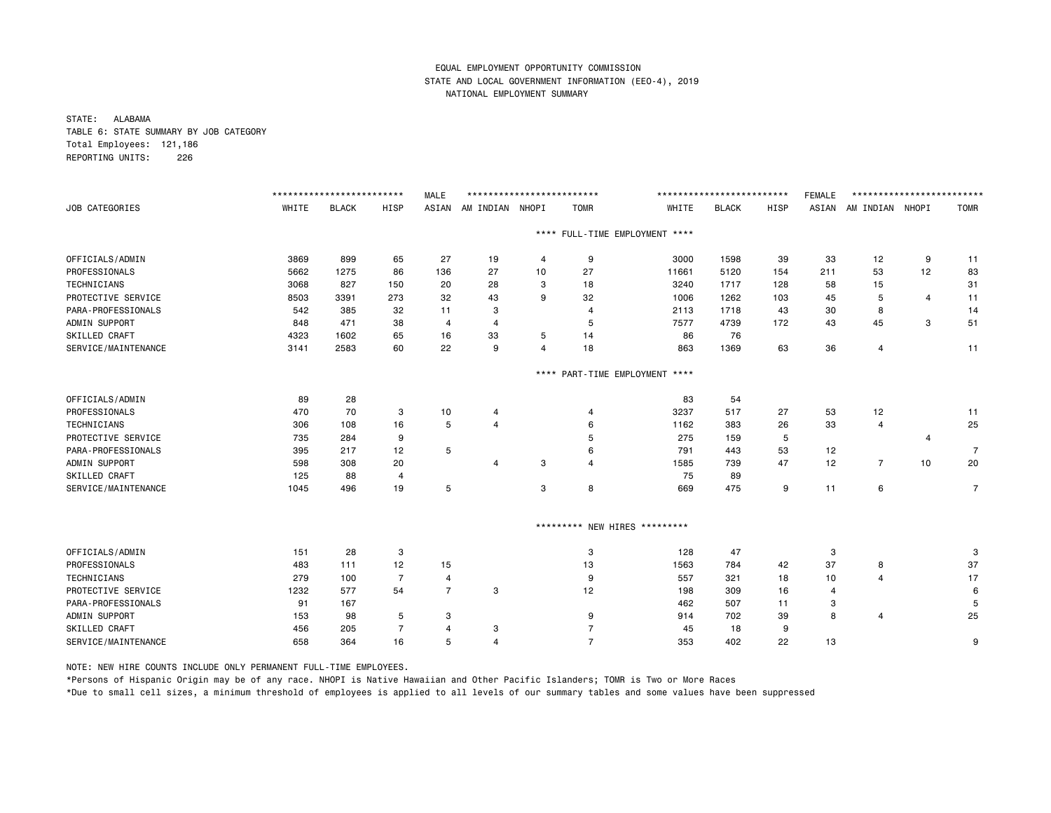EQUAL EMPLOYMENT OPPORTUNITY COMMISSION

STATE AND LOCAL GOVERNMENT INFORMATION (EEO-4), 2019

NATIONAL EMPLOYMENT SUMMARY

STATE: ALABAMA

TABLE 6: STATE SUMMARY BY JOB CATEGORY

Total Employees: 121,186

REPORTING UNITS: 226

| | MALE | | | | | | | FEMALE | | | | | | |
|---|---|---|---|---|---|---|---|---|---|---|---|---|---|---|
| JOB CATEGORIES | WHITE | BLACK | HISP | ASIAN | AM INDIAN | NHOPI | TOMR | WHITE | BLACK | HISP | ASIAN | AM INDIAN | NHOPI | TOMR |
| **** FULL-TIME EMPLOYMENT **** | | | | | | | | | | | | | | |
| OFFICIALS/ADMIN | 3869 | 899 | 65 | 27 | 19 | 4 | 9 | 3000 | 1598 | 39 | 33 | 12 | 9 | 11 |
| PROFESSIONALS | 5662 | 1275 | 86 | 136 | 27 | 10 | 27 | 11661 | 5120 | 154 | 211 | 53 | 12 | 83 |
| TECHNICIANS | 3068 | 827 | 150 | 20 | 28 | 3 | 18 | 3240 | 1717 | 128 | 58 | 15 | | 31 |
| PROTECTIVE SERVICE | 8503 | 3391 | 273 | 32 | 43 | 9 | 32 | 1006 | 1262 | 103 | 45 | 5 | 4 | 11 |
| PARA-PROFESSIONALS | 542 | 385 | 32 | 11 | 3 | | 4 | 2113 | 1718 | 43 | 30 | 8 | | 14 |
| ADMIN SUPPORT | 848 | 471 | 38 | 4 | 4 | | 5 | 7577 | 4739 | 172 | 43 | 45 | 3 | 51 |
| SKILLED CRAFT | 4323 | 1602 | 65 | 16 | 33 | 5 | 14 | 86 | 76 | | | | | |
| SERVICE/MAINTENANCE | 3141 | 2583 | 60 | 22 | 9 | 4 | 18 | 863 | 1369 | 63 | 36 | 4 | | 11 |
| **** PART-TIME EMPLOYMENT **** | | | | | | | | | | | | | | |
| OFFICIALS/ADMIN | 89 | 28 | | | | | | 83 | 54 | | | | | |
| PROFESSIONALS | 470 | 70 | 3 | 10 | 4 | | 4 | 3237 | 517 | 27 | 53 | 12 | | 11 |
| TECHNICIANS | 306 | 108 | 16 | 5 | 4 | | 6 | 1162 | 383 | 26 | 33 | 4 | | 25 |
| PROTECTIVE SERVICE | 735 | 284 | 9 | | | | 5 | 275 | 159 | 5 | | | 4 | |
| PARA-PROFESSIONALS | 395 | 217 | 12 | 5 | | | 6 | 791 | 443 | 53 | 12 | | | 7 |
| ADMIN SUPPORT | 598 | 308 | 20 | | 4 | 3 | 4 | 1585 | 739 | 47 | 12 | 7 | 10 | 20 |
| SKILLED CRAFT | 125 | 88 | 4 | | | | | 75 | 89 | | | | | |
| SERVICE/MAINTENANCE | 1045 | 496 | 19 | 5 | | 3 | 8 | 669 | 475 | 9 | 11 | 6 | | 7 |
| ********* NEW HIRES ********* | | | | | | | | | | | | | | |
| OFFICIALS/ADMIN | 151 | 28 | 3 | | | | 3 | 128 | 47 | | 3 | | | 3 |
| PROFESSIONALS | 483 | 111 | 12 | 15 | | | 13 | 1563 | 784 | 42 | 37 | 8 | | 37 |
| TECHNICIANS | 279 | 100 | 7 | 4 | | | 9 | 557 | 321 | 18 | 10 | 4 | | 17 |
| PROTECTIVE SERVICE | 1232 | 577 | 54 | 7 | 3 | | 12 | 198 | 309 | 16 | 4 | | | 6 |
| PARA-PROFESSIONALS | 91 | 167 | | | | | | 462 | 507 | 11 | 3 | | | 5 |
| ADMIN SUPPORT | 153 | 98 | 5 | 3 | | | 9 | 914 | 702 | 39 | 8 | 4 | | 25 |
| SKILLED CRAFT | 456 | 205 | 7 | 4 | 3 | | 7 | 45 | 18 | 9 | | | | |
| SERVICE/MAINTENANCE | 658 | 364 | 16 | 5 | 4 | | 7 | 353 | 402 | 22 | 13 | | | 9 |

NOTE: NEW HIRE COUNTS INCLUDE ONLY PERMANENT FULL-TIME EMPLOYEES.

*Persons of Hispanic Origin may be of any race. NHOPI is Native Hawaiian and Other Pacific Islanders; TOMR is Two or More Races

*Due to small cell sizes, a minimum threshold of employees is applied to all levels of our summary tables and some values have been suppressed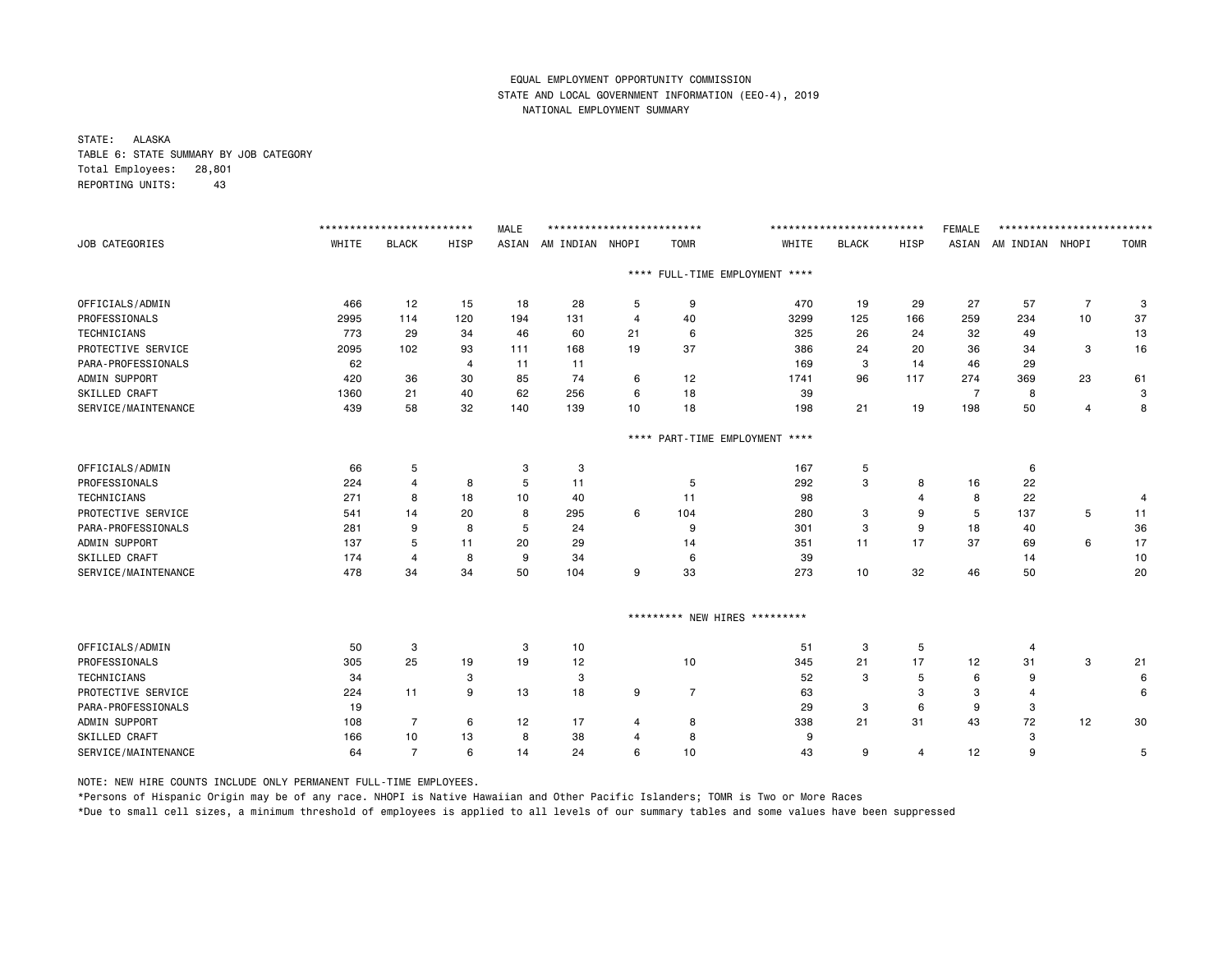EQUAL EMPLOYMENT OPPORTUNITY COMMISSION
STATE AND LOCAL GOVERNMENT INFORMATION (EEO-4), 2019
NATIONAL EMPLOYMENT SUMMARY

STATE: ALASKA
TABLE 6: STATE SUMMARY BY JOB CATEGORY
Total Employees: 28,801
REPORTING UNITS: 43

| JOB CATEGORIES | MALE WHITE | MALE BLACK | MALE HISP | MALE ASIAN | MALE AM INDIAN | MALE NHOPI | MALE TOMR | FEMALE WHITE | FEMALE BLACK | FEMALE HISP | FEMALE ASIAN | FEMALE AM INDIAN | FEMALE NHOPI | FEMALE TOMR |
|---|---|---|---|---|---|---|---|---|---|---|---|---|---|---|
| **\*\*\*\* FULL-TIME EMPLOYMENT \*\*\*\*** | | | | | | | | | | | | | | |
| OFFICIALS/ADMIN | 466 | 12 | 15 | 18 | 28 | 5 | 9 | 470 | 19 | 29 | 27 | 57 | 7 | 3 |
| PROFESSIONALS | 2995 | 114 | 120 | 194 | 131 | 4 | 40 | 3299 | 125 | 166 | 259 | 234 | 10 | 37 |
| TECHNICIANS | 773 | 29 | 34 | 46 | 60 | 21 | 6 | 325 | 26 | 24 | 32 | 49 | | 13 |
| PROTECTIVE SERVICE | 2095 | 102 | 93 | 111 | 168 | 19 | 37 | 386 | 24 | 20 | 36 | 34 | 3 | 16 |
| PARA-PROFESSIONALS | 62 | | 4 | 11 | 11 | | | 169 | 3 | 14 | 46 | 29 | | |
| ADMIN SUPPORT | 420 | 36 | 30 | 85 | 74 | 6 | 12 | 1741 | 96 | 117 | 274 | 369 | 23 | 61 |
| SKILLED CRAFT | 1360 | 21 | 40 | 62 | 256 | 6 | 18 | 39 | | | 7 | 8 | | 3 |
| SERVICE/MAINTENANCE | 439 | 58 | 32 | 140 | 139 | 10 | 18 | 198 | 21 | 19 | 198 | 50 | 4 | 8 |
| **\*\*\*\* PART-TIME EMPLOYMENT \*\*\*\*** | | | | | | | | | | | | | | |
| OFFICIALS/ADMIN | 66 | 5 | | 3 | 3 | | | 167 | 5 | | | 6 | | |
| PROFESSIONALS | 224 | 4 | 8 | 5 | 11 | | 5 | 292 | 3 | 8 | 16 | 22 | | |
| TECHNICIANS | 271 | 8 | 18 | 10 | 40 | | 11 | 98 | | 4 | 8 | 22 | | 4 |
| PROTECTIVE SERVICE | 541 | 14 | 20 | 8 | 295 | 6 | 104 | 280 | 3 | 9 | 5 | 137 | 5 | 11 |
| PARA-PROFESSIONALS | 281 | 9 | 8 | 5 | 24 | | 9 | 301 | 3 | 9 | 18 | 40 | | 36 |
| ADMIN SUPPORT | 137 | 5 | 11 | 20 | 29 | | 14 | 351 | 11 | 17 | 37 | 69 | 6 | 17 |
| SKILLED CRAFT | 174 | 4 | 8 | 9 | 34 | | 6 | 39 | | | | 14 | | 10 |
| SERVICE/MAINTENANCE | 478 | 34 | 34 | 50 | 104 | 9 | 33 | 273 | 10 | 32 | 46 | 50 | | 20 |
| **\*\*\*\*\*\*\*\*\* NEW HIRES \*\*\*\*\*\*\*\*\*** | | | | | | | | | | | | | | |
| OFFICIALS/ADMIN | 50 | 3 | | 3 | 10 | | | 51 | 3 | 5 | | 4 | | |
| PROFESSIONALS | 305 | 25 | 19 | 19 | 12 | | 10 | 345 | 21 | 17 | 12 | 31 | 3 | 21 |
| TECHNICIANS | 34 | | 3 | | 3 | | | 52 | 3 | 5 | 6 | 9 | | 6 |
| PROTECTIVE SERVICE | 224 | 11 | 9 | 13 | 18 | 9 | 7 | 63 | | 3 | 3 | 4 | | 6 |
| PARA-PROFESSIONALS | 19 | | | | | | | 29 | 3 | 6 | 9 | 3 | | |
| ADMIN SUPPORT | 108 | 7 | 6 | 12 | 17 | 4 | 8 | 338 | 21 | 31 | 43 | 72 | 12 | 30 |
| SKILLED CRAFT | 166 | 10 | 13 | 8 | 38 | 4 | 8 | 9 | | | | 3 | | |
| SERVICE/MAINTENANCE | 64 | 7 | 6 | 14 | 24 | 6 | 10 | 43 | 9 | 4 | 12 | 9 | | 5 |

NOTE: NEW HIRE COUNTS INCLUDE ONLY PERMANENT FULL-TIME EMPLOYEES.

*Persons of Hispanic Origin may be of any race. NHOPI is Native Hawaiian and Other Pacific Islanders; TOMR is Two or More Races

*Due to small cell sizes, a minimum threshold of employees is applied to all levels of our summary tables and some values have been suppressed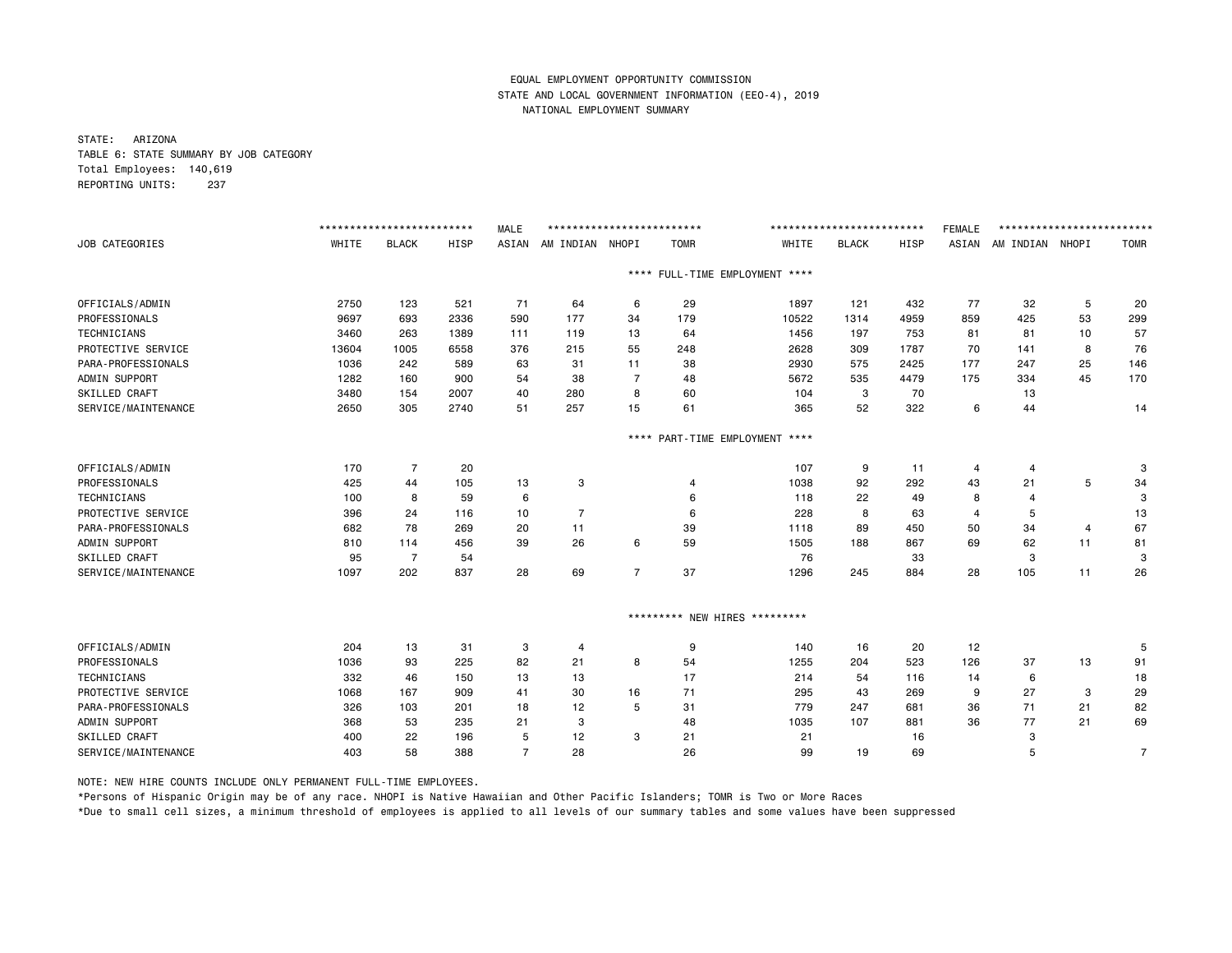EQUAL EMPLOYMENT OPPORTUNITY COMMISSION
STATE AND LOCAL GOVERNMENT INFORMATION (EEO-4), 2019
NATIONAL EMPLOYMENT SUMMARY

STATE: ARIZONA
TABLE 6: STATE SUMMARY BY JOB CATEGORY
Total Employees: 140,619
REPORTING UNITS: 237

| | MALE | | | | | | | FEMALE | | | | | | |
|---|---|---|---|---|---|---|---|---|---|---|---|---|---|---|
| JOB CATEGORIES | WHITE | BLACK | HISP | ASIAN | AM INDIAN | NHOPI | TOMR | WHITE | BLACK | HISP | ASIAN | AM INDIAN | NHOPI | TOMR |
| **** FULL-TIME EMPLOYMENT **** | | | | | | | | | | | | | | |
| OFFICIALS/ADMIN | 2750 | 123 | 521 | 71 | 64 | 6 | 29 | 1897 | 121 | 432 | 77 | 32 | 5 | 20 |
| PROFESSIONALS | 9697 | 693 | 2336 | 590 | 177 | 34 | 179 | 10522 | 1314 | 4959 | 859 | 425 | 53 | 299 |
| TECHNICIANS | 3460 | 263 | 1389 | 111 | 119 | 13 | 64 | 1456 | 197 | 753 | 81 | 81 | 10 | 57 |
| PROTECTIVE SERVICE | 13604 | 1005 | 6558 | 376 | 215 | 55 | 248 | 2628 | 309 | 1787 | 70 | 141 | 8 | 76 |
| PARA-PROFESSIONALS | 1036 | 242 | 589 | 63 | 31 | 11 | 38 | 2930 | 575 | 2425 | 177 | 247 | 25 | 146 |
| ADMIN SUPPORT | 1282 | 160 | 900 | 54 | 38 | 7 | 48 | 5672 | 535 | 4479 | 175 | 334 | 45 | 170 |
| SKILLED CRAFT | 3480 | 154 | 2007 | 40 | 280 | 8 | 60 | 104 | 3 | 70 | | 13 | | |
| SERVICE/MAINTENANCE | 2650 | 305 | 2740 | 51 | 257 | 15 | 61 | 365 | 52 | 322 | 6 | 44 | | 14 |
| **** PART-TIME EMPLOYMENT **** | | | | | | | | | | | | | | |
| OFFICIALS/ADMIN | 170 | 7 | 20 | | | | | 107 | 9 | 11 | 4 | 4 | | 3 |
| PROFESSIONALS | 425 | 44 | 105 | 13 | 3 | | 4 | 1038 | 92 | 292 | 43 | 21 | 5 | 34 |
| TECHNICIANS | 100 | 8 | 59 | 6 | | | 6 | 118 | 22 | 49 | 8 | 4 | | 3 |
| PROTECTIVE SERVICE | 396 | 24 | 116 | 10 | 7 | | 6 | 228 | 8 | 63 | 4 | 5 | | 13 |
| PARA-PROFESSIONALS | 682 | 78 | 269 | 20 | 11 | | 39 | 1118 | 89 | 450 | 50 | 34 | 4 | 67 |
| ADMIN SUPPORT | 810 | 114 | 456 | 39 | 26 | 6 | 59 | 1505 | 188 | 867 | 69 | 62 | 11 | 81 |
| SKILLED CRAFT | 95 | 7 | 54 | | | | | 76 | | 33 | | 3 | | 3 |
| SERVICE/MAINTENANCE | 1097 | 202 | 837 | 28 | 69 | 7 | 37 | 1296 | 245 | 884 | 28 | 105 | 11 | 26 |
| ********* NEW HIRES ********* | | | | | | | | | | | | | | |
| OFFICIALS/ADMIN | 204 | 13 | 31 | 3 | 4 | | 9 | 140 | 16 | 20 | 12 | | | 5 |
| PROFESSIONALS | 1036 | 93 | 225 | 82 | 21 | 8 | 54 | 1255 | 204 | 523 | 126 | 37 | 13 | 91 |
| TECHNICIANS | 332 | 46 | 150 | 13 | 13 | | 17 | 214 | 54 | 116 | 14 | 6 | | 18 |
| PROTECTIVE SERVICE | 1068 | 167 | 909 | 41 | 30 | 16 | 71 | 295 | 43 | 269 | 9 | 27 | 3 | 29 |
| PARA-PROFESSIONALS | 326 | 103 | 201 | 18 | 12 | 5 | 31 | 779 | 247 | 681 | 36 | 71 | 21 | 82 |
| ADMIN SUPPORT | 368 | 53 | 235 | 21 | 3 | | 48 | 1035 | 107 | 881 | 36 | 77 | 21 | 69 |
| SKILLED CRAFT | 400 | 22 | 196 | 5 | 12 | 3 | 21 | 21 | | 16 | | 3 | | |
| SERVICE/MAINTENANCE | 403 | 58 | 388 | 7 | 28 | | 26 | 99 | 19 | 69 | | 5 | | 7 |

NOTE: NEW HIRE COUNTS INCLUDE ONLY PERMANENT FULL-TIME EMPLOYEES.

*Persons of Hispanic Origin may be of any race. NHOPI is Native Hawaiian and Other Pacific Islanders; TOMR is Two or More Races

*Due to small cell sizes, a minimum threshold of employees is applied to all levels of our summary tables and some values have been suppressed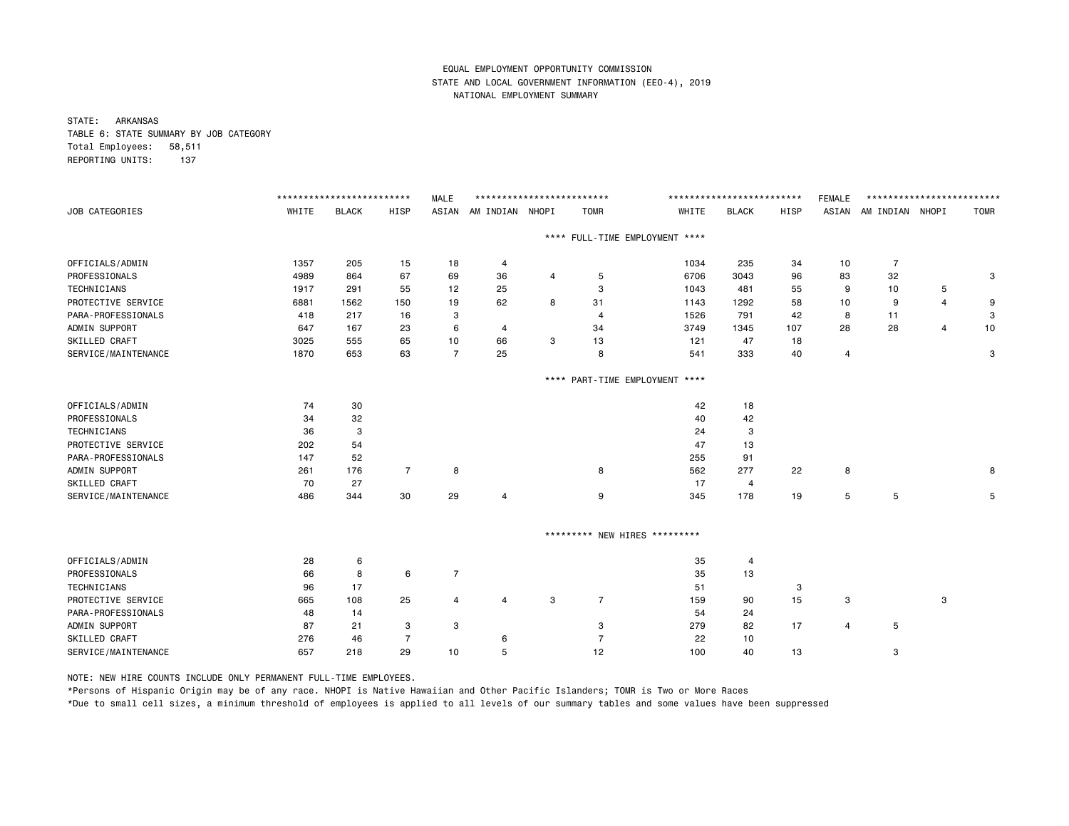EQUAL EMPLOYMENT OPPORTUNITY COMMISSION
STATE AND LOCAL GOVERNMENT INFORMATION (EEO-4), 2019
NATIONAL EMPLOYMENT SUMMARY

STATE: ARKANSAS
TABLE 6: STATE SUMMARY BY JOB CATEGORY
Total Employees: 58,511
REPORTING UNITS: 137

| | MALE | | | | | | | FEMALE | | | | | | |
|---|---|---|---|---|---|---|---|---|---|---|---|---|---|---|
| JOB CATEGORIES | WHITE | BLACK | HISP | ASIAN | AM INDIAN | NHOPI | TOMR | WHITE | BLACK | HISP | ASIAN | AM INDIAN | NHOPI | TOMR |
| **** FULL-TIME EMPLOYMENT **** | | | | | | | | | | | | | | |
| OFFICIALS/ADMIN | 1357 | 205 | 15 | 18 | 4 | | | 1034 | 235 | 34 | 10 | 7 | | |
| PROFESSIONALS | 4989 | 864 | 67 | 69 | 36 | 4 | 5 | 6706 | 3043 | 96 | 83 | 32 | | 3 |
| TECHNICIANS | 1917 | 291 | 55 | 12 | 25 | | 3 | 1043 | 481 | 55 | 9 | 10 | 5 | |
| PROTECTIVE SERVICE | 6881 | 1562 | 150 | 19 | 62 | 8 | 31 | 1143 | 1292 | 58 | 10 | 9 | 4 | 9 |
| PARA-PROFESSIONALS | 418 | 217 | 16 | 3 | | | 4 | 1526 | 791 | 42 | 8 | 11 | | 3 |
| ADMIN SUPPORT | 647 | 167 | 23 | 6 | 4 | | 34 | 3749 | 1345 | 107 | 28 | 28 | 4 | 10 |
| SKILLED CRAFT | 3025 | 555 | 65 | 10 | 66 | 3 | 13 | 121 | 47 | 18 | | | | |
| SERVICE/MAINTENANCE | 1870 | 653 | 63 | 7 | 25 | | 8 | 541 | 333 | 40 | 4 | | | 3 |
| **** PART-TIME EMPLOYMENT **** | | | | | | | | | | | | | | |
| OFFICIALS/ADMIN | 74 | 30 | | | | | | 42 | 18 | | | | | |
| PROFESSIONALS | 34 | 32 | | | | | | 40 | 42 | | | | | |
| TECHNICIANS | 36 | 3 | | | | | | 24 | 3 | | | | | |
| PROTECTIVE SERVICE | 202 | 54 | | | | | | 47 | 13 | | | | | |
| PARA-PROFESSIONALS | 147 | 52 | | | | | | 255 | 91 | | | | | |
| ADMIN SUPPORT | 261 | 176 | 7 | 8 | | | 8 | 562 | 277 | 22 | 8 | | | 8 |
| SKILLED CRAFT | 70 | 27 | | | | | | 17 | 4 | | | | | |
| SERVICE/MAINTENANCE | 486 | 344 | 30 | 29 | 4 | | 9 | 345 | 178 | 19 | 5 | 5 | | 5 |
| ********* NEW HIRES ********* | | | | | | | | | | | | | | |
| OFFICIALS/ADMIN | 28 | 6 | | | | | | 35 | 4 | | | | | |
| PROFESSIONALS | 66 | 8 | 6 | 7 | | | | 35 | 13 | | | | | |
| TECHNICIANS | 96 | 17 | | | | | | 51 | | 3 | | | | |
| PROTECTIVE SERVICE | 665 | 108 | 25 | 4 | 4 | 3 | 7 | 159 | 90 | 15 | 3 | | 3 | |
| PARA-PROFESSIONALS | 48 | 14 | | | | | | 54 | 24 | | | | | |
| ADMIN SUPPORT | 87 | 21 | 3 | 3 | | | 3 | 279 | 82 | 17 | 4 | 5 | | |
| SKILLED CRAFT | 276 | 46 | 7 | | 6 | | 7 | 22 | 10 | | | | | |
| SERVICE/MAINTENANCE | 657 | 218 | 29 | 10 | 5 | | 12 | 100 | 40 | 13 | | 3 | | |

NOTE: NEW HIRE COUNTS INCLUDE ONLY PERMANENT FULL-TIME EMPLOYEES.

*Persons of Hispanic Origin may be of any race. NHOPI is Native Hawaiian and Other Pacific Islanders; TOMR is Two or More Races

*Due to small cell sizes, a minimum threshold of employees is applied to all levels of our summary tables and some values have been suppressed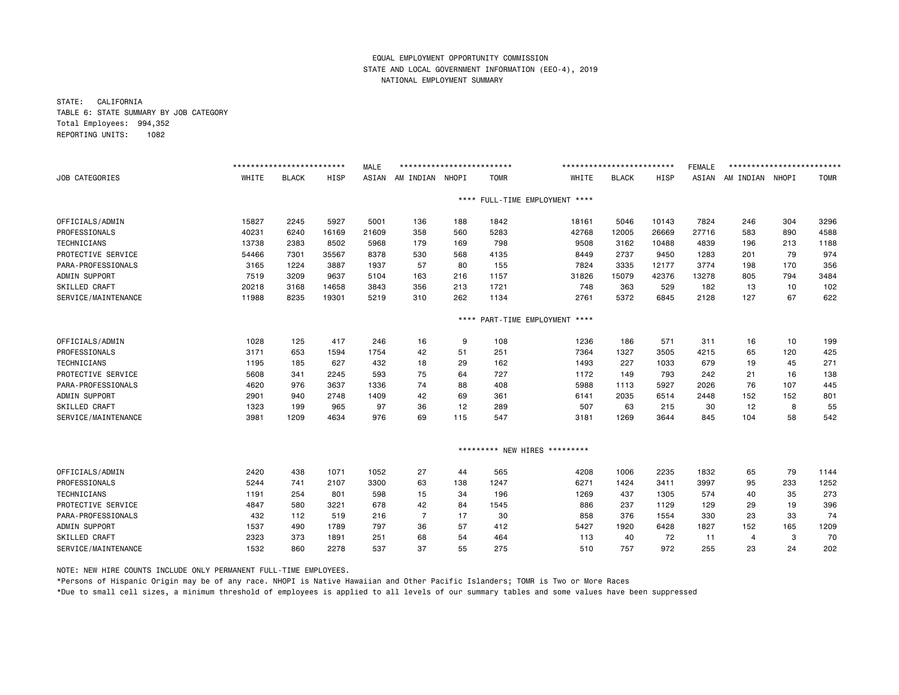EQUAL EMPLOYMENT OPPORTUNITY COMMISSION
STATE AND LOCAL GOVERNMENT INFORMATION (EEO-4), 2019
NATIONAL EMPLOYMENT SUMMARY

STATE: CALIFORNIA
TABLE 6: STATE SUMMARY BY JOB CATEGORY
Total Employees: 994,352
REPORTING UNITS: 1082

| JOB CATEGORIES | MALE | | | | | | | FEMALE | | | | | | |
|---|---|---|---|---|---|---|---|---|---|---|---|---|---|---|
| | WHITE | BLACK | HISP | ASIAN | AM INDIAN | NHOPI | TOMR | WHITE | BLACK | HISP | ASIAN | AM INDIAN | NHOPI | TOMR |
| **\*\*\*\* FULL-TIME EMPLOYMENT \*\*\*\*** | | | | | | | | | | | | | | |
| OFFICIALS/ADMIN | 15827 | 2245 | 5927 | 5001 | 136 | 188 | 1842 | 18161 | 5046 | 10143 | 7824 | 246 | 304 | 3296 |
| PROFESSIONALS | 40231 | 6240 | 16169 | 21609 | 358 | 560 | 5283 | 42768 | 12005 | 26669 | 27716 | 583 | 890 | 4588 |
| TECHNICIANS | 13738 | 2383 | 8502 | 5968 | 179 | 169 | 798 | 9508 | 3162 | 10488 | 4839 | 196 | 213 | 1188 |
| PROTECTIVE SERVICE | 54466 | 7301 | 35567 | 8378 | 530 | 568 | 4135 | 8449 | 2737 | 9450 | 1283 | 201 | 79 | 974 |
| PARA-PROFESSIONALS | 3165 | 1224 | 3887 | 1937 | 57 | 80 | 155 | 7824 | 3335 | 12177 | 3774 | 198 | 170 | 356 |
| ADMIN SUPPORT | 7519 | 3209 | 9637 | 5104 | 163 | 216 | 1157 | 31826 | 15079 | 42376 | 13278 | 805 | 794 | 3484 |
| SKILLED CRAFT | 20218 | 3168 | 14658 | 3843 | 356 | 213 | 1721 | 748 | 363 | 529 | 182 | 13 | 10 | 102 |
| SERVICE/MAINTENANCE | 11988 | 8235 | 19301 | 5219 | 310 | 262 | 1134 | 2761 | 5372 | 6845 | 2128 | 127 | 67 | 622 |
| **\*\*\*\* PART-TIME EMPLOYMENT \*\*\*\*** | | | | | | | | | | | | | | |
| OFFICIALS/ADMIN | 1028 | 125 | 417 | 246 | 16 | 9 | 108 | 1236 | 186 | 571 | 311 | 16 | 10 | 199 |
| PROFESSIONALS | 3171 | 653 | 1594 | 1754 | 42 | 51 | 251 | 7364 | 1327 | 3505 | 4215 | 65 | 120 | 425 |
| TECHNICIANS | 1195 | 185 | 627 | 432 | 18 | 29 | 162 | 1493 | 227 | 1033 | 679 | 19 | 45 | 271 |
| PROTECTIVE SERVICE | 5608 | 341 | 2245 | 593 | 75 | 64 | 727 | 1172 | 149 | 793 | 242 | 21 | 16 | 138 |
| PARA-PROFESSIONALS | 4620 | 976 | 3637 | 1336 | 74 | 88 | 408 | 5988 | 1113 | 5927 | 2026 | 76 | 107 | 445 |
| ADMIN SUPPORT | 2901 | 940 | 2748 | 1409 | 42 | 69 | 361 | 6141 | 2035 | 6514 | 2448 | 152 | 152 | 801 |
| SKILLED CRAFT | 1323 | 199 | 965 | 97 | 36 | 12 | 289 | 507 | 63 | 215 | 30 | 12 | 8 | 55 |
| SERVICE/MAINTENANCE | 3981 | 1209 | 4634 | 976 | 69 | 115 | 547 | 3181 | 1269 | 3644 | 845 | 104 | 58 | 542 |
| **\*\*\*\*\*\*\*\*\* NEW HIRES \*\*\*\*\*\*\*\*\*** | | | | | | | | | | | | | | |
| OFFICIALS/ADMIN | 2420 | 438 | 1071 | 1052 | 27 | 44 | 565 | 4208 | 1006 | 2235 | 1832 | 65 | 79 | 1144 |
| PROFESSIONALS | 5244 | 741 | 2107 | 3300 | 63 | 138 | 1247 | 6271 | 1424 | 3411 | 3997 | 95 | 233 | 1252 |
| TECHNICIANS | 1191 | 254 | 801 | 598 | 15 | 34 | 196 | 1269 | 437 | 1305 | 574 | 40 | 35 | 273 |
| PROTECTIVE SERVICE | 4847 | 580 | 3221 | 678 | 42 | 84 | 1545 | 886 | 237 | 1129 | 129 | 29 | 19 | 396 |
| PARA-PROFESSIONALS | 432 | 112 | 519 | 216 | 7 | 17 | 30 | 858 | 376 | 1554 | 330 | 23 | 33 | 74 |
| ADMIN SUPPORT | 1537 | 490 | 1789 | 797 | 36 | 57 | 412 | 5427 | 1920 | 6428 | 1827 | 152 | 165 | 1209 |
| SKILLED CRAFT | 2323 | 373 | 1891 | 251 | 68 | 54 | 464 | 113 | 40 | 72 | 11 | 4 | 3 | 70 |
| SERVICE/MAINTENANCE | 1532 | 860 | 2278 | 537 | 37 | 55 | 275 | 510 | 757 | 972 | 255 | 23 | 24 | 202 |

NOTE: NEW HIRE COUNTS INCLUDE ONLY PERMANENT FULL-TIME EMPLOYEES.

*Persons of Hispanic Origin may be of any race. NHOPI is Native Hawaiian and Other Pacific Islanders; TOMR is Two or More Races

*Due to small cell sizes, a minimum threshold of employees is applied to all levels of our summary tables and some values have been suppressed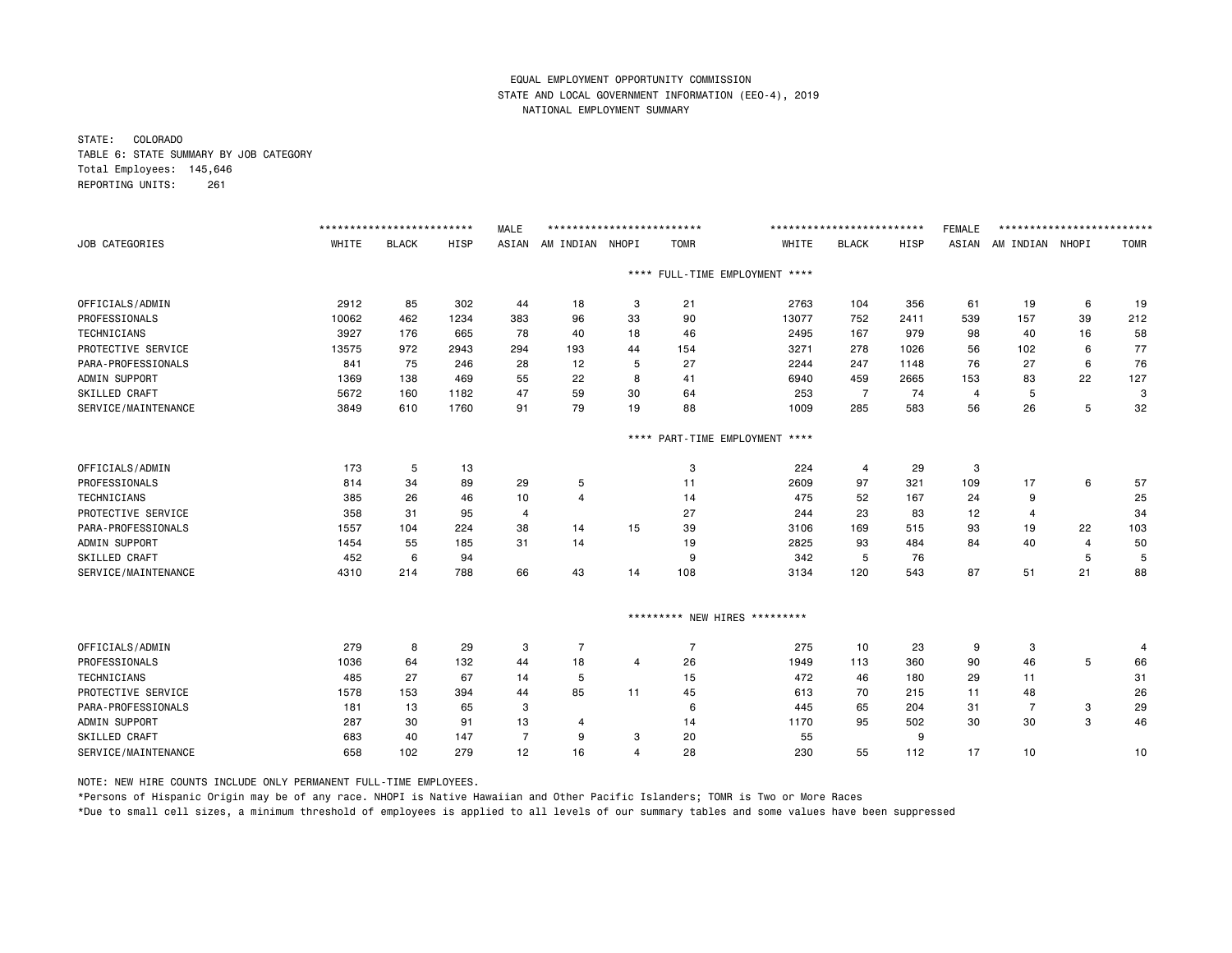EQUAL EMPLOYMENT OPPORTUNITY COMMISSION
STATE AND LOCAL GOVERNMENT INFORMATION (EEO-4), 2019
NATIONAL EMPLOYMENT SUMMARY

STATE: COLORADO
TABLE 6: STATE SUMMARY BY JOB CATEGORY
Total Employees: 145,646
REPORTING UNITS: 261

| | MALE | | | | | | | FEMALE | | | | | | |
|---|---|---|---|---|---|---|---|---|---|---|---|---|---|---|
| JOB CATEGORIES | WHITE | BLACK | HISP | ASIAN | AM INDIAN | NHOPI | TOMR | WHITE | BLACK | HISP | ASIAN | AM INDIAN | NHOPI | TOMR |
| **** FULL-TIME EMPLOYMENT **** | | | | | | | | | | | | | | |
| OFFICIALS/ADMIN | 2912 | 85 | 302 | 44 | 18 | 3 | 21 | 2763 | 104 | 356 | 61 | 19 | 6 | 19 |
| PROFESSIONALS | 10062 | 462 | 1234 | 383 | 96 | 33 | 90 | 13077 | 752 | 2411 | 539 | 157 | 39 | 212 |
| TECHNICIANS | 3927 | 176 | 665 | 78 | 40 | 18 | 46 | 2495 | 167 | 979 | 98 | 40 | 16 | 58 |
| PROTECTIVE SERVICE | 13575 | 972 | 2943 | 294 | 193 | 44 | 154 | 3271 | 278 | 1026 | 56 | 102 | 6 | 77 |
| PARA-PROFESSIONALS | 841 | 75 | 246 | 28 | 12 | 5 | 27 | 2244 | 247 | 1148 | 76 | 27 | 6 | 76 |
| ADMIN SUPPORT | 1369 | 138 | 469 | 55 | 22 | 8 | 41 | 6940 | 459 | 2665 | 153 | 83 | 22 | 127 |
| SKILLED CRAFT | 5672 | 160 | 1182 | 47 | 59 | 30 | 64 | 253 | 7 | 74 | 4 | 5 | | 3 |
| SERVICE/MAINTENANCE | 3849 | 610 | 1760 | 91 | 79 | 19 | 88 | 1009 | 285 | 583 | 56 | 26 | 5 | 32 |
| **** PART-TIME EMPLOYMENT **** | | | | | | | | | | | | | | |
| OFFICIALS/ADMIN | 173 | 5 | 13 | | | | 3 | 224 | 4 | 29 | 3 | | | |
| PROFESSIONALS | 814 | 34 | 89 | 29 | 5 | | 11 | 2609 | 97 | 321 | 109 | 17 | 6 | 57 |
| TECHNICIANS | 385 | 26 | 46 | 10 | 4 | | 14 | 475 | 52 | 167 | 24 | 9 | | 25 |
| PROTECTIVE SERVICE | 358 | 31 | 95 | 4 | | | 27 | 244 | 23 | 83 | 12 | 4 | | 34 |
| PARA-PROFESSIONALS | 1557 | 104 | 224 | 38 | 14 | 15 | 39 | 3106 | 169 | 515 | 93 | 19 | 22 | 103 |
| ADMIN SUPPORT | 1454 | 55 | 185 | 31 | 14 | | 19 | 2825 | 93 | 484 | 84 | 40 | 4 | 50 |
| SKILLED CRAFT | 452 | 6 | 94 | | | | 9 | 342 | 5 | 76 | | | 5 | 5 |
| SERVICE/MAINTENANCE | 4310 | 214 | 788 | 66 | 43 | 14 | 108 | 3134 | 120 | 543 | 87 | 51 | 21 | 88 |
| ********* NEW HIRES ********* | | | | | | | | | | | | | | |
| OFFICIALS/ADMIN | 279 | 8 | 29 | 3 | 7 | | 7 | 275 | 10 | 23 | 9 | 3 | | 4 |
| PROFESSIONALS | 1036 | 64 | 132 | 44 | 18 | 4 | 26 | 1949 | 113 | 360 | 90 | 46 | 5 | 66 |
| TECHNICIANS | 485 | 27 | 67 | 14 | 5 | | 15 | 472 | 46 | 180 | 29 | 11 | | 31 |
| PROTECTIVE SERVICE | 1578 | 153 | 394 | 44 | 85 | 11 | 45 | 613 | 70 | 215 | 11 | 48 | | 26 |
| PARA-PROFESSIONALS | 181 | 13 | 65 | 3 | | | 6 | 445 | 65 | 204 | 31 | 7 | 3 | 29 |
| ADMIN SUPPORT | 287 | 30 | 91 | 13 | 4 | | 14 | 1170 | 95 | 502 | 30 | 30 | 3 | 46 |
| SKILLED CRAFT | 683 | 40 | 147 | 7 | 9 | 3 | 20 | 55 | | 9 | | | | |
| SERVICE/MAINTENANCE | 658 | 102 | 279 | 12 | 16 | 4 | 28 | 230 | 55 | 112 | 17 | 10 | | 10 |

NOTE: NEW HIRE COUNTS INCLUDE ONLY PERMANENT FULL-TIME EMPLOYEES.

*Persons of Hispanic Origin may be of any race. NHOPI is Native Hawaiian and Other Pacific Islanders; TOMR is Two or More Races

*Due to small cell sizes, a minimum threshold of employees is applied to all levels of our summary tables and some values have been suppressed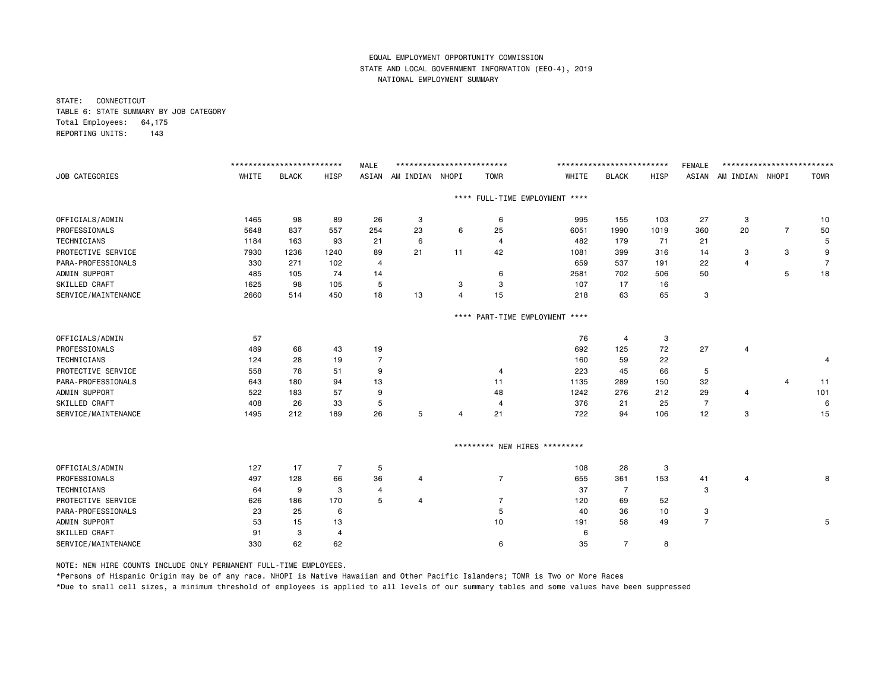EQUAL EMPLOYMENT OPPORTUNITY COMMISSION
STATE AND LOCAL GOVERNMENT INFORMATION (EEO-4), 2019
NATIONAL EMPLOYMENT SUMMARY

STATE: CONNECTICUT
TABLE 6: STATE SUMMARY BY JOB CATEGORY
Total Employees: 64,175
REPORTING UNITS: 143

| | MALE | | | | | | | FEMALE | | | | | | |
|---|---|---|---|---|---|---|---|---|---|---|---|---|---|---|
| JOB CATEGORIES | WHITE | BLACK | HISP | ASIAN | AM INDIAN | NHOPI | TOMR | WHITE | BLACK | HISP | ASIAN | AM INDIAN | NHOPI | TOMR |
| **** FULL-TIME EMPLOYMENT **** | | | | | | | | | | | | | | |
| OFFICIALS/ADMIN | 1465 | 98 | 89 | 26 | 3 | | 6 | 995 | 155 | 103 | 27 | 3 | | 10 |
| PROFESSIONALS | 5648 | 837 | 557 | 254 | 23 | 6 | 25 | 6051 | 1990 | 1019 | 360 | 20 | 7 | 50 |
| TECHNICIANS | 1184 | 163 | 93 | 21 | 6 | | 4 | 482 | 179 | 71 | 21 | | | 5 |
| PROTECTIVE SERVICE | 7930 | 1236 | 1240 | 89 | 21 | 11 | 42 | 1081 | 399 | 316 | 14 | 3 | 3 | 9 |
| PARA-PROFESSIONALS | 330 | 271 | 102 | 4 | | | | 659 | 537 | 191 | 22 | 4 | | 7 |
| ADMIN SUPPORT | 485 | 105 | 74 | 14 | | 3 | 6 | 2581 | 702 | 506 | 50 | | 5 | 18 |
| SKILLED CRAFT | 1625 | 98 | 105 | 5 | | 3 | 3 | 107 | 17 | 16 | | | | |
| SERVICE/MAINTENANCE | 2660 | 514 | 450 | 18 | 13 | 4 | 15 | 218 | 63 | 65 | 3 | | | |
| **** PART-TIME EMPLOYMENT **** | | | | | | | | | | | | | | |
| OFFICIALS/ADMIN | 57 | | | | | | | 76 | 4 | 3 | | | | |
| PROFESSIONALS | 489 | 68 | 43 | 19 | | | | 692 | 125 | 72 | 27 | 4 | | |
| TECHNICIANS | 124 | 28 | 19 | 7 | | | | 160 | 59 | 22 | | | | 4 |
| PROTECTIVE SERVICE | 558 | 78 | 51 | 9 | | | 4 | 223 | 45 | 66 | 5 | | | |
| PARA-PROFESSIONALS | 643 | 180 | 94 | 13 | | | 11 | 1135 | 289 | 150 | 32 | | 4 | 11 |
| ADMIN SUPPORT | 522 | 183 | 57 | 9 | | | 48 | 1242 | 276 | 212 | 29 | 4 | | 101 |
| SKILLED CRAFT | 408 | 26 | 33 | 5 | | | 4 | 376 | 21 | 25 | 7 | | | 6 |
| SERVICE/MAINTENANCE | 1495 | 212 | 189 | 26 | 5 | 4 | 21 | 722 | 94 | 106 | 12 | 3 | | 15 |
| ********* NEW HIRES ********* | | | | | | | | | | | | | | |
| OFFICIALS/ADMIN | 127 | 17 | 7 | 5 | | | | 108 | 28 | 3 | | | | |
| PROFESSIONALS | 497 | 128 | 66 | 36 | 4 | | 7 | 655 | 361 | 153 | 41 | 4 | | 8 |
| TECHNICIANS | 64 | 9 | 3 | 4 | | | | 37 | 7 | | 3 | | | |
| PROTECTIVE SERVICE | 626 | 186 | 170 | 5 | 4 | | 7 | 120 | 69 | 52 | | | | |
| PARA-PROFESSIONALS | 23 | 25 | 6 | | | | 5 | 40 | 36 | 10 | 3 | | | |
| ADMIN SUPPORT | 53 | 15 | 13 | | | | 10 | 191 | 58 | 49 | 7 | | | 5 |
| SKILLED CRAFT | 91 | 3 | 4 | | | | | 6 | | | | | | |
| SERVICE/MAINTENANCE | 330 | 62 | 62 | | | | 6 | 35 | 7 | 8 | | | | |

NOTE: NEW HIRE COUNTS INCLUDE ONLY PERMANENT FULL-TIME EMPLOYEES.

*Persons of Hispanic Origin may be of any race. NHOPI is Native Hawaiian and Other Pacific Islanders; TOMR is Two or More Races

*Due to small cell sizes, a minimum threshold of employees is applied to all levels of our summary tables and some values have been suppressed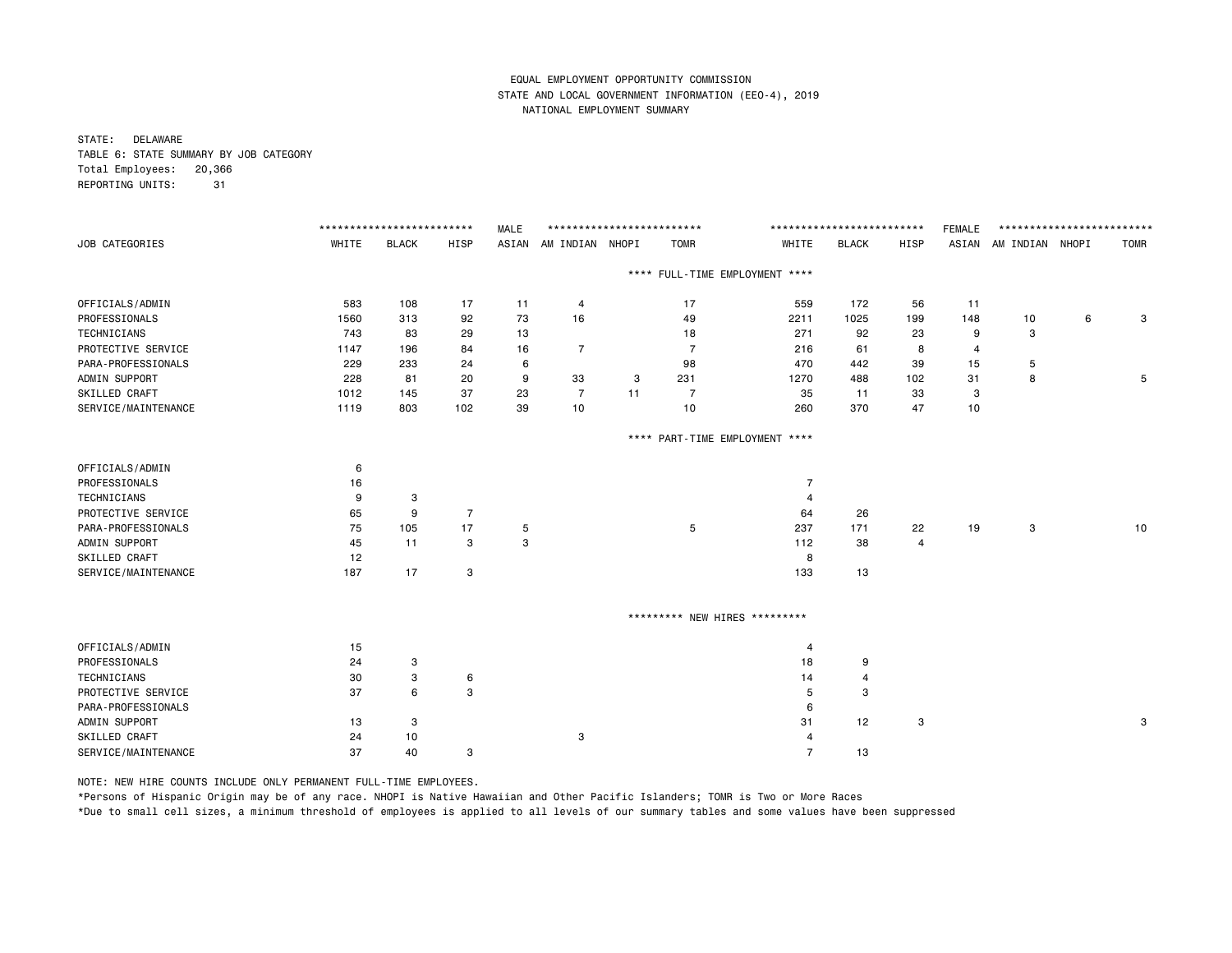EQUAL EMPLOYMENT OPPORTUNITY COMMISSION
STATE AND LOCAL GOVERNMENT INFORMATION (EEO-4), 2019
NATIONAL EMPLOYMENT SUMMARY

STATE: DELAWARE
TABLE 6: STATE SUMMARY BY JOB CATEGORY
Total Employees: 20,366
REPORTING UNITS: 31

| | MALE | | | | | | | FEMALE | | | | | | |
|---|---|---|---|---|---|---|---|---|---|---|---|---|---|---|
| JOB CATEGORIES | WHITE | BLACK | HISP | ASIAN | AM INDIAN | NHOPI | TOMR | WHITE | BLACK | HISP | ASIAN | AM INDIAN | NHOPI | TOMR |
| **** FULL-TIME EMPLOYMENT **** | | | | | | | | | | | | | | |
| OFFICIALS/ADMIN | 583 | 108 | 17 | 11 | 4 | | 17 | 559 | 172 | 56 | 11 | | | |
| PROFESSIONALS | 1560 | 313 | 92 | 73 | 16 | | 49 | 2211 | 1025 | 199 | 148 | 10 | 6 | 3 |
| TECHNICIANS | 743 | 83 | 29 | 13 | | | 18 | 271 | 92 | 23 | 9 | 3 | | |
| PROTECTIVE SERVICE | 1147 | 196 | 84 | 16 | 7 | | 7 | 216 | 61 | 8 | 4 | | | |
| PARA-PROFESSIONALS | 229 | 233 | 24 | 6 | | | 98 | 470 | 442 | 39 | 15 | 5 | | |
| ADMIN SUPPORT | 228 | 81 | 20 | 9 | 33 | 3 | 231 | 1270 | 488 | 102 | 31 | 8 | | 5 |
| SKILLED CRAFT | 1012 | 145 | 37 | 23 | 7 | 11 | 7 | 35 | 11 | 33 | 3 | | | |
| SERVICE/MAINTENANCE | 1119 | 803 | 102 | 39 | 10 | | 10 | 260 | 370 | 47 | 10 | | | |
| **** PART-TIME EMPLOYMENT **** | | | | | | | | | | | | | | |
| OFFICIALS/ADMIN | 6 | | | | | | | | | | | | | |
| PROFESSIONALS | 16 | | | | | | | 7 | | | | | | |
| TECHNICIANS | 9 | 3 | | | | | | 4 | | | | | | |
| PROTECTIVE SERVICE | 65 | 9 | 7 | | | | | 64 | 26 | | | | | |
| PARA-PROFESSIONALS | 75 | 105 | 17 | 5 | | | 5 | 237 | 171 | 22 | 19 | 3 | | 10 |
| ADMIN SUPPORT | 45 | 11 | 3 | 3 | | | | 112 | 38 | 4 | | | | |
| SKILLED CRAFT | 12 | | | | | | | 8 | | | | | | |
| SERVICE/MAINTENANCE | 187 | 17 | 3 | | | | | 133 | 13 | | | | | |
| ********* NEW HIRES ********* | | | | | | | | | | | | | | |
| OFFICIALS/ADMIN | 15 | | | | | | | 4 | | | | | | |
| PROFESSIONALS | 24 | 3 | | | | | | 18 | 9 | | | | | |
| TECHNICIANS | 30 | 3 | 6 | | | | | 14 | 4 | | | | | |
| PROTECTIVE SERVICE | 37 | 6 | 3 | | | | | 5 | 3 | | | | | |
| PARA-PROFESSIONALS | | | | | | | | 6 | | | | | | |
| ADMIN SUPPORT | 13 | 3 | | | | | | 31 | 12 | 3 | | | | 3 |
| SKILLED CRAFT | 24 | 10 | | | 3 | | | 4 | | | | | | |
| SERVICE/MAINTENANCE | 37 | 40 | 3 | | | | | 7 | 13 | | | | | |

NOTE: NEW HIRE COUNTS INCLUDE ONLY PERMANENT FULL-TIME EMPLOYEES.

*Persons of Hispanic Origin may be of any race. NHOPI is Native Hawaiian and Other Pacific Islanders; TOMR is Two or More Races

*Due to small cell sizes, a minimum threshold of employees is applied to all levels of our summary tables and some values have been suppressed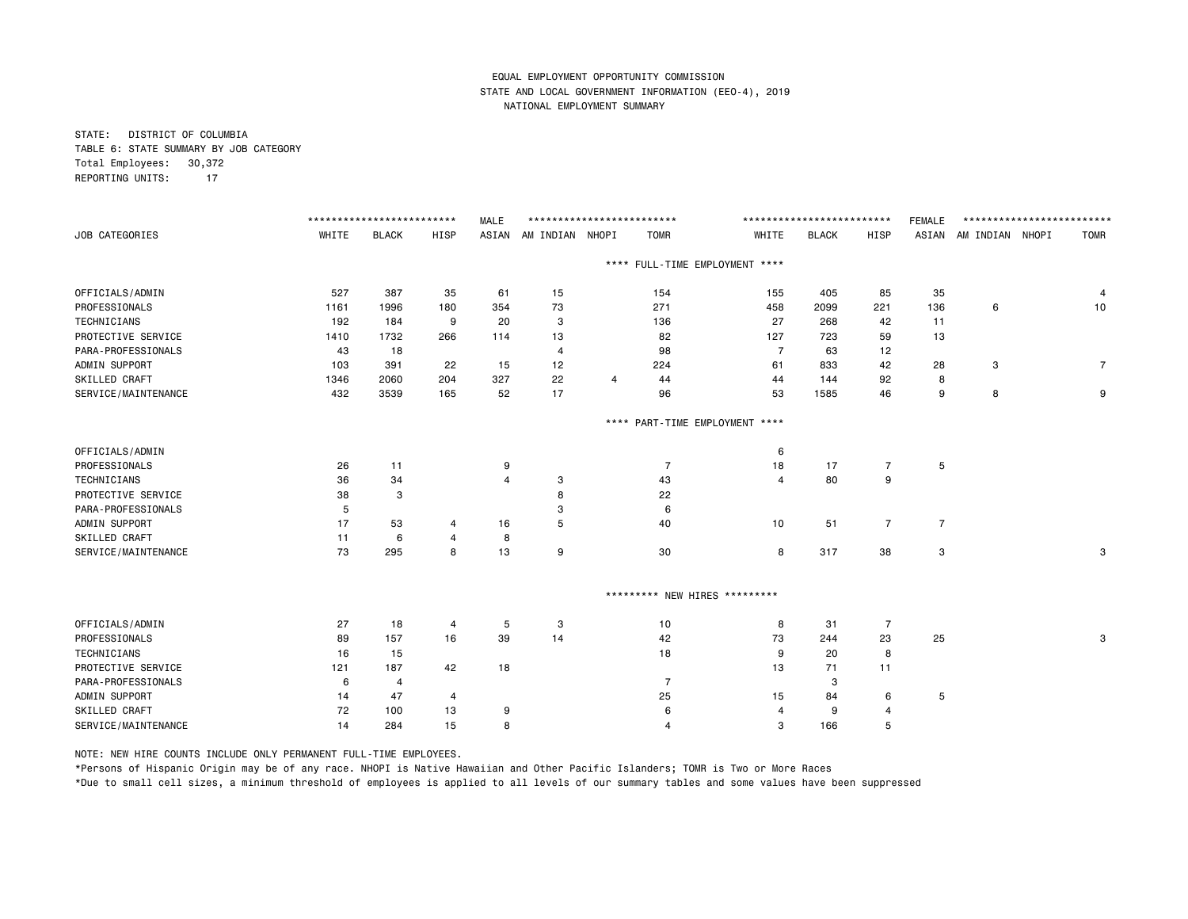EQUAL EMPLOYMENT OPPORTUNITY COMMISSION
STATE AND LOCAL GOVERNMENT INFORMATION (EEO-4), 2019
NATIONAL EMPLOYMENT SUMMARY

STATE: DISTRICT OF COLUMBIA
TABLE 6: STATE SUMMARY BY JOB CATEGORY
Total Employees: 30,372
REPORTING UNITS: 17

| JOB CATEGORIES | MALE WHITE | MALE BLACK | MALE HISP | MALE ASIAN | MALE AM INDIAN | MALE NHOPI | MALE TOMR | FEMALE WHITE | FEMALE BLACK | FEMALE HISP | FEMALE ASIAN | FEMALE AM INDIAN | FEMALE NHOPI | FEMALE TOMR |
|---|---|---|---|---|---|---|---|---|---|---|---|---|---|---|
| **FULL-TIME EMPLOYMENT** | | | | | | | | | | | | | | |
| OFFICIALS/ADMIN | 527 | 387 | 35 | 61 | 15 | | 154 | 155 | 405 | 85 | 35 | | | 4 |
| PROFESSIONALS | 1161 | 1996 | 180 | 354 | 73 | | 271 | 458 | 2099 | 221 | 136 | 6 | | 10 |
| TECHNICIANS | 192 | 184 | 9 | 20 | 3 | | 136 | 27 | 268 | 42 | 11 | | | |
| PROTECTIVE SERVICE | 1410 | 1732 | 266 | 114 | 13 | | 82 | 127 | 723 | 59 | 13 | | | |
| PARA-PROFESSIONALS | 43 | 18 | | | 4 | | 98 | 7 | 63 | 12 | | | | |
| ADMIN SUPPORT | 103 | 391 | 22 | 15 | 12 | | 224 | 61 | 833 | 42 | 28 | 3 | | 7 |
| SKILLED CRAFT | 1346 | 2060 | 204 | 327 | 22 | 4 | 44 | 44 | 144 | 92 | 8 | | | |
| SERVICE/MAINTENANCE | 432 | 3539 | 165 | 52 | 17 | | 96 | 53 | 1585 | 46 | 9 | 8 | | 9 |
| **PART-TIME EMPLOYMENT** | | | | | | | | | | | | | | |
| OFFICIALS/ADMIN | | | | | | | | 6 | | | | | | |
| PROFESSIONALS | 26 | 11 | | 9 | | | 7 | 18 | 17 | 7 | 5 | | | |
| TECHNICIANS | 36 | 34 | | 4 | 3 | | 43 | 4 | 80 | 9 | | | | |
| PROTECTIVE SERVICE | 38 | 3 | | | 8 | | 22 | | | | | | | |
| PARA-PROFESSIONALS | 5 | | | | 3 | | 6 | | | | | | | |
| ADMIN SUPPORT | 17 | 53 | 4 | 16 | 5 | | 40 | 10 | 51 | 7 | 7 | | | |
| SKILLED CRAFT | 11 | 6 | 4 | 8 | | | | | | | | | | |
| SERVICE/MAINTENANCE | 73 | 295 | 8 | 13 | 9 | | 30 | 8 | 317 | 38 | 3 | | | 3 |
| **NEW HIRES** | | | | | | | | | | | | | | |
| OFFICIALS/ADMIN | 27 | 18 | 4 | 5 | 3 | | 10 | 8 | 31 | 7 | | | | |
| PROFESSIONALS | 89 | 157 | 16 | 39 | 14 | | 42 | 73 | 244 | 23 | 25 | | | 3 |
| TECHNICIANS | 16 | 15 | | | | | 18 | 9 | 20 | 8 | | | | |
| PROTECTIVE SERVICE | 121 | 187 | 42 | 18 | | | | 13 | 71 | 11 | | | | |
| PARA-PROFESSIONALS | 6 | 4 | | | | | 7 | | 3 | | | | | |
| ADMIN SUPPORT | 14 | 47 | 4 | | | | 25 | 15 | 84 | 6 | 5 | | | |
| SKILLED CRAFT | 72 | 100 | 13 | 9 | | | 6 | 4 | 9 | 4 | | | | |
| SERVICE/MAINTENANCE | 14 | 284 | 15 | 8 | | | 4 | 3 | 166 | 5 | | | | |

NOTE: NEW HIRE COUNTS INCLUDE ONLY PERMANENT FULL-TIME EMPLOYEES.

*Persons of Hispanic Origin may be of any race. NHOPI is Native Hawaiian and Other Pacific Islanders; TOMR is Two or More Races

*Due to small cell sizes, a minimum threshold of employees is applied to all levels of our summary tables and some values have been suppressed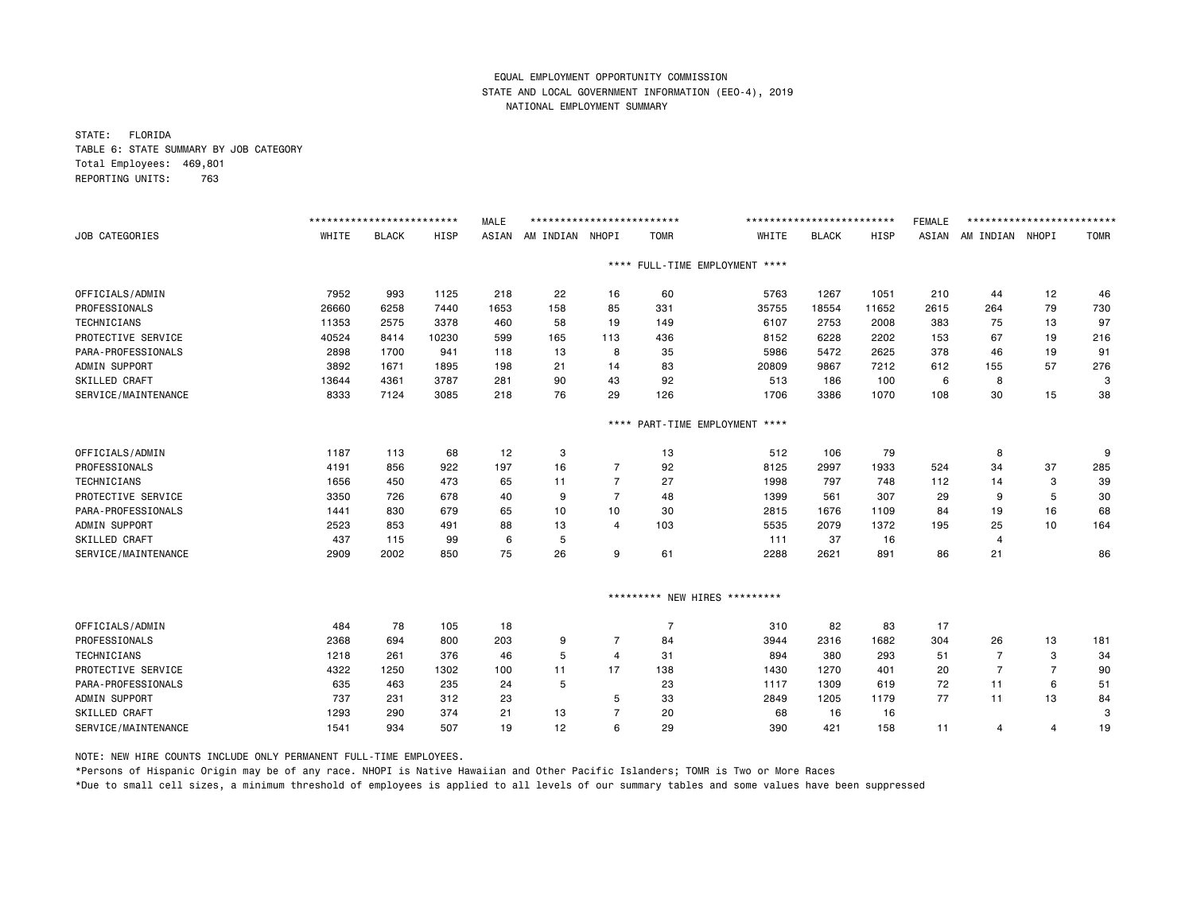EQUAL EMPLOYMENT OPPORTUNITY COMMISSION
STATE AND LOCAL GOVERNMENT INFORMATION (EEO-4), 2019
NATIONAL EMPLOYMENT SUMMARY

STATE: FLORIDA
TABLE 6: STATE SUMMARY BY JOB CATEGORY
Total Employees: 469,801
REPORTING UNITS: 763

| JOB CATEGORIES | MALE | | | | | | | FEMALE | | | | | | |
|---|---|---|---|---|---|---|---|---|---|---|---|---|---|---|
| | WHITE | BLACK | HISP | ASIAN | AM INDIAN | NHOPI | TOMR | WHITE | BLACK | HISP | ASIAN | AM INDIAN | NHOPI | TOMR |
| **\*\*\*\* FULL-TIME EMPLOYMENT \*\*\*\*** | | | | | | | | | | | | | | |
| OFFICIALS/ADMIN | 7952 | 993 | 1125 | 218 | 22 | 16 | 60 | 5763 | 1267 | 1051 | 210 | 44 | 12 | 46 |
| PROFESSIONALS | 26660 | 6258 | 7440 | 1653 | 158 | 85 | 331 | 35755 | 18554 | 11652 | 2615 | 264 | 79 | 730 |
| TECHNICIANS | 11353 | 2575 | 3378 | 460 | 58 | 19 | 149 | 6107 | 2753 | 2008 | 383 | 75 | 13 | 97 |
| PROTECTIVE SERVICE | 40524 | 8414 | 10230 | 599 | 165 | 113 | 436 | 8152 | 6228 | 2202 | 153 | 67 | 19 | 216 |
| PARA-PROFESSIONALS | 2898 | 1700 | 941 | 118 | 13 | 8 | 35 | 5986 | 5472 | 2625 | 378 | 46 | 19 | 91 |
| ADMIN SUPPORT | 3892 | 1671 | 1895 | 198 | 21 | 14 | 83 | 20809 | 9867 | 7212 | 612 | 155 | 57 | 276 |
| SKILLED CRAFT | 13644 | 4361 | 3787 | 281 | 90 | 43 | 92 | 513 | 186 | 100 | 6 | 8 | | 3 |
| SERVICE/MAINTENANCE | 8333 | 7124 | 3085 | 218 | 76 | 29 | 126 | 1706 | 3386 | 1070 | 108 | 30 | 15 | 38 |
| **\*\*\*\* PART-TIME EMPLOYMENT \*\*\*\*** | | | | | | | | | | | | | | |
| OFFICIALS/ADMIN | 1187 | 113 | 68 | 12 | 3 | | 13 | 512 | 106 | 79 | | 8 | | 9 |
| PROFESSIONALS | 4191 | 856 | 922 | 197 | 16 | 7 | 92 | 8125 | 2997 | 1933 | 524 | 34 | 37 | 285 |
| TECHNICIANS | 1656 | 450 | 473 | 65 | 11 | 7 | 27 | 1998 | 797 | 748 | 112 | 14 | 3 | 39 |
| PROTECTIVE SERVICE | 3350 | 726 | 678 | 40 | 9 | 7 | 48 | 1399 | 561 | 307 | 29 | 9 | 5 | 30 |
| PARA-PROFESSIONALS | 1441 | 830 | 679 | 65 | 10 | 10 | 30 | 2815 | 1676 | 1109 | 84 | 19 | 16 | 68 |
| ADMIN SUPPORT | 2523 | 853 | 491 | 88 | 13 | 4 | 103 | 5535 | 2079 | 1372 | 195 | 25 | 10 | 164 |
| SKILLED CRAFT | 437 | 115 | 99 | 6 | 5 | | | 111 | 37 | 16 | | 4 | | |
| SERVICE/MAINTENANCE | 2909 | 2002 | 850 | 75 | 26 | 9 | 61 | 2288 | 2621 | 891 | 86 | 21 | | 86 |
| **\*\*\*\*\*\*\*\*\* NEW HIRES \*\*\*\*\*\*\*\*\*** | | | | | | | | | | | | | | |
| OFFICIALS/ADMIN | 484 | 78 | 105 | 18 | | | 7 | 310 | 82 | 83 | 17 | | | |
| PROFESSIONALS | 2368 | 694 | 800 | 203 | 9 | 7 | 84 | 3944 | 2316 | 1682 | 304 | 26 | 13 | 181 |
| TECHNICIANS | 1218 | 261 | 376 | 46 | 5 | 4 | 31 | 894 | 380 | 293 | 51 | 7 | 3 | 34 |
| PROTECTIVE SERVICE | 4322 | 1250 | 1302 | 100 | 11 | 17 | 138 | 1430 | 1270 | 401 | 20 | 7 | 7 | 90 |
| PARA-PROFESSIONALS | 635 | 463 | 235 | 24 | 5 | | 23 | 1117 | 1309 | 619 | 72 | 11 | 6 | 51 |
| ADMIN SUPPORT | 737 | 231 | 312 | 23 | | 5 | 33 | 2849 | 1205 | 1179 | 77 | 11 | 13 | 84 |
| SKILLED CRAFT | 1293 | 290 | 374 | 21 | 13 | 7 | 20 | 68 | 16 | 16 | | | | 3 |
| SERVICE/MAINTENANCE | 1541 | 934 | 507 | 19 | 12 | 6 | 29 | 390 | 421 | 158 | 11 | 4 | 4 | 19 |

NOTE: NEW HIRE COUNTS INCLUDE ONLY PERMANENT FULL-TIME EMPLOYEES.

*Persons of Hispanic Origin may be of any race. NHOPI is Native Hawaiian and Other Pacific Islanders; TOMR is Two or More Races

*Due to small cell sizes, a minimum threshold of employees is applied to all levels of our summary tables and some values have been suppressed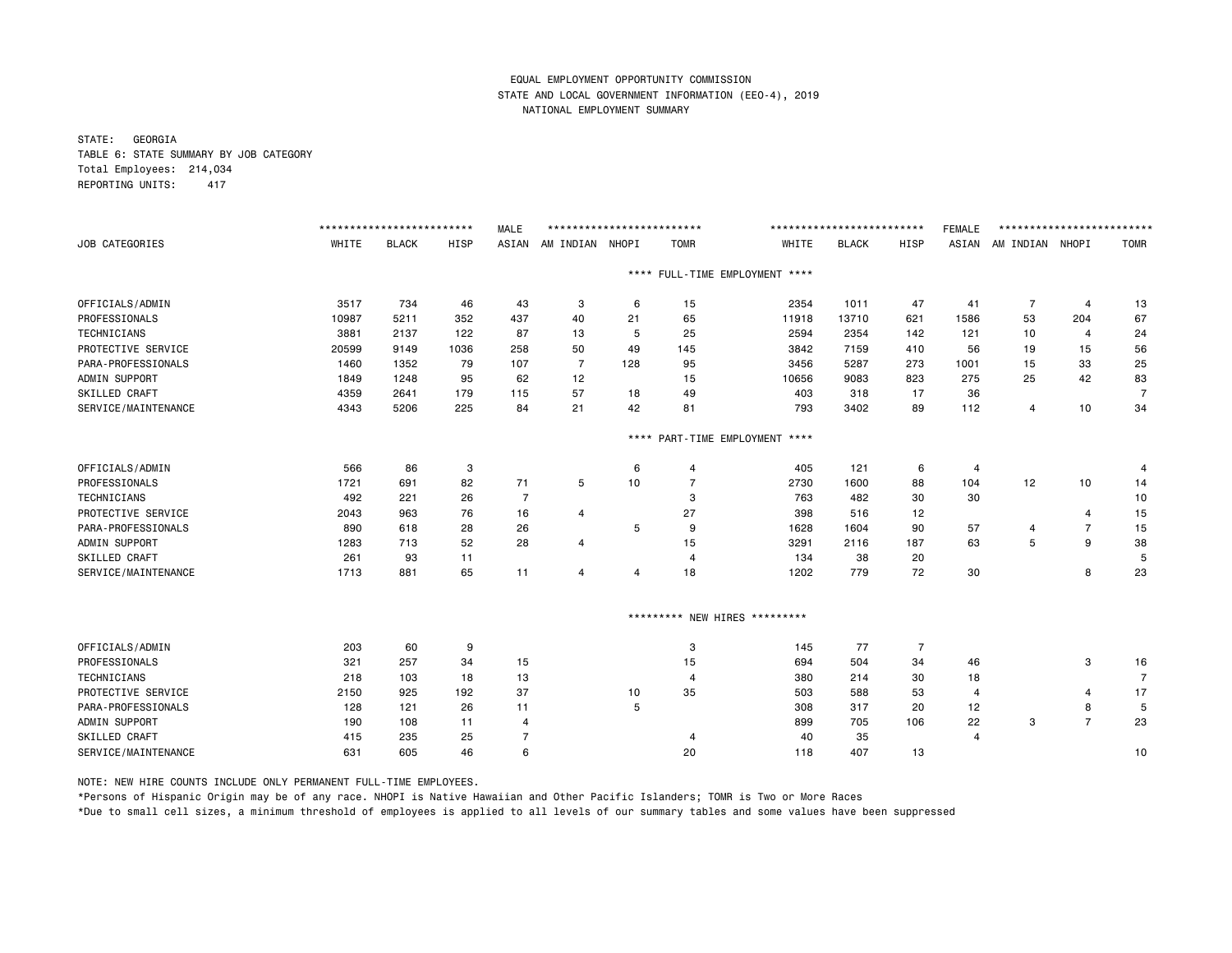EQUAL EMPLOYMENT OPPORTUNITY COMMISSION
STATE AND LOCAL GOVERNMENT INFORMATION (EEO-4), 2019
NATIONAL EMPLOYMENT SUMMARY

STATE: GEORGIA
TABLE 6: STATE SUMMARY BY JOB CATEGORY
Total Employees: 214,034
REPORTING UNITS: 417

| | MALE | | | | | | | FEMALE | | | | | | |
|---|---|---|---|---|---|---|---|---|---|---|---|---|---|---|
| JOB CATEGORIES | WHITE | BLACK | HISP | ASIAN | AM INDIAN | NHOPI | TOMR | WHITE | BLACK | HISP | ASIAN | AM INDIAN | NHOPI | TOMR |
| **** FULL-TIME EMPLOYMENT **** | | | | | | | | | | | | | | |
| OFFICIALS/ADMIN | 3517 | 734 | 46 | 43 | 3 | 6 | 15 | 2354 | 1011 | 47 | 41 | 7 | 4 | 13 |
| PROFESSIONALS | 10987 | 5211 | 352 | 437 | 40 | 21 | 65 | 11918 | 13710 | 621 | 1586 | 53 | 204 | 67 |
| TECHNICIANS | 3881 | 2137 | 122 | 87 | 13 | 5 | 25 | 2594 | 2354 | 142 | 121 | 10 | 4 | 24 |
| PROTECTIVE SERVICE | 20599 | 9149 | 1036 | 258 | 50 | 49 | 145 | 3842 | 7159 | 410 | 56 | 19 | 15 | 56 |
| PARA-PROFESSIONALS | 1460 | 1352 | 79 | 107 | 7 | 128 | 95 | 3456 | 5287 | 273 | 1001 | 15 | 33 | 25 |
| ADMIN SUPPORT | 1849 | 1248 | 95 | 62 | 12 | | 15 | 10656 | 9083 | 823 | 275 | 25 | 42 | 83 |
| SKILLED CRAFT | 4359 | 2641 | 179 | 115 | 57 | 18 | 49 | 403 | 318 | 17 | 36 | | | 7 |
| SERVICE/MAINTENANCE | 4343 | 5206 | 225 | 84 | 21 | 42 | 81 | 793 | 3402 | 89 | 112 | 4 | 10 | 34 |
| **** PART-TIME EMPLOYMENT **** | | | | | | | | | | | | | | |
| OFFICIALS/ADMIN | 566 | 86 | 3 | | | 6 | 4 | 405 | 121 | 6 | 4 | | | 4 |
| PROFESSIONALS | 1721 | 691 | 82 | 71 | 5 | 10 | 7 | 2730 | 1600 | 88 | 104 | 12 | 10 | 14 |
| TECHNICIANS | 492 | 221 | 26 | 7 | | | 3 | 763 | 482 | 30 | 30 | | | 10 |
| PROTECTIVE SERVICE | 2043 | 963 | 76 | 16 | 4 | | 27 | 398 | 516 | 12 | | | 4 | 15 |
| PARA-PROFESSIONALS | 890 | 618 | 28 | 26 | | 5 | 9 | 1628 | 1604 | 90 | 57 | 4 | 7 | 15 |
| ADMIN SUPPORT | 1283 | 713 | 52 | 28 | 4 | | 15 | 3291 | 2116 | 187 | 63 | 5 | 9 | 38 |
| SKILLED CRAFT | 261 | 93 | 11 | | | | 4 | 134 | 38 | 20 | | | | 5 |
| SERVICE/MAINTENANCE | 1713 | 881 | 65 | 11 | 4 | 4 | 18 | 1202 | 779 | 72 | 30 | | 8 | 23 |
| ********* NEW HIRES ********* | | | | | | | | | | | | | | |
| OFFICIALS/ADMIN | 203 | 60 | 9 | | | | 3 | 145 | 77 | 7 | | | | |
| PROFESSIONALS | 321 | 257 | 34 | 15 | | | 15 | 694 | 504 | 34 | 46 | | 3 | 16 |
| TECHNICIANS | 218 | 103 | 18 | 13 | | | 4 | 380 | 214 | 30 | 18 | | | 7 |
| PROTECTIVE SERVICE | 2150 | 925 | 192 | 37 | | 10 | 35 | 503 | 588 | 53 | 4 | | 4 | 17 |
| PARA-PROFESSIONALS | 128 | 121 | 26 | 11 | | 5 | | 308 | 317 | 20 | 12 | | 8 | 5 |
| ADMIN SUPPORT | 190 | 108 | 11 | 4 | | | | 899 | 705 | 106 | 22 | 3 | 7 | 23 |
| SKILLED CRAFT | 415 | 235 | 25 | 7 | | | 4 | 40 | 35 | | 4 | | | |
| SERVICE/MAINTENANCE | 631 | 605 | 46 | 6 | | | 20 | 118 | 407 | 13 | | | | 10 |

NOTE: NEW HIRE COUNTS INCLUDE ONLY PERMANENT FULL-TIME EMPLOYEES.

*Persons of Hispanic Origin may be of any race. NHOPI is Native Hawaiian and Other Pacific Islanders; TOMR is Two or More Races

*Due to small cell sizes, a minimum threshold of employees is applied to all levels of our summary tables and some values have been suppressed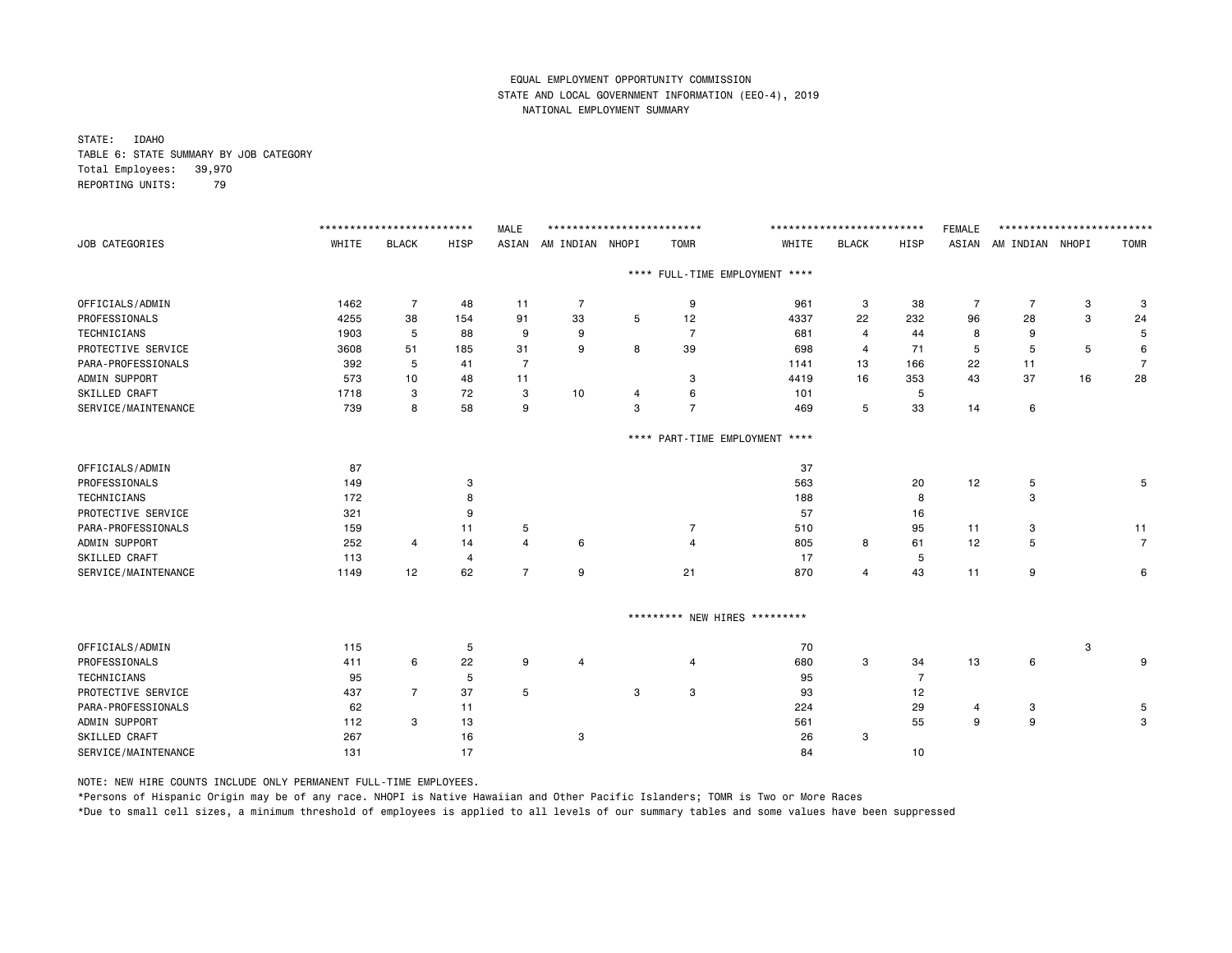EQUAL EMPLOYMENT OPPORTUNITY COMMISSION
STATE AND LOCAL GOVERNMENT INFORMATION (EEO-4), 2019
NATIONAL EMPLOYMENT SUMMARY

STATE: IDAHO
TABLE 6: STATE SUMMARY BY JOB CATEGORY
Total Employees: 39,970
REPORTING UNITS: 79

| | MALE | | | | | | | FEMALE | | | | | | |
|---|---|---|---|---|---|---|---|---|---|---|---|---|---|---|
| JOB CATEGORIES | WHITE | BLACK | HISP | ASIAN | AM INDIAN | NHOPI | TOMR | WHITE | BLACK | HISP | ASIAN | AM INDIAN | NHOPI | TOMR |
| **** FULL-TIME EMPLOYMENT **** | | | | | | | | | | | | | | |
| OFFICIALS/ADMIN | 1462 | 7 | 48 | 11 | 7 | | 9 | 961 | 3 | 38 | 7 | 7 | 3 | 3 |
| PROFESSIONALS | 4255 | 38 | 154 | 91 | 33 | 5 | 12 | 4337 | 22 | 232 | 96 | 28 | 3 | 24 |
| TECHNICIANS | 1903 | 5 | 88 | 9 | 9 | | 7 | 681 | 4 | 44 | 8 | 9 | | 5 |
| PROTECTIVE SERVICE | 3608 | 51 | 185 | 31 | 9 | 8 | 39 | 698 | 4 | 71 | 5 | 5 | 5 | 6 |
| PARA-PROFESSIONALS | 392 | 5 | 41 | 7 | | | | 1141 | 13 | 166 | 22 | 11 | | 7 |
| ADMIN SUPPORT | 573 | 10 | 48 | 11 | | | 3 | 4419 | 16 | 353 | 43 | 37 | 16 | 28 |
| SKILLED CRAFT | 1718 | 3 | 72 | 3 | 10 | 4 | 6 | 101 | | 5 | | | | |
| SERVICE/MAINTENANCE | 739 | 8 | 58 | 9 | | 3 | 7 | 469 | 5 | 33 | 14 | 6 | | |
| **** PART-TIME EMPLOYMENT **** | | | | | | | | | | | | | | |
| OFFICIALS/ADMIN | 87 | | | | | | | 37 | | | | | | |
| PROFESSIONALS | 149 | | 3 | | | | | 563 | | 20 | 12 | 5 | | 5 |
| TECHNICIANS | 172 | | 8 | | | | | 188 | | 8 | | 3 | | |
| PROTECTIVE SERVICE | 321 | | 9 | | | | | 57 | | 16 | | | | |
| PARA-PROFESSIONALS | 159 | | 11 | 5 | | | 7 | 510 | | 95 | 11 | 3 | | 11 |
| ADMIN SUPPORT | 252 | 4 | 14 | 4 | 6 | | 4 | 805 | 8 | 61 | 12 | 5 | | 7 |
| SKILLED CRAFT | 113 | | 4 | | | | | 17 | | 5 | | | | |
| SERVICE/MAINTENANCE | 1149 | 12 | 62 | 7 | 9 | | 21 | 870 | 4 | 43 | 11 | 9 | | 6 |
| ********* NEW HIRES ********* | | | | | | | | | | | | | | |
| OFFICIALS/ADMIN | 115 | | 5 | | | | | 70 | | | | | 3 | |
| PROFESSIONALS | 411 | 6 | 22 | 9 | 4 | | 4 | 680 | 3 | 34 | 13 | 6 | | 9 |
| TECHNICIANS | 95 | | 5 | | | | | 95 | | 7 | | | | |
| PROTECTIVE SERVICE | 437 | 7 | 37 | 5 | | 3 | 3 | 93 | | 12 | | | | |
| PARA-PROFESSIONALS | 62 | | 11 | | | | | 224 | | 29 | 4 | 3 | | 5 |
| ADMIN SUPPORT | 112 | 3 | 13 | | | | | 561 | | 55 | 9 | 9 | | 3 |
| SKILLED CRAFT | 267 | | 16 | | 3 | | | 26 | 3 | | | | | |
| SERVICE/MAINTENANCE | 131 | | 17 | | | | | 84 | | 10 | | | | |

NOTE: NEW HIRE COUNTS INCLUDE ONLY PERMANENT FULL-TIME EMPLOYEES.

*Persons of Hispanic Origin may be of any race. NHOPI is Native Hawaiian and Other Pacific Islanders; TOMR is Two or More Races

*Due to small cell sizes, a minimum threshold of employees is applied to all levels of our summary tables and some values have been suppressed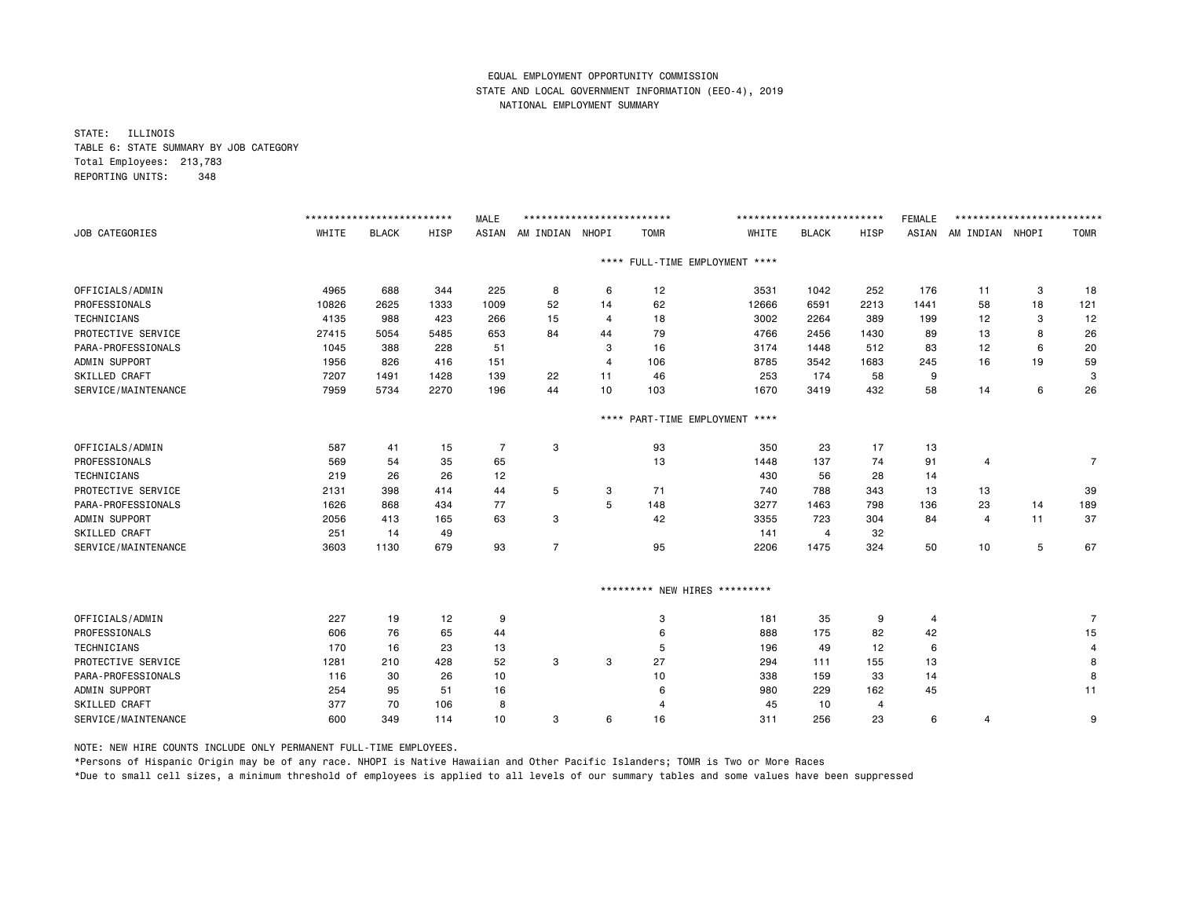EQUAL EMPLOYMENT OPPORTUNITY COMMISSION
STATE AND LOCAL GOVERNMENT INFORMATION (EEO-4), 2019
NATIONAL EMPLOYMENT SUMMARY

STATE: ILLINOIS
TABLE 6: STATE SUMMARY BY JOB CATEGORY
Total Employees: 213,783
REPORTING UNITS: 348

| | MALE | | | | | | | FEMALE | | | | | | |
|---|---|---|---|---|---|---|---|---|---|---|---|---|---|---|
| JOB CATEGORIES | WHITE | BLACK | HISP | ASIAN | AM INDIAN | NHOPI | TOMR | WHITE | BLACK | HISP | ASIAN | AM INDIAN | NHOPI | TOMR |
| **\*\*\*\* FULL-TIME EMPLOYMENT \*\*\*\*** | | | | | | | | | | | | | | |
| OFFICIALS/ADMIN | 4965 | 688 | 344 | 225 | 8 | 6 | 12 | 3531 | 1042 | 252 | 176 | 11 | 3 | 18 |
| PROFESSIONALS | 10826 | 2625 | 1333 | 1009 | 52 | 14 | 62 | 12666 | 6591 | 2213 | 1441 | 58 | 18 | 121 |
| TECHNICIANS | 4135 | 988 | 423 | 266 | 15 | 4 | 18 | 3002 | 2264 | 389 | 199 | 12 | 3 | 12 |
| PROTECTIVE SERVICE | 27415 | 5054 | 5485 | 653 | 84 | 44 | 79 | 4766 | 2456 | 1430 | 89 | 13 | 8 | 26 |
| PARA-PROFESSIONALS | 1045 | 388 | 228 | 51 | | 3 | 16 | 3174 | 1448 | 512 | 83 | 12 | 6 | 20 |
| ADMIN SUPPORT | 1956 | 826 | 416 | 151 | | 4 | 106 | 8785 | 3542 | 1683 | 245 | 16 | 19 | 59 |
| SKILLED CRAFT | 7207 | 1491 | 1428 | 139 | 22 | 11 | 46 | 253 | 174 | 58 | 9 | | | 3 |
| SERVICE/MAINTENANCE | 7959 | 5734 | 2270 | 196 | 44 | 10 | 103 | 1670 | 3419 | 432 | 58 | 14 | 6 | 26 |
| **\*\*\*\* PART-TIME EMPLOYMENT \*\*\*\*** | | | | | | | | | | | | | | |
| OFFICIALS/ADMIN | 587 | 41 | 15 | 7 | 3 | | 93 | 350 | 23 | 17 | 13 | | | |
| PROFESSIONALS | 569 | 54 | 35 | 65 | | | 13 | 1448 | 137 | 74 | 91 | 4 | | 7 |
| TECHNICIANS | 219 | 26 | 26 | 12 | | | | 430 | 56 | 28 | 14 | | | |
| PROTECTIVE SERVICE | 2131 | 398 | 414 | 44 | 5 | 3 | 71 | 740 | 788 | 343 | 13 | 13 | | 39 |
| PARA-PROFESSIONALS | 1626 | 868 | 434 | 77 | | 5 | 148 | 3277 | 1463 | 798 | 136 | 23 | 14 | 189 |
| ADMIN SUPPORT | 2056 | 413 | 165 | 63 | 3 | | 42 | 3355 | 723 | 304 | 84 | 4 | 11 | 37 |
| SKILLED CRAFT | 251 | 14 | 49 | | | | | 141 | 4 | 32 | | | | |
| SERVICE/MAINTENANCE | 3603 | 1130 | 679 | 93 | 7 | | 95 | 2206 | 1475 | 324 | 50 | 10 | 5 | 67 |
| **\*\*\*\*\*\*\*\*\* NEW HIRES \*\*\*\*\*\*\*\*\*** | | | | | | | | | | | | | | |
| OFFICIALS/ADMIN | 227 | 19 | 12 | 9 | | | 3 | 181 | 35 | 9 | 4 | | | 7 |
| PROFESSIONALS | 606 | 76 | 65 | 44 | | | 6 | 888 | 175 | 82 | 42 | | | 15 |
| TECHNICIANS | 170 | 16 | 23 | 13 | | | 5 | 196 | 49 | 12 | 6 | | | 4 |
| PROTECTIVE SERVICE | 1281 | 210 | 428 | 52 | 3 | 3 | 27 | 294 | 111 | 155 | 13 | | | 8 |
| PARA-PROFESSIONALS | 116 | 30 | 26 | 10 | | | 10 | 338 | 159 | 33 | 14 | | | 8 |
| ADMIN SUPPORT | 254 | 95 | 51 | 16 | | | 6 | 980 | 229 | 162 | 45 | | | 11 |
| SKILLED CRAFT | 377 | 70 | 106 | 8 | | | 4 | 45 | 10 | 4 | | | | |
| SERVICE/MAINTENANCE | 600 | 349 | 114 | 10 | 3 | 6 | 16 | 311 | 256 | 23 | 6 | 4 | | 9 |

NOTE: NEW HIRE COUNTS INCLUDE ONLY PERMANENT FULL-TIME EMPLOYEES.

*Persons of Hispanic Origin may be of any race. NHOPI is Native Hawaiian and Other Pacific Islanders; TOMR is Two or More Races

*Due to small cell sizes, a minimum threshold of employees is applied to all levels of our summary tables and some values have been suppressed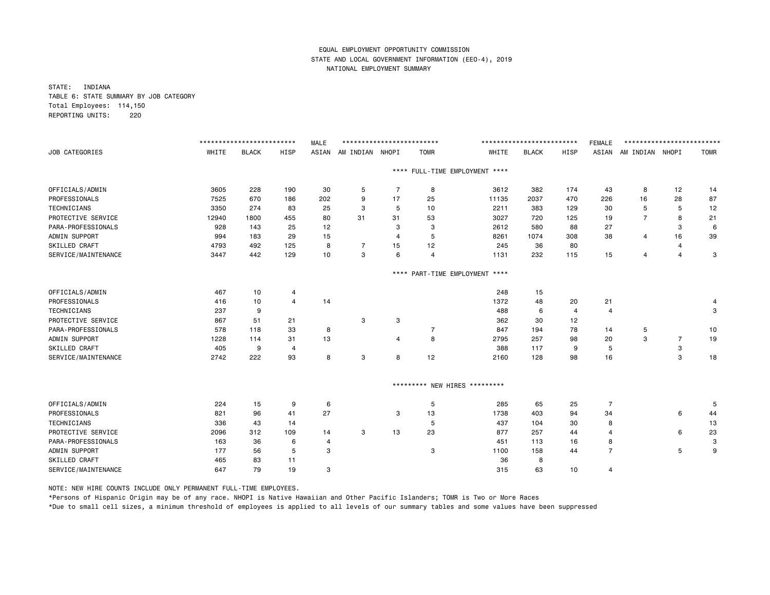EQUAL EMPLOYMENT OPPORTUNITY COMMISSION
STATE AND LOCAL GOVERNMENT INFORMATION (EEO-4), 2019
NATIONAL EMPLOYMENT SUMMARY

STATE: INDIANA
TABLE 6: STATE SUMMARY BY JOB CATEGORY
Total Employees: 114,150
REPORTING UNITS: 220

| | MALE | | | | | | | FEMALE | | | | | | |
|---|---|---|---|---|---|---|---|---|---|---|---|---|---|---|
| JOB CATEGORIES | WHITE | BLACK | HISP | ASIAN | AM INDIAN | NHOPI | TOMR | WHITE | BLACK | HISP | ASIAN | AM INDIAN | NHOPI | TOMR |
| **** FULL-TIME EMPLOYMENT **** | | | | | | | | | | | | | | |
| OFFICIALS/ADMIN | 3605 | 228 | 190 | 30 | 5 | 7 | 8 | 3612 | 382 | 174 | 43 | 8 | 12 | 14 |
| PROFESSIONALS | 7525 | 670 | 186 | 202 | 9 | 17 | 25 | 11135 | 2037 | 470 | 226 | 16 | 28 | 87 |
| TECHNICIANS | 3350 | 274 | 83 | 25 | 3 | 5 | 10 | 2211 | 383 | 129 | 30 | 5 | 5 | 12 |
| PROTECTIVE SERVICE | 12940 | 1800 | 455 | 80 | 31 | 31 | 53 | 3027 | 720 | 125 | 19 | 7 | 8 | 21 |
| PARA-PROFESSIONALS | 928 | 143 | 25 | 12 | | 3 | 3 | 2612 | 580 | 88 | 27 | | 3 | 6 |
| ADMIN SUPPORT | 994 | 183 | 29 | 15 | | 4 | 5 | 8261 | 1074 | 308 | 38 | 4 | 16 | 39 |
| SKILLED CRAFT | 4793 | 492 | 125 | 8 | 7 | 15 | 12 | 245 | 36 | 80 | | | 4 | |
| SERVICE/MAINTENANCE | 3447 | 442 | 129 | 10 | 3 | 6 | 4 | 1131 | 232 | 115 | 15 | 4 | 4 | 3 |
| **** PART-TIME EMPLOYMENT **** | | | | | | | | | | | | | | |
| OFFICIALS/ADMIN | 467 | 10 | 4 | | | | | 248 | 15 | | | | | |
| PROFESSIONALS | 416 | 10 | 4 | 14 | | | | 1372 | 48 | 20 | 21 | | | 4 |
| TECHNICIANS | 237 | 9 | | | | | | 488 | 6 | 4 | 4 | | | 3 |
| PROTECTIVE SERVICE | 867 | 51 | 21 | | 3 | 3 | | 362 | 30 | 12 | | | | |
| PARA-PROFESSIONALS | 578 | 118 | 33 | 8 | | | 7 | 847 | 194 | 78 | 14 | 5 | | 10 |
| ADMIN SUPPORT | 1228 | 114 | 31 | 13 | | 4 | 8 | 2795 | 257 | 98 | 20 | 3 | 7 | 19 |
| SKILLED CRAFT | 405 | 9 | 4 | | | | | 388 | 117 | 9 | 5 | | 3 | |
| SERVICE/MAINTENANCE | 2742 | 222 | 93 | 8 | 3 | 8 | 12 | 2160 | 128 | 98 | 16 | | 3 | 18 |
| ********* NEW HIRES ********* | | | | | | | | | | | | | | |
| OFFICIALS/ADMIN | 224 | 15 | 9 | 6 | | | 5 | 285 | 65 | 25 | 7 | | | 5 |
| PROFESSIONALS | 821 | 96 | 41 | 27 | | 3 | 13 | 1738 | 403 | 94 | 34 | | 6 | 44 |
| TECHNICIANS | 336 | 43 | 14 | | | | 5 | 437 | 104 | 30 | 8 | | | 13 |
| PROTECTIVE SERVICE | 2096 | 312 | 109 | 14 | 3 | 13 | 23 | 877 | 257 | 44 | 4 | | 6 | 23 |
| PARA-PROFESSIONALS | 163 | 36 | 6 | 4 | | | | 451 | 113 | 16 | 8 | | | 3 |
| ADMIN SUPPORT | 177 | 56 | 5 | 3 | | | 3 | 1100 | 158 | 44 | 7 | | 5 | 9 |
| SKILLED CRAFT | 465 | 83 | 11 | | | | | 36 | 8 | | | | | |
| SERVICE/MAINTENANCE | 647 | 79 | 19 | 3 | | | | 315 | 63 | 10 | 4 | | | |

NOTE: NEW HIRE COUNTS INCLUDE ONLY PERMANENT FULL-TIME EMPLOYEES.

*Persons of Hispanic Origin may be of any race. NHOPI is Native Hawaiian and Other Pacific Islanders; TOMR is Two or More Races

*Due to small cell sizes, a minimum threshold of employees is applied to all levels of our summary tables and some values have been suppressed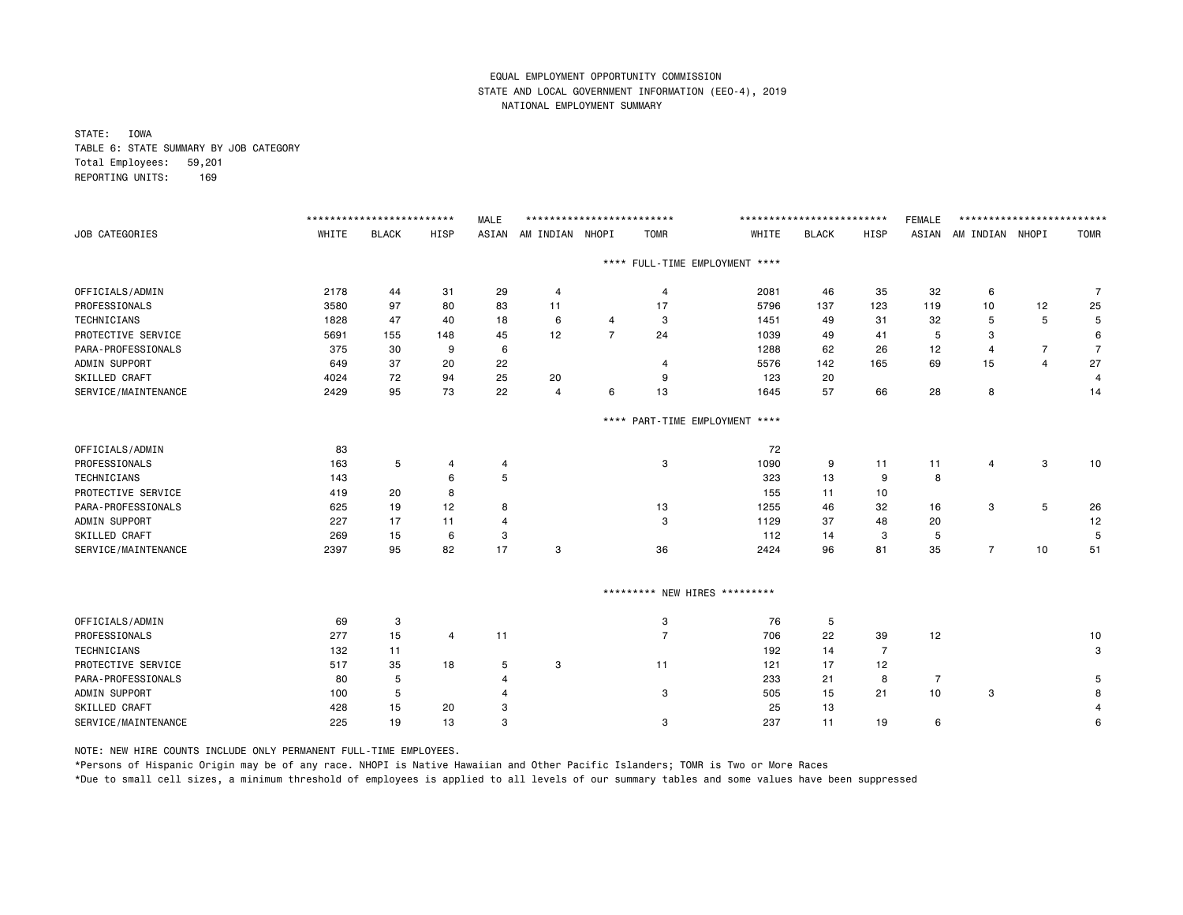EQUAL EMPLOYMENT OPPORTUNITY COMMISSION
STATE AND LOCAL GOVERNMENT INFORMATION (EEO-4), 2019
NATIONAL EMPLOYMENT SUMMARY

STATE: IOWA
TABLE 6: STATE SUMMARY BY JOB CATEGORY
Total Employees: 59,201
REPORTING UNITS: 169

| | MALE | | | | | | | FEMALE | | | | | | |
|---|---|---|---|---|---|---|---|---|---|---|---|---|---|---|
| JOB CATEGORIES | WHITE | BLACK | HISP | ASIAN | AM INDIAN | NHOPI | TOMR | WHITE | BLACK | HISP | ASIAN | AM INDIAN | NHOPI | TOMR |
| **\*\*\*\* FULL-TIME EMPLOYMENT \*\*\*\*** | | | | | | | | | | | | | | |
| OFFICIALS/ADMIN | 2178 | 44 | 31 | 29 | 4 | | 4 | 2081 | 46 | 35 | 32 | 6 | | 7 |
| PROFESSIONALS | 3580 | 97 | 80 | 83 | 11 | | 17 | 5796 | 137 | 123 | 119 | 10 | 12 | 25 |
| TECHNICIANS | 1828 | 47 | 40 | 18 | 6 | 4 | 3 | 1451 | 49 | 31 | 32 | 5 | 5 | 5 |
| PROTECTIVE SERVICE | 5691 | 155 | 148 | 45 | 12 | 7 | 24 | 1039 | 49 | 41 | 5 | 3 | | 6 |
| PARA-PROFESSIONALS | 375 | 30 | 9 | 6 | | | | 1288 | 62 | 26 | 12 | 4 | 7 | 7 |
| ADMIN SUPPORT | 649 | 37 | 20 | 22 | | | 4 | 5576 | 142 | 165 | 69 | 15 | 4 | 27 |
| SKILLED CRAFT | 4024 | 72 | 94 | 25 | 20 | | 9 | 123 | 20 | | | | | 4 |
| SERVICE/MAINTENANCE | 2429 | 95 | 73 | 22 | 4 | 6 | 13 | 1645 | 57 | 66 | 28 | 8 | | 14 |
| **\*\*\*\* PART-TIME EMPLOYMENT \*\*\*\*** | | | | | | | | | | | | | | |
| OFFICIALS/ADMIN | 83 | | | | | | | 72 | | | | | | |
| PROFESSIONALS | 163 | 5 | 4 | 4 | | | 3 | 1090 | 9 | 11 | 11 | 4 | 3 | 10 |
| TECHNICIANS | 143 | | 6 | 5 | | | | 323 | 13 | 9 | 8 | | | |
| PROTECTIVE SERVICE | 419 | 20 | 8 | | | | | 155 | 11 | 10 | | | | |
| PARA-PROFESSIONALS | 625 | 19 | 12 | 8 | | | 13 | 1255 | 46 | 32 | 16 | 3 | 5 | 26 |
| ADMIN SUPPORT | 227 | 17 | 11 | 4 | | | 3 | 1129 | 37 | 48 | 20 | | | 12 |
| SKILLED CRAFT | 269 | 15 | 6 | 3 | | | | 112 | 14 | 3 | 5 | | | 5 |
| SERVICE/MAINTENANCE | 2397 | 95 | 82 | 17 | 3 | | 36 | 2424 | 96 | 81 | 35 | 7 | 10 | 51 |
| **\*\*\*\*\*\*\*\*\* NEW HIRES \*\*\*\*\*\*\*\*\*** | | | | | | | | | | | | | | |
| OFFICIALS/ADMIN | 69 | 3 | | | | | 3 | 76 | 5 | | | | | |
| PROFESSIONALS | 277 | 15 | 4 | 11 | | | 7 | 706 | 22 | 39 | 12 | | | 10 |
| TECHNICIANS | 132 | 11 | | | | | | 192 | 14 | 7 | | | | 3 |
| PROTECTIVE SERVICE | 517 | 35 | 18 | 5 | 3 | | 11 | 121 | 17 | 12 | | | | |
| PARA-PROFESSIONALS | 80 | 5 | | 4 | | | | 233 | 21 | 8 | 7 | | | 5 |
| ADMIN SUPPORT | 100 | 5 | | 4 | | | 3 | 505 | 15 | 21 | 10 | 3 | | 8 |
| SKILLED CRAFT | 428 | 15 | 20 | 3 | | | | 25 | 13 | | | | | 4 |
| SERVICE/MAINTENANCE | 225 | 19 | 13 | 3 | | | 3 | 237 | 11 | 19 | 6 | | | 6 |

NOTE: NEW HIRE COUNTS INCLUDE ONLY PERMANENT FULL-TIME EMPLOYEES.

*Persons of Hispanic Origin may be of any race. NHOPI is Native Hawaiian and Other Pacific Islanders; TOMR is Two or More Races

*Due to small cell sizes, a minimum threshold of employees is applied to all levels of our summary tables and some values have been suppressed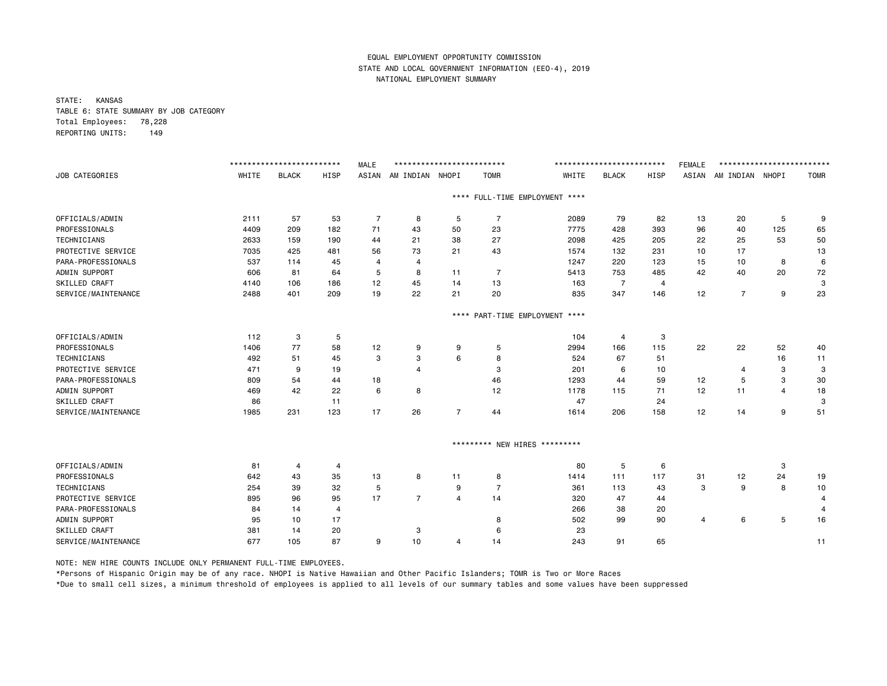EQUAL EMPLOYMENT OPPORTUNITY COMMISSION
STATE AND LOCAL GOVERNMENT INFORMATION (EEO-4), 2019
NATIONAL EMPLOYMENT SUMMARY

STATE: KANSAS
TABLE 6: STATE SUMMARY BY JOB CATEGORY
Total Employees: 78,228
REPORTING UNITS: 149

| JOB CATEGORIES | MALE WHITE | MALE BLACK | MALE HISP | MALE ASIAN | MALE AM INDIAN | MALE NHOPI | MALE TOMR | FEMALE WHITE | FEMALE BLACK | FEMALE HISP | FEMALE ASIAN | FEMALE AM INDIAN | FEMALE NHOPI | FEMALE TOMR |
|---|---|---|---|---|---|---|---|---|---|---|---|---|---|---|
| **** FULL-TIME EMPLOYMENT **** | | | | | | | | | | | | | | |
| OFFICIALS/ADMIN | 2111 | 57 | 53 | 7 | 8 | 5 | 7 | 2089 | 79 | 82 | 13 | 20 | 5 | 9 |
| PROFESSIONALS | 4409 | 209 | 182 | 71 | 43 | 50 | 23 | 7775 | 428 | 393 | 96 | 40 | 125 | 65 |
| TECHNICIANS | 2633 | 159 | 190 | 44 | 21 | 38 | 27 | 2098 | 425 | 205 | 22 | 25 | 53 | 50 |
| PROTECTIVE SERVICE | 7035 | 425 | 481 | 56 | 73 | 21 | 43 | 1574 | 132 | 231 | 10 | 17 | | 13 |
| PARA-PROFESSIONALS | 537 | 114 | 45 | 4 | 4 | | | 1247 | 220 | 123 | 15 | 10 | 8 | 6 |
| ADMIN SUPPORT | 606 | 81 | 64 | 5 | 8 | 11 | 7 | 5413 | 753 | 485 | 42 | 40 | 20 | 72 |
| SKILLED CRAFT | 4140 | 106 | 186 | 12 | 45 | 14 | 13 | 163 | 7 | 4 | | | | 3 |
| SERVICE/MAINTENANCE | 2488 | 401 | 209 | 19 | 22 | 21 | 20 | 835 | 347 | 146 | 12 | 7 | 9 | 23 |
| **** PART-TIME EMPLOYMENT **** | | | | | | | | | | | | | | |
| OFFICIALS/ADMIN | 112 | 3 | 5 | | | | | 104 | 4 | 3 | | | | |
| PROFESSIONALS | 1406 | 77 | 58 | 12 | 9 | 9 | 5 | 2994 | 166 | 115 | 22 | 22 | 52 | 40 |
| TECHNICIANS | 492 | 51 | 45 | 3 | 3 | 6 | 8 | 524 | 67 | 51 | | | 16 | 11 |
| PROTECTIVE SERVICE | 471 | 9 | 19 | | 4 | | 3 | 201 | 6 | 10 | | 4 | 3 | 3 |
| PARA-PROFESSIONALS | 809 | 54 | 44 | 18 | | | 46 | 1293 | 44 | 59 | 12 | 5 | 3 | 30 |
| ADMIN SUPPORT | 469 | 42 | 22 | 6 | 8 | | 12 | 1178 | 115 | 71 | 12 | 11 | 4 | 18 |
| SKILLED CRAFT | 86 | | 11 | | | | | 47 | | 24 | | | | 3 |
| SERVICE/MAINTENANCE | 1985 | 231 | 123 | 17 | 26 | 7 | 44 | 1614 | 206 | 158 | 12 | 14 | 9 | 51 |
| ********* NEW HIRES ********* | | | | | | | | | | | | | | |
| OFFICIALS/ADMIN | 81 | 4 | 4 | | | | | 80 | 5 | 6 | | | 3 | |
| PROFESSIONALS | 642 | 43 | 35 | 13 | 8 | 11 | 8 | 1414 | 111 | 117 | 31 | 12 | 24 | 19 |
| TECHNICIANS | 254 | 39 | 32 | 5 | | 9 | 7 | 361 | 113 | 43 | 3 | 9 | 8 | 10 |
| PROTECTIVE SERVICE | 895 | 96 | 95 | 17 | 7 | 4 | 14 | 320 | 47 | 44 | | | | 4 |
| PARA-PROFESSIONALS | 84 | 14 | 4 | | | | | 266 | 38 | 20 | | | | 4 |
| ADMIN SUPPORT | 95 | 10 | 17 | | | | 8 | 502 | 99 | 90 | 4 | 6 | 5 | 16 |
| SKILLED CRAFT | 381 | 14 | 20 | | 3 | | 6 | 23 | | | | | | |
| SERVICE/MAINTENANCE | 677 | 105 | 87 | 9 | 10 | 4 | 14 | 243 | 91 | 65 | | | | 11 |

NOTE: NEW HIRE COUNTS INCLUDE ONLY PERMANENT FULL-TIME EMPLOYEES.

*Persons of Hispanic Origin may be of any race. NHOPI is Native Hawaiian and Other Pacific Islanders; TOMR is Two or More Races

*Due to small cell sizes, a minimum threshold of employees is applied to all levels of our summary tables and some values have been suppressed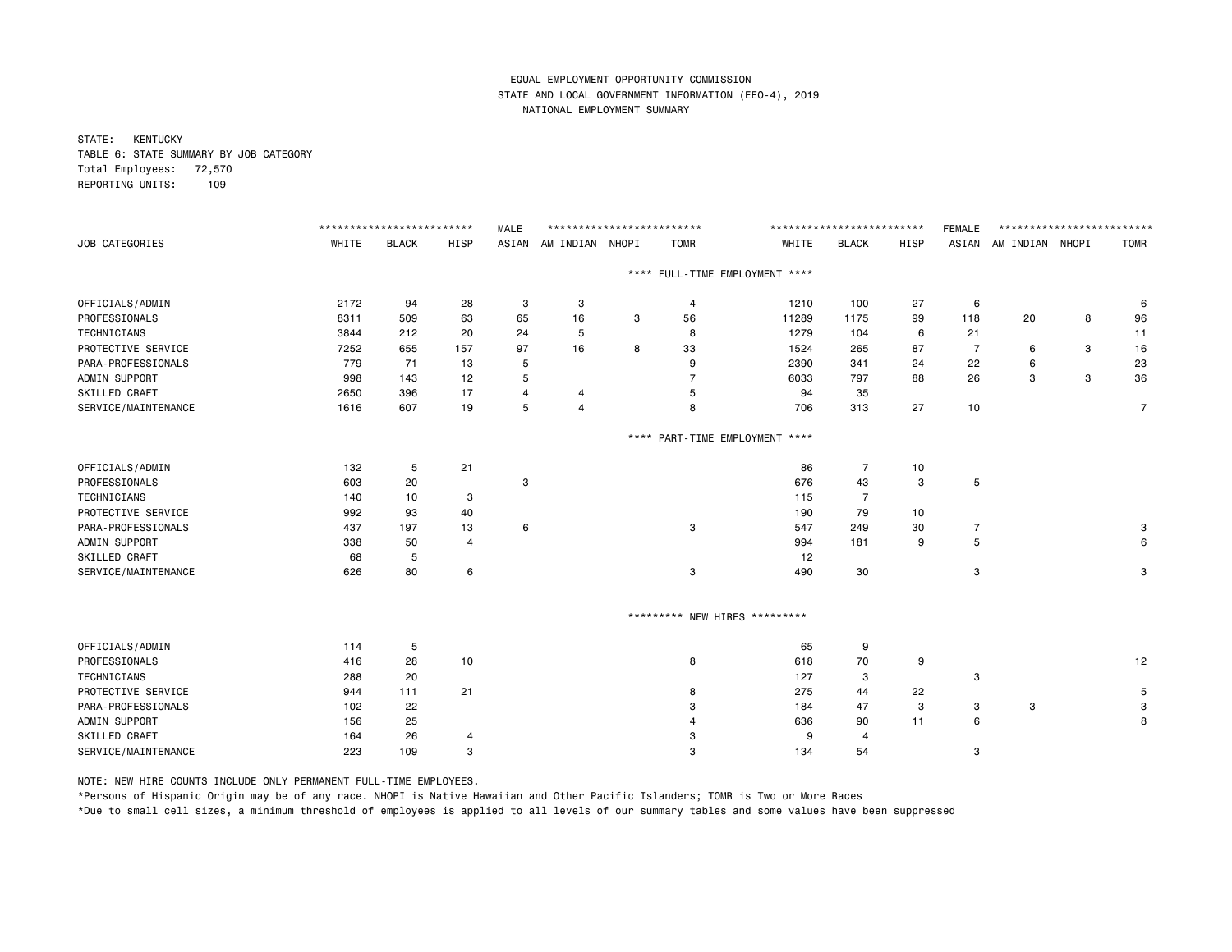EQUAL EMPLOYMENT OPPORTUNITY COMMISSION

STATE AND LOCAL GOVERNMENT INFORMATION (EEO-4), 2019

NATIONAL EMPLOYMENT SUMMARY

STATE: KENTUCKY

TABLE 6: STATE SUMMARY BY JOB CATEGORY

Total Employees: 72,570

REPORTING UNITS: 109

| | MALE | | | | | | | FEMALE | | | | | | |
|---|---|---|---|---|---|---|---|---|---|---|---|---|---|---|
| JOB CATEGORIES | WHITE | BLACK | HISP | ASIAN | AM INDIAN | NHOPI | TOMR | WHITE | BLACK | HISP | ASIAN | AM INDIAN | NHOPI | TOMR |
| **** FULL-TIME EMPLOYMENT **** | | | | | | | | | | | | | | |
| OFFICIALS/ADMIN | 2172 | 94 | 28 | 3 | 3 | | 4 | 1210 | 100 | 27 | 6 | | | 6 |
| PROFESSIONALS | 8311 | 509 | 63 | 65 | 16 | 3 | 56 | 11289 | 1175 | 99 | 118 | 20 | 8 | 96 |
| TECHNICIANS | 3844 | 212 | 20 | 24 | 5 | | 8 | 1279 | 104 | 6 | 21 | | | 11 |
| PROTECTIVE SERVICE | 7252 | 655 | 157 | 97 | 16 | 8 | 33 | 1524 | 265 | 87 | 7 | 6 | 3 | 16 |
| PARA-PROFESSIONALS | 779 | 71 | 13 | 5 | | | 9 | 2390 | 341 | 24 | 22 | 6 | | 23 |
| ADMIN SUPPORT | 998 | 143 | 12 | 5 | | | 7 | 6033 | 797 | 88 | 26 | 3 | 3 | 36 |
| SKILLED CRAFT | 2650 | 396 | 17 | 4 | 4 | | 5 | 94 | 35 | | | | | |
| SERVICE/MAINTENANCE | 1616 | 607 | 19 | 5 | 4 | | 8 | 706 | 313 | 27 | 10 | | | 7 |
| **** PART-TIME EMPLOYMENT **** | | | | | | | | | | | | | | |
| OFFICIALS/ADMIN | 132 | 5 | 21 | | | | | 86 | 7 | 10 | | | | |
| PROFESSIONALS | 603 | 20 | | 3 | | | | 676 | 43 | 3 | 5 | | | |
| TECHNICIANS | 140 | 10 | 3 | | | | | 115 | 7 | | | | | |
| PROTECTIVE SERVICE | 992 | 93 | 40 | | | | | 190 | 79 | 10 | | | | |
| PARA-PROFESSIONALS | 437 | 197 | 13 | 6 | | | 3 | 547 | 249 | 30 | 7 | | | 3 |
| ADMIN SUPPORT | 338 | 50 | 4 | | | | | 994 | 181 | 9 | 5 | | | 6 |
| SKILLED CRAFT | 68 | 5 | | | | | | 12 | | | | | | |
| SERVICE/MAINTENANCE | 626 | 80 | 6 | | | | 3 | 490 | 30 | | 3 | | | 3 |
| ********* NEW HIRES ********* | | | | | | | | | | | | | | |
| OFFICIALS/ADMIN | 114 | 5 | | | | | | 65 | 9 | | | | | |
| PROFESSIONALS | 416 | 28 | 10 | | | | 8 | 618 | 70 | 9 | | | | 12 |
| TECHNICIANS | 288 | 20 | | | | | | 127 | 3 | | 3 | | | |
| PROTECTIVE SERVICE | 944 | 111 | 21 | | | | 8 | 275 | 44 | 22 | | | | 5 |
| PARA-PROFESSIONALS | 102 | 22 | | | | | 3 | 184 | 47 | 3 | 3 | 3 | | 3 |
| ADMIN SUPPORT | 156 | 25 | | | | | 4 | 636 | 90 | 11 | 6 | | | 8 |
| SKILLED CRAFT | 164 | 26 | 4 | | | | 3 | 9 | 4 | | | | | |
| SERVICE/MAINTENANCE | 223 | 109 | 3 | | | | 3 | 134 | 54 | | 3 | | | |

NOTE: NEW HIRE COUNTS INCLUDE ONLY PERMANENT FULL-TIME EMPLOYEES.

*Persons of Hispanic Origin may be of any race. NHOPI is Native Hawaiian and Other Pacific Islanders; TOMR is Two or More Races

*Due to small cell sizes, a minimum threshold of employees is applied to all levels of our summary tables and some values have been suppressed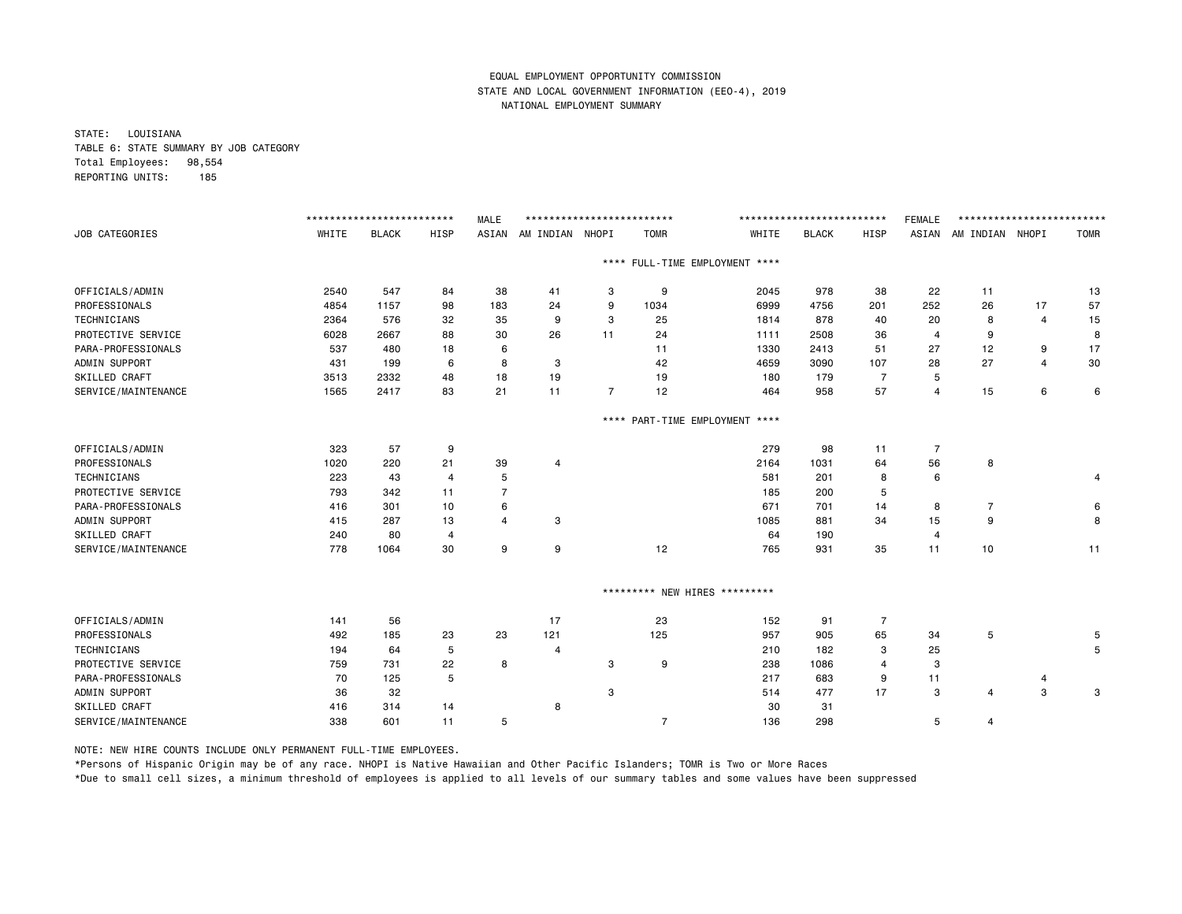EQUAL EMPLOYMENT OPPORTUNITY COMMISSION
STATE AND LOCAL GOVERNMENT INFORMATION (EEO-4), 2019
NATIONAL EMPLOYMENT SUMMARY

STATE: LOUISIANA
TABLE 6: STATE SUMMARY BY JOB CATEGORY
Total Employees: 98,554
REPORTING UNITS: 185

| JOB CATEGORIES | MALE | | | | | | | FEMALE | | | | | | |
|---|---|---|---|---|---|---|---|---|---|---|---|---|---|---|
| | WHITE | BLACK | HISP | ASIAN | AM INDIAN | NHOPI | TOMR | WHITE | BLACK | HISP | ASIAN | AM INDIAN | NHOPI | TOMR |
| **\*\*\*\* FULL-TIME EMPLOYMENT \*\*\*\*** | | | | | | | | | | | | | | |
| OFFICIALS/ADMIN | 2540 | 547 | 84 | 38 | 41 | 3 | 9 | 2045 | 978 | 38 | 22 | 11 | | 13 |
| PROFESSIONALS | 4854 | 1157 | 98 | 183 | 24 | 9 | 1034 | 6999 | 4756 | 201 | 252 | 26 | 17 | 57 |
| TECHNICIANS | 2364 | 576 | 32 | 35 | 9 | 3 | 25 | 1814 | 878 | 40 | 20 | 8 | 4 | 15 |
| PROTECTIVE SERVICE | 6028 | 2667 | 88 | 30 | 26 | 11 | 24 | 1111 | 2508 | 36 | 4 | 9 | | 8 |
| PARA-PROFESSIONALS | 537 | 480 | 18 | 6 | | | 11 | 1330 | 2413 | 51 | 27 | 12 | 9 | 17 |
| ADMIN SUPPORT | 431 | 199 | 6 | 8 | 3 | | 42 | 4659 | 3090 | 107 | 28 | 27 | 4 | 30 |
| SKILLED CRAFT | 3513 | 2332 | 48 | 18 | 19 | | 19 | 180 | 179 | 7 | 5 | | | |
| SERVICE/MAINTENANCE | 1565 | 2417 | 83 | 21 | 11 | 7 | 12 | 464 | 958 | 57 | 4 | 15 | 6 | 6 |
| **\*\*\*\* PART-TIME EMPLOYMENT \*\*\*\*** | | | | | | | | | | | | | | |
| OFFICIALS/ADMIN | 323 | 57 | 9 | | | | | 279 | 98 | 11 | 7 | | | |
| PROFESSIONALS | 1020 | 220 | 21 | 39 | 4 | | | 2164 | 1031 | 64 | 56 | 8 | | |
| TECHNICIANS | 223 | 43 | 4 | 5 | | | | 581 | 201 | 8 | 6 | | | 4 |
| PROTECTIVE SERVICE | 793 | 342 | 11 | 7 | | | | 185 | 200 | 5 | | | | |
| PARA-PROFESSIONALS | 416 | 301 | 10 | 6 | | | | 671 | 701 | 14 | 8 | 7 | | 6 |
| ADMIN SUPPORT | 415 | 287 | 13 | 4 | 3 | | | 1085 | 881 | 34 | 15 | 9 | | 8 |
| SKILLED CRAFT | 240 | 80 | 4 | | | | | 64 | 190 | | 4 | | | |
| SERVICE/MAINTENANCE | 778 | 1064 | 30 | 9 | 9 | | 12 | 765 | 931 | 35 | 11 | 10 | | 11 |
| **\*\*\*\*\*\*\*\*\* NEW HIRES \*\*\*\*\*\*\*\*\*** | | | | | | | | | | | | | | |
| OFFICIALS/ADMIN | 141 | 56 | | | 17 | | 23 | 152 | 91 | 7 | | | | |
| PROFESSIONALS | 492 | 185 | 23 | 23 | 121 | | 125 | 957 | 905 | 65 | 34 | 5 | | 5 |
| TECHNICIANS | 194 | 64 | 5 | | 4 | | | 210 | 182 | 3 | 25 | | | 5 |
| PROTECTIVE SERVICE | 759 | 731 | 22 | 8 | | 3 | 9 | 238 | 1086 | 4 | 3 | | | |
| PARA-PROFESSIONALS | 70 | 125 | 5 | | | | | 217 | 683 | 9 | 11 | | 4 | |
| ADMIN SUPPORT | 36 | 32 | | | | 3 | | 514 | 477 | 17 | 3 | 4 | 3 | 3 |
| SKILLED CRAFT | 416 | 314 | 14 | | 8 | | | 30 | 31 | | | | | |
| SERVICE/MAINTENANCE | 338 | 601 | 11 | 5 | | | 7 | 136 | 298 | | 5 | 4 | | |

NOTE: NEW HIRE COUNTS INCLUDE ONLY PERMANENT FULL-TIME EMPLOYEES.

*Persons of Hispanic Origin may be of any race. NHOPI is Native Hawaiian and Other Pacific Islanders; TOMR is Two or More Races

*Due to small cell sizes, a minimum threshold of employees is applied to all levels of our summary tables and some values have been suppressed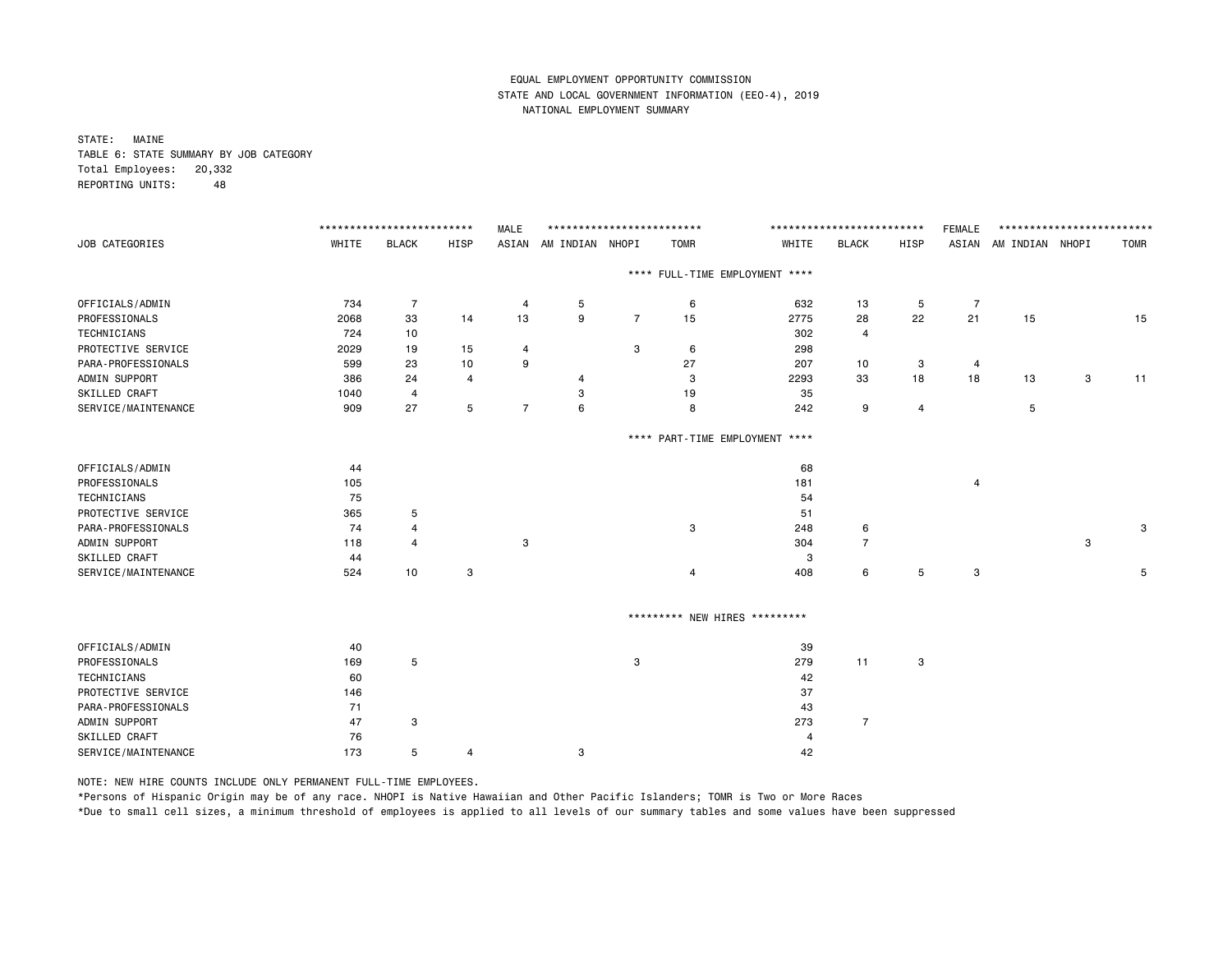EQUAL EMPLOYMENT OPPORTUNITY COMMISSION
STATE AND LOCAL GOVERNMENT INFORMATION (EEO-4), 2019
NATIONAL EMPLOYMENT SUMMARY

STATE: MAINE
TABLE 6: STATE SUMMARY BY JOB CATEGORY
Total Employees: 20,332
REPORTING UNITS: 48

| | MALE | | | | | | | FEMALE | | | | | | |
|---|---|---|---|---|---|---|---|---|---|---|---|---|---|---|
| JOB CATEGORIES | WHITE | BLACK | HISP | ASIAN | AM INDIAN | NHOPI | TOMR | WHITE | BLACK | HISP | ASIAN | AM INDIAN | NHOPI | TOMR |
| **\*\*\*\* FULL-TIME EMPLOYMENT \*\*\*\*** | | | | | | | | | | | | | | |
| OFFICIALS/ADMIN | 734 | 7 | | 4 | 5 | | 6 | 632 | 13 | 5 | 7 | | | |
| PROFESSIONALS | 2068 | 33 | 14 | 13 | 9 | 7 | 15 | 2775 | 28 | 22 | 21 | 15 | | 15 |
| TECHNICIANS | 724 | 10 | | | | | | 302 | 4 | | | | | |
| PROTECTIVE SERVICE | 2029 | 19 | 15 | 4 | | 3 | 6 | 298 | | | | | | |
| PARA-PROFESSIONALS | 599 | 23 | 10 | 9 | | | 27 | 207 | 10 | 3 | 4 | | | |
| ADMIN SUPPORT | 386 | 24 | 4 | | 4 | | 3 | 2293 | 33 | 18 | 18 | 13 | 3 | 11 |
| SKILLED CRAFT | 1040 | 4 | | | 3 | | 19 | 35 | | | | | | |
| SERVICE/MAINTENANCE | 909 | 27 | 5 | 7 | 6 | | 8 | 242 | 9 | 4 | | 5 | | |
| **\*\*\*\* PART-TIME EMPLOYMENT \*\*\*\*** | | | | | | | | | | | | | | |
| OFFICIALS/ADMIN | 44 | | | | | | | 68 | | | | | | |
| PROFESSIONALS | 105 | | | | | | | 181 | | | 4 | | | |
| TECHNICIANS | 75 | | | | | | | 54 | | | | | | |
| PROTECTIVE SERVICE | 365 | 5 | | | | | | 51 | | | | | | |
| PARA-PROFESSIONALS | 74 | 4 | | | | | 3 | 248 | 6 | | | | | 3 |
| ADMIN SUPPORT | 118 | 4 | | 3 | | | | 304 | 7 | | | | 3 | |
| SKILLED CRAFT | 44 | | | | | | | 3 | | | | | | |
| SERVICE/MAINTENANCE | 524 | 10 | 3 | | | | 4 | 408 | 6 | 5 | 3 | | | 5 |
| **\*\*\*\*\*\*\*\*\* NEW HIRES \*\*\*\*\*\*\*\*\*** | | | | | | | | | | | | | | |
| OFFICIALS/ADMIN | 40 | | | | | | | 39 | | | | | | |
| PROFESSIONALS | 169 | 5 | | | | 3 | | 279 | 11 | 3 | | | | |
| TECHNICIANS | 60 | | | | | | | 42 | | | | | | |
| PROTECTIVE SERVICE | 146 | | | | | | | 37 | | | | | | |
| PARA-PROFESSIONALS | 71 | | | | | | | 43 | | | | | | |
| ADMIN SUPPORT | 47 | 3 | | | | | | 273 | 7 | | | | | |
| SKILLED CRAFT | 76 | | | | | | | 4 | | | | | | |
| SERVICE/MAINTENANCE | 173 | 5 | 4 | | 3 | | | 42 | | | | | | |

NOTE: NEW HIRE COUNTS INCLUDE ONLY PERMANENT FULL-TIME EMPLOYEES.

*Persons of Hispanic Origin may be of any race. NHOPI is Native Hawaiian and Other Pacific Islanders; TOMR is Two or More Races

*Due to small cell sizes, a minimum threshold of employees is applied to all levels of our summary tables and some values have been suppressed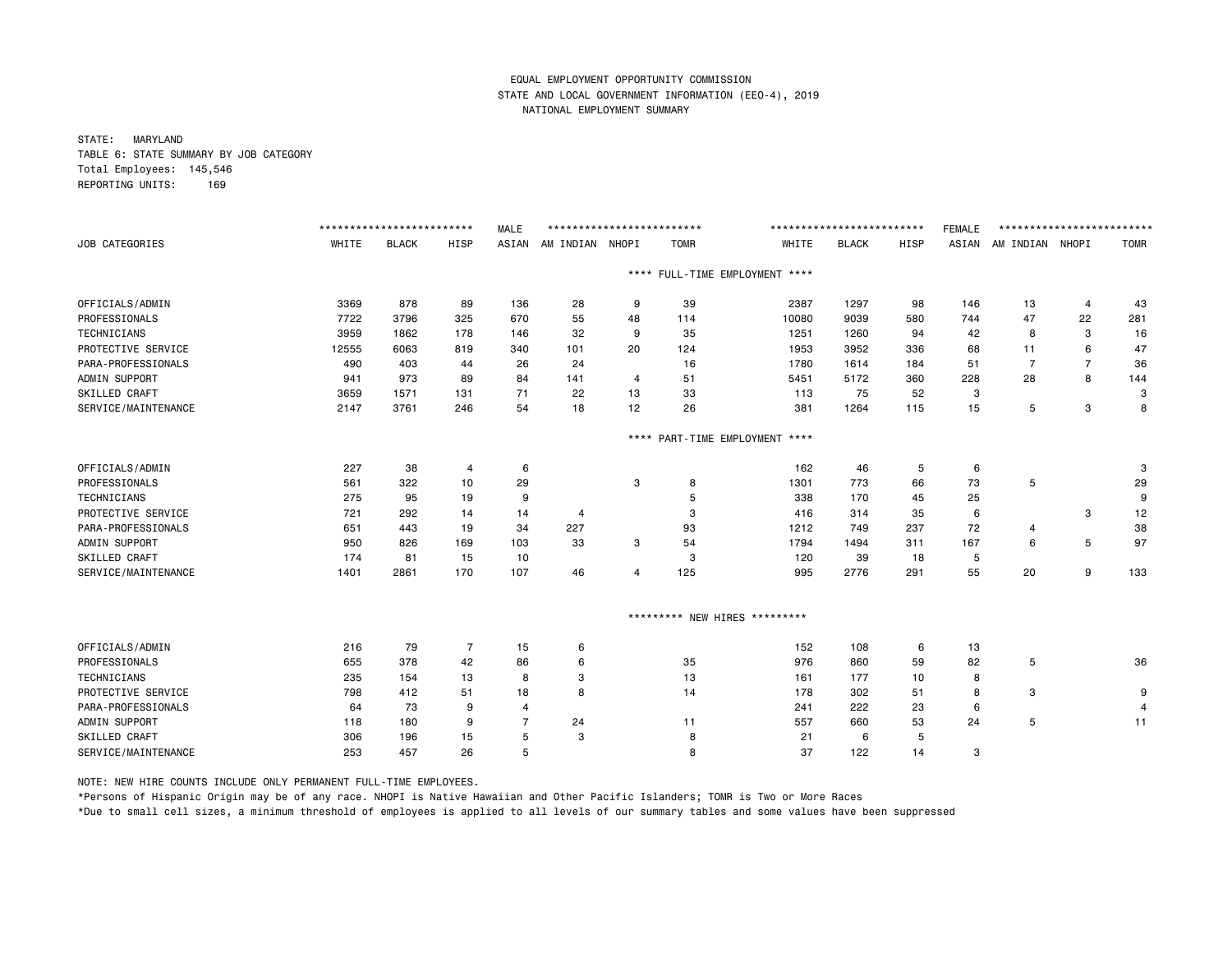EQUAL EMPLOYMENT OPPORTUNITY COMMISSION

STATE AND LOCAL GOVERNMENT INFORMATION (EEO-4), 2019

NATIONAL EMPLOYMENT SUMMARY

STATE: MARYLAND

TABLE 6: STATE SUMMARY BY JOB CATEGORY

Total Employees: 145,546

REPORTING UNITS: 169

| JOB CATEGORIES | MALE WHITE | MALE BLACK | MALE HISP | MALE ASIAN | MALE AM INDIAN | MALE NHOPI | MALE TOMR | FEMALE WHITE | FEMALE BLACK | FEMALE HISP | FEMALE ASIAN | FEMALE AM INDIAN | FEMALE NHOPI | FEMALE TOMR |
|---|---|---|---|---|---|---|---|---|---|---|---|---|---|---|
| **** FULL-TIME EMPLOYMENT **** | | | | | | | | | | | | | | |
| OFFICIALS/ADMIN | 3369 | 878 | 89 | 136 | 28 | 9 | 39 | 2387 | 1297 | 98 | 146 | 13 | 4 | 43 |
| PROFESSIONALS | 7722 | 3796 | 325 | 670 | 55 | 48 | 114 | 10080 | 9039 | 580 | 744 | 47 | 22 | 281 |
| TECHNICIANS | 3959 | 1862 | 178 | 146 | 32 | 9 | 35 | 1251 | 1260 | 94 | 42 | 8 | 3 | 16 |
| PROTECTIVE SERVICE | 12555 | 6063 | 819 | 340 | 101 | 20 | 124 | 1953 | 3952 | 336 | 68 | 11 | 6 | 47 |
| PARA-PROFESSIONALS | 490 | 403 | 44 | 26 | 24 | | 16 | 1780 | 1614 | 184 | 51 | 7 | 7 | 36 |
| ADMIN SUPPORT | 941 | 973 | 89 | 84 | 141 | 4 | 51 | 5451 | 5172 | 360 | 228 | 28 | 8 | 144 |
| SKILLED CRAFT | 3659 | 1571 | 131 | 71 | 22 | 13 | 33 | 113 | 75 | 52 | 3 | | | 3 |
| SERVICE/MAINTENANCE | 2147 | 3761 | 246 | 54 | 18 | 12 | 26 | 381 | 1264 | 115 | 15 | 5 | 3 | 8 |
| **** PART-TIME EMPLOYMENT **** | | | | | | | | | | | | | | |
| OFFICIALS/ADMIN | 227 | 38 | 4 | 6 | | | | 162 | 46 | 5 | 6 | | | 3 |
| PROFESSIONALS | 561 | 322 | 10 | 29 | | 3 | 8 | 1301 | 773 | 66 | 73 | 5 | | 29 |
| TECHNICIANS | 275 | 95 | 19 | 9 | | | 5 | 338 | 170 | 45 | 25 | | | 9 |
| PROTECTIVE SERVICE | 721 | 292 | 14 | 14 | 4 | | 3 | 416 | 314 | 35 | 6 | | 3 | 12 |
| PARA-PROFESSIONALS | 651 | 443 | 19 | 34 | 227 | | 93 | 1212 | 749 | 237 | 72 | 4 | | 38 |
| ADMIN SUPPORT | 950 | 826 | 169 | 103 | 33 | 3 | 54 | 1794 | 1494 | 311 | 167 | 6 | 5 | 97 |
| SKILLED CRAFT | 174 | 81 | 15 | 10 | | | 3 | 120 | 39 | 18 | 5 | | | |
| SERVICE/MAINTENANCE | 1401 | 2861 | 170 | 107 | 46 | 4 | 125 | 995 | 2776 | 291 | 55 | 20 | 9 | 133 |
| ********* NEW HIRES ********* | | | | | | | | | | | | | | |
| OFFICIALS/ADMIN | 216 | 79 | 7 | 15 | 6 | | | 152 | 108 | 6 | 13 | | | |
| PROFESSIONALS | 655 | 378 | 42 | 86 | 6 | | 35 | 976 | 860 | 59 | 82 | 5 | | 36 |
| TECHNICIANS | 235 | 154 | 13 | 8 | 3 | | 13 | 161 | 177 | 10 | 8 | | | |
| PROTECTIVE SERVICE | 798 | 412 | 51 | 18 | 8 | | 14 | 178 | 302 | 51 | 8 | 3 | | 9 |
| PARA-PROFESSIONALS | 64 | 73 | 9 | 4 | | | | 241 | 222 | 23 | 6 | | | 4 |
| ADMIN SUPPORT | 118 | 180 | 9 | 7 | 24 | | 11 | 557 | 660 | 53 | 24 | 5 | | 11 |
| SKILLED CRAFT | 306 | 196 | 15 | 5 | 3 | | 8 | 21 | 6 | 5 | | | | |
| SERVICE/MAINTENANCE | 253 | 457 | 26 | 5 | | | 8 | 37 | 122 | 14 | 3 | | | |

NOTE: NEW HIRE COUNTS INCLUDE ONLY PERMANENT FULL-TIME EMPLOYEES.

*Persons of Hispanic Origin may be of any race. NHOPI is Native Hawaiian and Other Pacific Islanders; TOMR is Two or More Races

*Due to small cell sizes, a minimum threshold of employees is applied to all levels of our summary tables and some values have been suppressed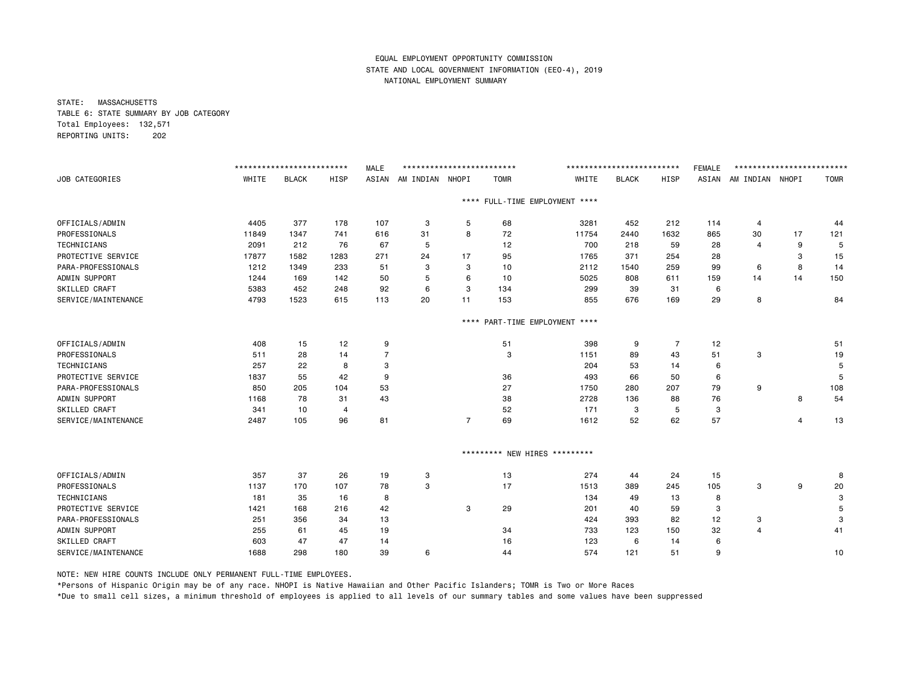EQUAL EMPLOYMENT OPPORTUNITY COMMISSION
STATE AND LOCAL GOVERNMENT INFORMATION (EEO-4), 2019
NATIONAL EMPLOYMENT SUMMARY

STATE: MASSACHUSETTS
TABLE 6: STATE SUMMARY BY JOB CATEGORY
Total Employees: 132,571
REPORTING UNITS: 202

| | MALE | | | | | | | FEMALE | | | | | | |
|---|---|---|---|---|---|---|---|---|---|---|---|---|---|---|
| JOB CATEGORIES | WHITE | BLACK | HISP | ASIAN | AM INDIAN | NHOPI | TOMR | WHITE | BLACK | HISP | ASIAN | AM INDIAN | NHOPI | TOMR |
| **\*\*\*\* FULL-TIME EMPLOYMENT \*\*\*\*** | | | | | | | | | | | | | | |
| OFFICIALS/ADMIN | 4405 | 377 | 178 | 107 | 3 | 5 | 68 | 3281 | 452 | 212 | 114 | 4 | | 44 |
| PROFESSIONALS | 11849 | 1347 | 741 | 616 | 31 | 8 | 72 | 11754 | 2440 | 1632 | 865 | 30 | 17 | 121 |
| TECHNICIANS | 2091 | 212 | 76 | 67 | 5 | | 12 | 700 | 218 | 59 | 28 | 4 | 9 | 5 |
| PROTECTIVE SERVICE | 17877 | 1582 | 1283 | 271 | 24 | 17 | 95 | 1765 | 371 | 254 | 28 | | 3 | 15 |
| PARA-PROFESSIONALS | 1212 | 1349 | 233 | 51 | 3 | 3 | 10 | 2112 | 1540 | 259 | 99 | 6 | 8 | 14 |
| ADMIN SUPPORT | 1244 | 169 | 142 | 50 | 5 | 6 | 10 | 5025 | 808 | 611 | 159 | 14 | 14 | 150 |
| SKILLED CRAFT | 5383 | 452 | 248 | 92 | 6 | 3 | 134 | 299 | 39 | 31 | 6 | | | |
| SERVICE/MAINTENANCE | 4793 | 1523 | 615 | 113 | 20 | 11 | 153 | 855 | 676 | 169 | 29 | 8 | | 84 |
| **\*\*\*\* PART-TIME EMPLOYMENT \*\*\*\*** | | | | | | | | | | | | | | |
| OFFICIALS/ADMIN | 408 | 15 | 12 | 9 | | | 51 | 398 | 9 | 7 | 12 | | | 51 |
| PROFESSIONALS | 511 | 28 | 14 | 7 | | | 3 | 1151 | 89 | 43 | 51 | 3 | | 19 |
| TECHNICIANS | 257 | 22 | 8 | 3 | | | | 204 | 53 | 14 | 6 | | | 5 |
| PROTECTIVE SERVICE | 1837 | 55 | 42 | 9 | | | 36 | 493 | 66 | 50 | 6 | | | 5 |
| PARA-PROFESSIONALS | 850 | 205 | 104 | 53 | | | 27 | 1750 | 280 | 207 | 79 | 9 | | 108 |
| ADMIN SUPPORT | 1168 | 78 | 31 | 43 | | | 38 | 2728 | 136 | 88 | 76 | | 8 | 54 |
| SKILLED CRAFT | 341 | 10 | 4 | | | | 52 | 171 | 3 | 5 | 3 | | | |
| SERVICE/MAINTENANCE | 2487 | 105 | 96 | 81 | | 7 | 69 | 1612 | 52 | 62 | 57 | | 4 | 13 |
| **\*\*\*\*\*\*\*\*\* NEW HIRES \*\*\*\*\*\*\*\*\*** | | | | | | | | | | | | | | |
| OFFICIALS/ADMIN | 357 | 37 | 26 | 19 | 3 | | 13 | 274 | 44 | 24 | 15 | | | 8 |
| PROFESSIONALS | 1137 | 170 | 107 | 78 | 3 | | 17 | 1513 | 389 | 245 | 105 | 3 | 9 | 20 |
| TECHNICIANS | 181 | 35 | 16 | 8 | | | | 134 | 49 | 13 | 8 | | | 3 |
| PROTECTIVE SERVICE | 1421 | 168 | 216 | 42 | | 3 | 29 | 201 | 40 | 59 | 3 | | | 5 |
| PARA-PROFESSIONALS | 251 | 356 | 34 | 13 | | | | 424 | 393 | 82 | 12 | 3 | | 3 |
| ADMIN SUPPORT | 255 | 61 | 45 | 19 | | | 34 | 733 | 123 | 150 | 32 | 4 | | 41 |
| SKILLED CRAFT | 603 | 47 | 47 | 14 | | | 16 | 123 | 6 | 14 | 6 | | | |
| SERVICE/MAINTENANCE | 1688 | 298 | 180 | 39 | 6 | | 44 | 574 | 121 | 51 | 9 | | | 10 |

NOTE: NEW HIRE COUNTS INCLUDE ONLY PERMANENT FULL-TIME EMPLOYEES.

*Persons of Hispanic Origin may be of any race. NHOPI is Native Hawaiian and Other Pacific Islanders; TOMR is Two or More Races

*Due to small cell sizes, a minimum threshold of employees is applied to all levels of our summary tables and some values have been suppressed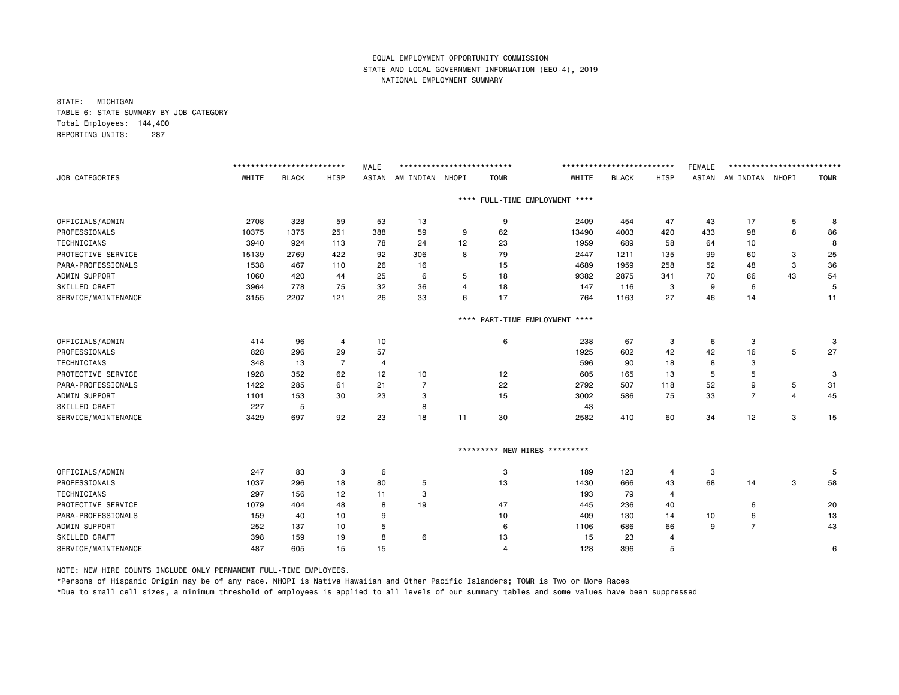EQUAL EMPLOYMENT OPPORTUNITY COMMISSION
STATE AND LOCAL GOVERNMENT INFORMATION (EEO-4), 2019
NATIONAL EMPLOYMENT SUMMARY

STATE: MICHIGAN
TABLE 6: STATE SUMMARY BY JOB CATEGORY
Total Employees: 144,400
REPORTING UNITS: 287

| JOB CATEGORIES | MALE | | | | | | | FEMALE | | | | | | |
|---|---|---|---|---|---|---|---|---|---|---|---|---|---|---|
| | WHITE | BLACK | HISP | ASIAN | AM INDIAN | NHOPI | TOMR | WHITE | BLACK | HISP | ASIAN | AM INDIAN | NHOPI | TOMR |
| **** FULL-TIME EMPLOYMENT **** | | | | | | | | | | | | | | |
| OFFICIALS/ADMIN | 2708 | 328 | 59 | 53 | 13 | | 9 | 2409 | 454 | 47 | 43 | 17 | 5 | 8 |
| PROFESSIONALS | 10375 | 1375 | 251 | 388 | 59 | 9 | 62 | 13490 | 4003 | 420 | 433 | 98 | 8 | 86 |
| TECHNICIANS | 3940 | 924 | 113 | 78 | 24 | 12 | 23 | 1959 | 689 | 58 | 64 | 10 | | 8 |
| PROTECTIVE SERVICE | 15139 | 2769 | 422 | 92 | 306 | 8 | 79 | 2447 | 1211 | 135 | 99 | 60 | 3 | 25 |
| PARA-PROFESSIONALS | 1538 | 467 | 110 | 26 | 16 | | 15 | 4689 | 1959 | 258 | 52 | 48 | 3 | 36 |
| ADMIN SUPPORT | 1060 | 420 | 44 | 25 | 6 | 5 | 18 | 9382 | 2875 | 341 | 70 | 66 | 43 | 54 |
| SKILLED CRAFT | 3964 | 778 | 75 | 32 | 36 | 4 | 18 | 147 | 116 | 3 | 9 | 6 | | 5 |
| SERVICE/MAINTENANCE | 3155 | 2207 | 121 | 26 | 33 | 6 | 17 | 764 | 1163 | 27 | 46 | 14 | | 11 |
| **** PART-TIME EMPLOYMENT **** | | | | | | | | | | | | | | |
| OFFICIALS/ADMIN | 414 | 96 | 4 | 10 | | | 6 | 238 | 67 | 3 | 6 | 3 | | 3 |
| PROFESSIONALS | 828 | 296 | 29 | 57 | | | | 1925 | 602 | 42 | 42 | 16 | 5 | 27 |
| TECHNICIANS | 348 | 13 | 7 | 4 | | | | 596 | 90 | 18 | 8 | 3 | | |
| PROTECTIVE SERVICE | 1928 | 352 | 62 | 12 | 10 | | 12 | 605 | 165 | 13 | 5 | 5 | | 3 |
| PARA-PROFESSIONALS | 1422 | 285 | 61 | 21 | 7 | | 22 | 2792 | 507 | 118 | 52 | 9 | 5 | 31 |
| ADMIN SUPPORT | 1101 | 153 | 30 | 23 | 3 | | 15 | 3002 | 586 | 75 | 33 | 7 | 4 | 45 |
| SKILLED CRAFT | 227 | 5 | | | 8 | | | 43 | | | | | | |
| SERVICE/MAINTENANCE | 3429 | 697 | 92 | 23 | 18 | 11 | 30 | 2582 | 410 | 60 | 34 | 12 | 3 | 15 |
| ********* NEW HIRES ********* | | | | | | | | | | | | | | |
| OFFICIALS/ADMIN | 247 | 83 | 3 | 6 | | | 3 | 189 | 123 | 4 | 3 | | | 5 |
| PROFESSIONALS | 1037 | 296 | 18 | 80 | 5 | | 13 | 1430 | 666 | 43 | 68 | 14 | 3 | 58 |
| TECHNICIANS | 297 | 156 | 12 | 11 | 3 | | | 193 | 79 | 4 | | | | |
| PROTECTIVE SERVICE | 1079 | 404 | 48 | 8 | 19 | | 47 | 445 | 236 | 40 | | 6 | | 20 |
| PARA-PROFESSIONALS | 159 | 40 | 10 | 9 | | | 10 | 409 | 130 | 14 | 10 | 6 | | 13 |
| ADMIN SUPPORT | 252 | 137 | 10 | 5 | | | 6 | 1106 | 686 | 66 | 9 | 7 | | 43 |
| SKILLED CRAFT | 398 | 159 | 19 | 8 | 6 | | 13 | 15 | 23 | 4 | | | | |
| SERVICE/MAINTENANCE | 487 | 605 | 15 | 15 | | | 4 | 128 | 396 | 5 | | | | 6 |

NOTE: NEW HIRE COUNTS INCLUDE ONLY PERMANENT FULL-TIME EMPLOYEES.

*Persons of Hispanic Origin may be of any race. NHOPI is Native Hawaiian and Other Pacific Islanders; TOMR is Two or More Races

*Due to small cell sizes, a minimum threshold of employees is applied to all levels of our summary tables and some values have been suppressed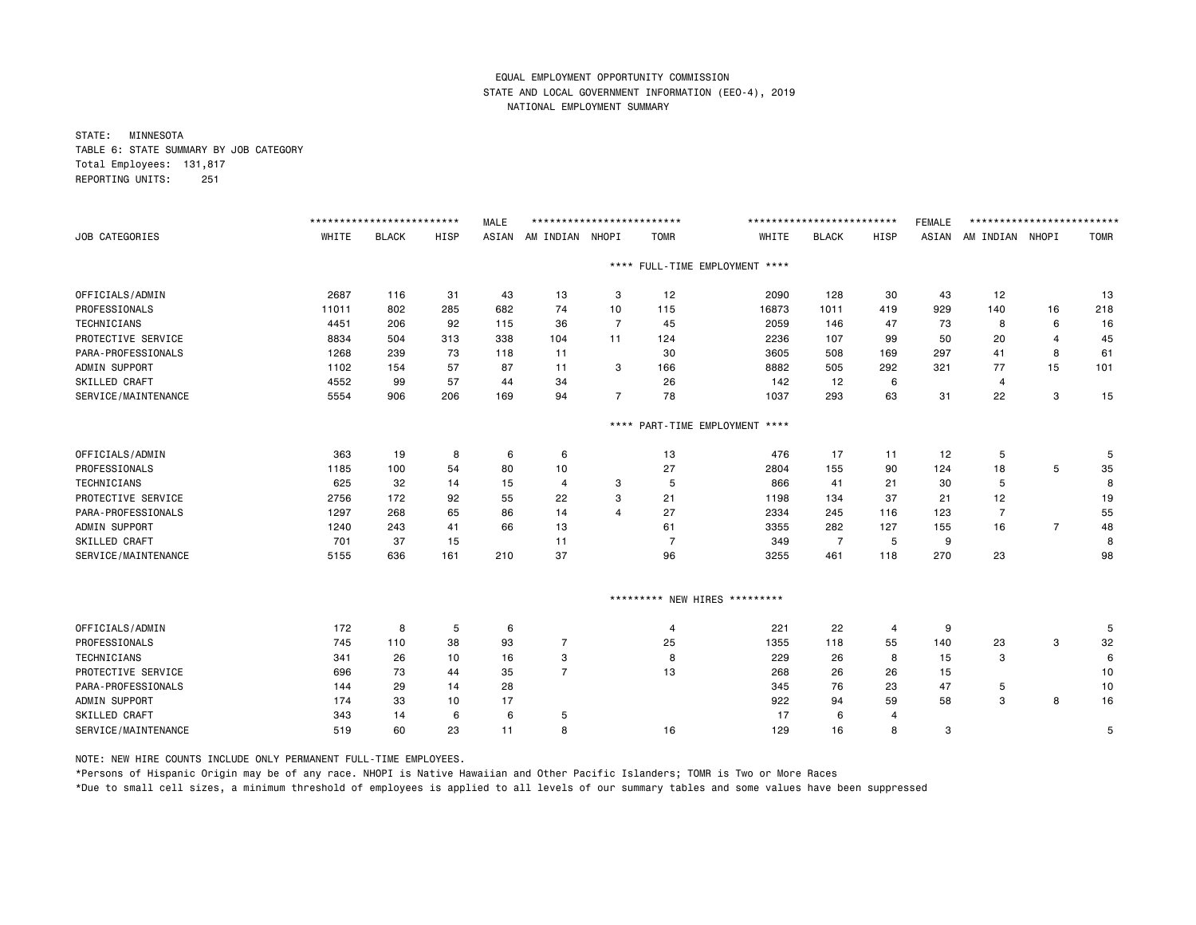EQUAL EMPLOYMENT OPPORTUNITY COMMISSION
STATE AND LOCAL GOVERNMENT INFORMATION (EEO-4), 2019
NATIONAL EMPLOYMENT SUMMARY

STATE: MINNESOTA
TABLE 6: STATE SUMMARY BY JOB CATEGORY
Total Employees: 131,817
REPORTING UNITS: 251

| JOB CATEGORIES | MALE WHITE | MALE BLACK | MALE HISP | MALE ASIAN | MALE AM INDIAN | MALE NHOPI | MALE TOMR | FEMALE WHITE | FEMALE BLACK | FEMALE HISP | FEMALE ASIAN | FEMALE AM INDIAN | FEMALE NHOPI | FEMALE TOMR |
|---|---|---|---|---|---|---|---|---|---|---|---|---|---|---|
| **\*\*\*\* FULL-TIME EMPLOYMENT \*\*\*\*** | | | | | | | | | | | | | | |
| OFFICIALS/ADMIN | 2687 | 116 | 31 | 43 | 13 | 3 | 12 | 2090 | 128 | 30 | 43 | 12 | | 13 |
| PROFESSIONALS | 11011 | 802 | 285 | 682 | 74 | 10 | 115 | 16873 | 1011 | 419 | 929 | 140 | 16 | 218 |
| TECHNICIANS | 4451 | 206 | 92 | 115 | 36 | 7 | 45 | 2059 | 146 | 47 | 73 | 8 | 6 | 16 |
| PROTECTIVE SERVICE | 8834 | 504 | 313 | 338 | 104 | 11 | 124 | 2236 | 107 | 99 | 50 | 20 | 4 | 45 |
| PARA-PROFESSIONALS | 1268 | 239 | 73 | 118 | 11 | | 30 | 3605 | 508 | 169 | 297 | 41 | 8 | 61 |
| ADMIN SUPPORT | 1102 | 154 | 57 | 87 | 11 | 3 | 166 | 8882 | 505 | 292 | 321 | 77 | 15 | 101 |
| SKILLED CRAFT | 4552 | 99 | 57 | 44 | 34 | | 26 | 142 | 12 | 6 | | 4 | | |
| SERVICE/MAINTENANCE | 5554 | 906 | 206 | 169 | 94 | 7 | 78 | 1037 | 293 | 63 | 31 | 22 | 3 | 15 |
| **\*\*\*\* PART-TIME EMPLOYMENT \*\*\*\*** | | | | | | | | | | | | | | |
| OFFICIALS/ADMIN | 363 | 19 | 8 | 6 | 6 | | 13 | 476 | 17 | 11 | 12 | 5 | | 5 |
| PROFESSIONALS | 1185 | 100 | 54 | 80 | 10 | | 27 | 2804 | 155 | 90 | 124 | 18 | 5 | 35 |
| TECHNICIANS | 625 | 32 | 14 | 15 | 4 | 3 | 5 | 866 | 41 | 21 | 30 | 5 | | 8 |
| PROTECTIVE SERVICE | 2756 | 172 | 92 | 55 | 22 | 3 | 21 | 1198 | 134 | 37 | 21 | 12 | | 19 |
| PARA-PROFESSIONALS | 1297 | 268 | 65 | 86 | 14 | 4 | 27 | 2334 | 245 | 116 | 123 | 7 | | 55 |
| ADMIN SUPPORT | 1240 | 243 | 41 | 66 | 13 | | 61 | 3355 | 282 | 127 | 155 | 16 | 7 | 48 |
| SKILLED CRAFT | 701 | 37 | 15 | | 11 | | 7 | 349 | 7 | 5 | 9 | | | 8 |
| SERVICE/MAINTENANCE | 5155 | 636 | 161 | 210 | 37 | | 96 | 3255 | 461 | 118 | 270 | 23 | | 98 |
| **\*\*\*\*\*\*\*\*\* NEW HIRES \*\*\*\*\*\*\*\*\*** | | | | | | | | | | | | | | |
| OFFICIALS/ADMIN | 172 | 8 | 5 | 6 | | | 4 | 221 | 22 | 4 | 9 | | | 5 |
| PROFESSIONALS | 745 | 110 | 38 | 93 | 7 | | 25 | 1355 | 118 | 55 | 140 | 23 | 3 | 32 |
| TECHNICIANS | 341 | 26 | 10 | 16 | 3 | | 8 | 229 | 26 | 8 | 15 | 3 | | 6 |
| PROTECTIVE SERVICE | 696 | 73 | 44 | 35 | 7 | | 13 | 268 | 26 | 26 | 15 | | | 10 |
| PARA-PROFESSIONALS | 144 | 29 | 14 | 28 | | | | 345 | 76 | 23 | 47 | 5 | | 10 |
| ADMIN SUPPORT | 174 | 33 | 10 | 17 | | | | 922 | 94 | 59 | 58 | 3 | 8 | 16 |
| SKILLED CRAFT | 343 | 14 | 6 | 6 | 5 | | | 17 | 6 | 4 | | | | |
| SERVICE/MAINTENANCE | 519 | 60 | 23 | 11 | 8 | | 16 | 129 | 16 | 8 | 3 | | | 5 |

NOTE: NEW HIRE COUNTS INCLUDE ONLY PERMANENT FULL-TIME EMPLOYEES.

*Persons of Hispanic Origin may be of any race. NHOPI is Native Hawaiian and Other Pacific Islanders; TOMR is Two or More Races

*Due to small cell sizes, a minimum threshold of employees is applied to all levels of our summary tables and some values have been suppressed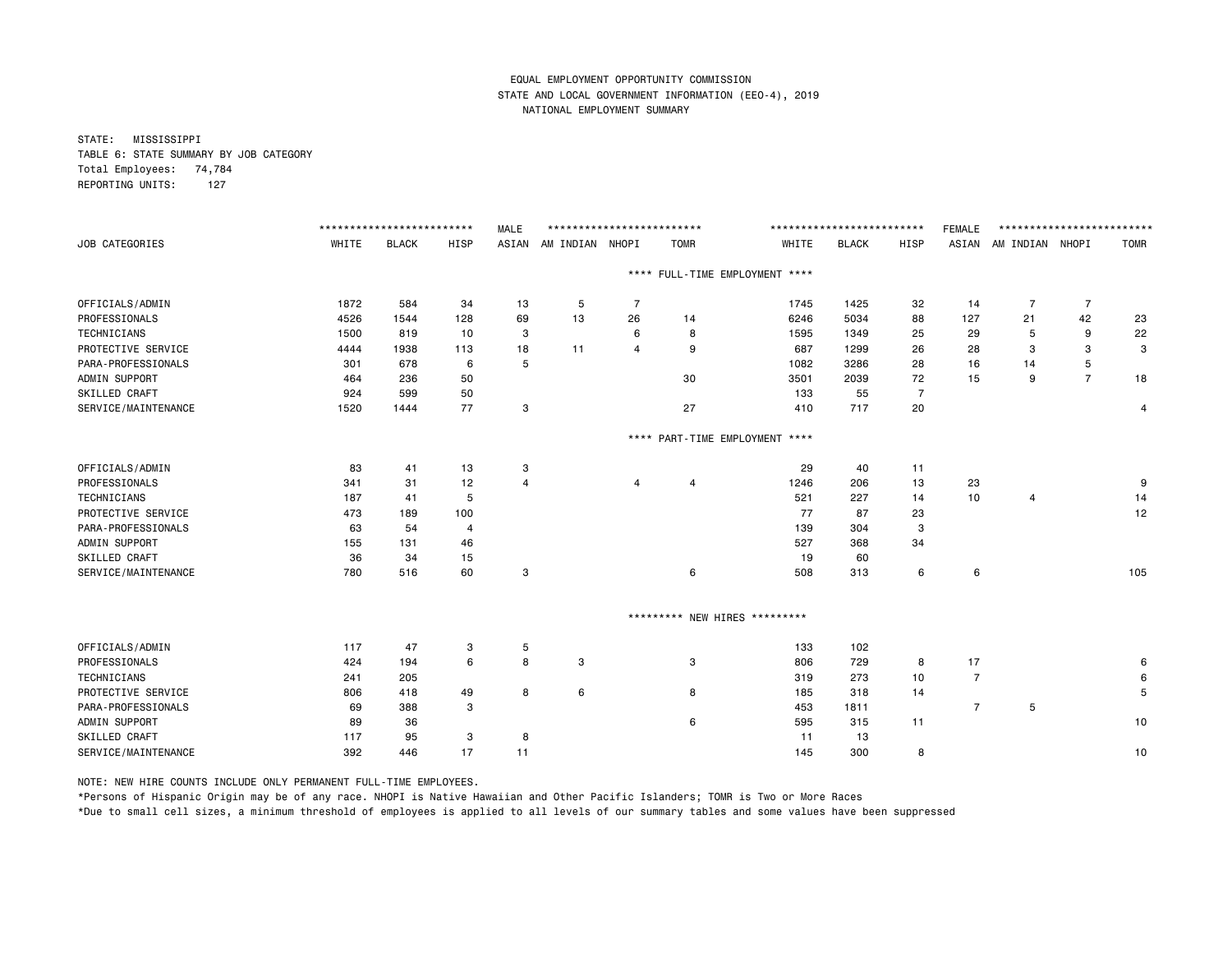EQUAL EMPLOYMENT OPPORTUNITY COMMISSION
STATE AND LOCAL GOVERNMENT INFORMATION (EEO-4), 2019
NATIONAL EMPLOYMENT SUMMARY

STATE: MISSISSIPPI
TABLE 6: STATE SUMMARY BY JOB CATEGORY
Total Employees: 74,784
REPORTING UNITS: 127

| | MALE | | | | | | | FEMALE | | | | | | |
|---|---|---|---|---|---|---|---|---|---|---|---|---|---|---|
| JOB CATEGORIES | WHITE | BLACK | HISP | ASIAN | AM INDIAN | NHOPI | TOMR | WHITE | BLACK | HISP | ASIAN | AM INDIAN | NHOPI | TOMR |
| **** FULL-TIME EMPLOYMENT **** | | | | | | | | | | | | | | |
| OFFICIALS/ADMIN | 1872 | 584 | 34 | 13 | 5 | 7 | | 1745 | 1425 | 32 | 14 | 7 | 7 | |
| PROFESSIONALS | 4526 | 1544 | 128 | 69 | 13 | 26 | 14 | 6246 | 5034 | 88 | 127 | 21 | 42 | 23 |
| TECHNICIANS | 1500 | 819 | 10 | 3 | | 6 | 8 | 1595 | 1349 | 25 | 29 | 5 | 9 | 22 |
| PROTECTIVE SERVICE | 4444 | 1938 | 113 | 18 | 11 | 4 | 9 | 687 | 1299 | 26 | 28 | 3 | 3 | 3 |
| PARA-PROFESSIONALS | 301 | 678 | 6 | 5 | | | | 1082 | 3286 | 28 | 16 | 14 | 5 | |
| ADMIN SUPPORT | 464 | 236 | 50 | | | | 30 | 3501 | 2039 | 72 | 15 | 9 | 7 | 18 |
| SKILLED CRAFT | 924 | 599 | 50 | | | | | 133 | 55 | 7 | | | | |
| SERVICE/MAINTENANCE | 1520 | 1444 | 77 | 3 | | | 27 | 410 | 717 | 20 | | | | 4 |
| **** PART-TIME EMPLOYMENT **** | | | | | | | | | | | | | | |
| OFFICIALS/ADMIN | 83 | 41 | 13 | 3 | | | | 29 | 40 | 11 | | | | |
| PROFESSIONALS | 341 | 31 | 12 | 4 | | 4 | 4 | 1246 | 206 | 13 | 23 | | | 9 |
| TECHNICIANS | 187 | 41 | 5 | | | | | 521 | 227 | 14 | 10 | 4 | | 14 |
| PROTECTIVE SERVICE | 473 | 189 | 100 | | | | | 77 | 87 | 23 | | | | 12 |
| PARA-PROFESSIONALS | 63 | 54 | 4 | | | | | 139 | 304 | 3 | | | | |
| ADMIN SUPPORT | 155 | 131 | 46 | | | | | 527 | 368 | 34 | | | | |
| SKILLED CRAFT | 36 | 34 | 15 | | | | | 19 | 60 | | | | | |
| SERVICE/MAINTENANCE | 780 | 516 | 60 | 3 | | | 6 | 508 | 313 | 6 | 6 | | | 105 |
| ********* NEW HIRES ********* | | | | | | | | | | | | | | |
| OFFICIALS/ADMIN | 117 | 47 | 3 | 5 | | | | 133 | 102 | | | | | |
| PROFESSIONALS | 424 | 194 | 6 | 8 | 3 | | 3 | 806 | 729 | 8 | 17 | | | 6 |
| TECHNICIANS | 241 | 205 | | | | | | 319 | 273 | 10 | 7 | | | 6 |
| PROTECTIVE SERVICE | 806 | 418 | 49 | 8 | 6 | | 8 | 185 | 318 | 14 | | | | 5 |
| PARA-PROFESSIONALS | 69 | 388 | 3 | | | | | 453 | 1811 | | 7 | 5 | | |
| ADMIN SUPPORT | 89 | 36 | | | | | 6 | 595 | 315 | 11 | | | | 10 |
| SKILLED CRAFT | 117 | 95 | 3 | 8 | | | | 11 | 13 | | | | | |
| SERVICE/MAINTENANCE | 392 | 446 | 17 | 11 | | | | 145 | 300 | 8 | | | | 10 |

NOTE: NEW HIRE COUNTS INCLUDE ONLY PERMANENT FULL-TIME EMPLOYEES.

*Persons of Hispanic Origin may be of any race. NHOPI is Native Hawaiian and Other Pacific Islanders; TOMR is Two or More Races

*Due to small cell sizes, a minimum threshold of employees is applied to all levels of our summary tables and some values have been suppressed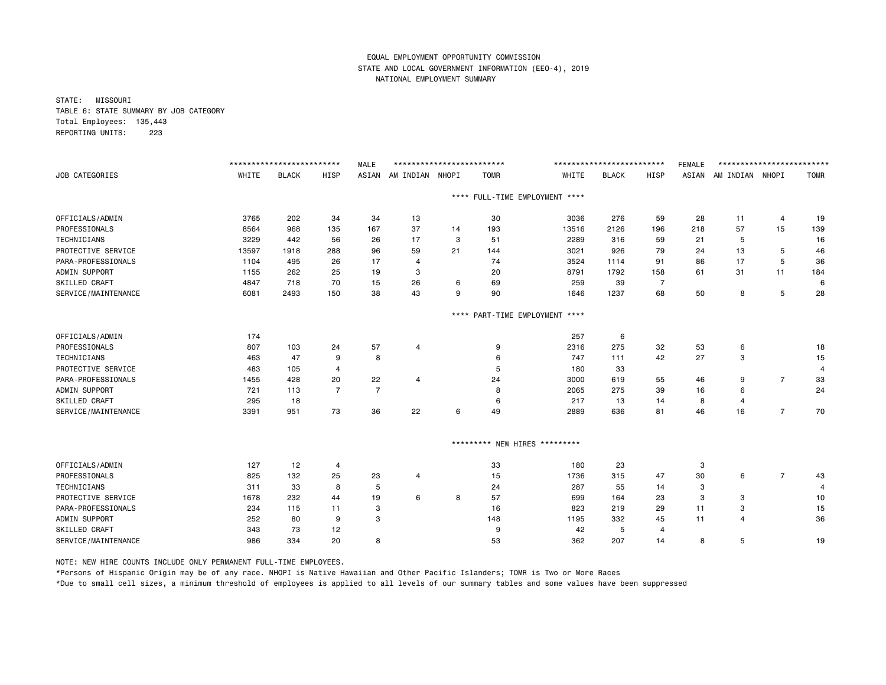EQUAL EMPLOYMENT OPPORTUNITY COMMISSION
STATE AND LOCAL GOVERNMENT INFORMATION (EEO-4), 2019
NATIONAL EMPLOYMENT SUMMARY

STATE: MISSOURI
TABLE 6: STATE SUMMARY BY JOB CATEGORY
Total Employees: 135,443
REPORTING UNITS: 223

| JOB CATEGORIES | MALE WHITE | MALE BLACK | MALE HISP | MALE ASIAN | MALE AM INDIAN | MALE NHOPI | MALE TOMR | FEMALE WHITE | FEMALE BLACK | FEMALE HISP | FEMALE ASIAN | FEMALE AM INDIAN | FEMALE NHOPI | FEMALE TOMR |
|---|---|---|---|---|---|---|---|---|---|---|---|---|---|---|
| **** FULL-TIME EMPLOYMENT **** | | | | | | | | | | | | | | |
| OFFICIALS/ADMIN | 3765 | 202 | 34 | 34 | 13 | | 30 | 3036 | 276 | 59 | 28 | 11 | 4 | 19 |
| PROFESSIONALS | 8564 | 968 | 135 | 167 | 37 | 14 | 193 | 13516 | 2126 | 196 | 218 | 57 | 15 | 139 |
| TECHNICIANS | 3229 | 442 | 56 | 26 | 17 | 3 | 51 | 2289 | 316 | 59 | 21 | 5 | | 16 |
| PROTECTIVE SERVICE | 13597 | 1918 | 288 | 96 | 59 | 21 | 144 | 3021 | 926 | 79 | 24 | 13 | 5 | 46 |
| PARA-PROFESSIONALS | 1104 | 495 | 26 | 17 | 4 | | 74 | 3524 | 1114 | 91 | 86 | 17 | 5 | 36 |
| ADMIN SUPPORT | 1155 | 262 | 25 | 19 | 3 | | 20 | 8791 | 1792 | 158 | 61 | 31 | 11 | 184 |
| SKILLED CRAFT | 4847 | 718 | 70 | 15 | 26 | 6 | 69 | 259 | 39 | 7 | | | | 6 |
| SERVICE/MAINTENANCE | 6081 | 2493 | 150 | 38 | 43 | 9 | 90 | 1646 | 1237 | 68 | 50 | 8 | 5 | 28 |
| **** PART-TIME EMPLOYMENT **** | | | | | | | | | | | | | | |
| OFFICIALS/ADMIN | 174 | | | | | | | 257 | 6 | | | | | |
| PROFESSIONALS | 807 | 103 | 24 | 57 | 4 | | 9 | 2316 | 275 | 32 | 53 | 6 | | 18 |
| TECHNICIANS | 463 | 47 | 9 | 8 | | | 6 | 747 | 111 | 42 | 27 | 3 | | 15 |
| PROTECTIVE SERVICE | 483 | 105 | 4 | | | | 5 | 180 | 33 | | | | | 4 |
| PARA-PROFESSIONALS | 1455 | 428 | 20 | 22 | 4 | | 24 | 3000 | 619 | 55 | 46 | 9 | 7 | 33 |
| ADMIN SUPPORT | 721 | 113 | 7 | 7 | | | 8 | 2065 | 275 | 39 | 16 | 6 | | 24 |
| SKILLED CRAFT | 295 | 18 | | | | | 6 | 217 | 13 | 14 | 8 | 4 | | |
| SERVICE/MAINTENANCE | 3391 | 951 | 73 | 36 | 22 | 6 | 49 | 2889 | 636 | 81 | 46 | 16 | 7 | 70 |
| ********* NEW HIRES ********* | | | | | | | | | | | | | | |
| OFFICIALS/ADMIN | 127 | 12 | 4 | | | | 33 | 180 | 23 | | 3 | | | |
| PROFESSIONALS | 825 | 132 | 25 | 23 | 4 | | 15 | 1736 | 315 | 47 | 30 | 6 | 7 | 43 |
| TECHNICIANS | 311 | 33 | 8 | 5 | | | 24 | 287 | 55 | 14 | 3 | | | 4 |
| PROTECTIVE SERVICE | 1678 | 232 | 44 | 19 | 6 | 8 | 57 | 699 | 164 | 23 | 3 | 3 | | 10 |
| PARA-PROFESSIONALS | 234 | 115 | 11 | 3 | | | 16 | 823 | 219 | 29 | 11 | 3 | | 15 |
| ADMIN SUPPORT | 252 | 80 | 9 | 3 | | | 148 | 1195 | 332 | 45 | 11 | 4 | | 36 |
| SKILLED CRAFT | 343 | 73 | 12 | | | | 9 | 42 | 5 | 4 | | | | |
| SERVICE/MAINTENANCE | 986 | 334 | 20 | 8 | | | 53 | 362 | 207 | 14 | 8 | 5 | | 19 |

NOTE: NEW HIRE COUNTS INCLUDE ONLY PERMANENT FULL-TIME EMPLOYEES.

*Persons of Hispanic Origin may be of any race. NHOPI is Native Hawaiian and Other Pacific Islanders; TOMR is Two or More Races

*Due to small cell sizes, a minimum threshold of employees is applied to all levels of our summary tables and some values have been suppressed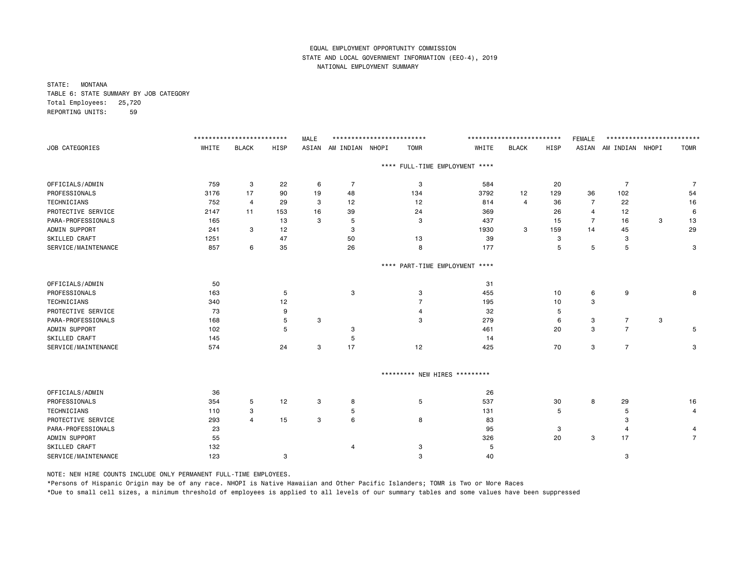EQUAL EMPLOYMENT OPPORTUNITY COMMISSION
STATE AND LOCAL GOVERNMENT INFORMATION (EEO-4), 2019
NATIONAL EMPLOYMENT SUMMARY

STATE: MONTANA
TABLE 6: STATE SUMMARY BY JOB CATEGORY
Total Employees: 25,720
REPORTING UNITS: 59

| JOB CATEGORIES | MALE | | | | | | | FEMALE | | | | | | |
|---|---|---|---|---|---|---|---|---|---|---|---|---|---|---|
| | WHITE | BLACK | HISP | ASIAN | AM INDIAN | NHOPI | TOMR | WHITE | BLACK | HISP | ASIAN | AM INDIAN | NHOPI | TOMR |
| **** FULL-TIME EMPLOYMENT **** | | | | | | | | | | | | | | |
| OFFICIALS/ADMIN | 759 | 3 | 22 | 6 | 7 | | 3 | 584 | | 20 | | 7 | | 7 |
| PROFESSIONALS | 3176 | 17 | 90 | 19 | 48 | | 134 | 3792 | 12 | 129 | 36 | 102 | | 54 |
| TECHNICIANS | 752 | 4 | 29 | 3 | 12 | | 12 | 814 | 4 | 36 | 7 | 22 | | 16 |
| PROTECTIVE SERVICE | 2147 | 11 | 153 | 16 | 39 | | 24 | 369 | | 26 | 4 | 12 | | 6 |
| PARA-PROFESSIONALS | 165 | | 13 | 3 | 5 | | 3 | 437 | | 15 | 7 | 16 | 3 | 13 |
| ADMIN SUPPORT | 241 | 3 | 12 | | 3 | | | 1930 | 3 | 159 | 14 | 45 | | 29 |
| SKILLED CRAFT | 1251 | | 47 | | 50 | | 13 | 39 | | 3 | | 3 | | |
| SERVICE/MAINTENANCE | 857 | 6 | 35 | | 26 | | 8 | 177 | | 5 | 5 | 5 | | 3 |
| **** PART-TIME EMPLOYMENT **** | | | | | | | | | | | | | | |
| OFFICIALS/ADMIN | 50 | | | | | | | 31 | | | | | | |
| PROFESSIONALS | 163 | | 5 | | 3 | | 3 | 455 | | 10 | 6 | 9 | | 8 |
| TECHNICIANS | 340 | | 12 | | | | 7 | 195 | | 10 | 3 | | | |
| PROTECTIVE SERVICE | 73 | | 9 | | | | 4 | 32 | | 5 | | | | |
| PARA-PROFESSIONALS | 168 | | 5 | 3 | | | 3 | 279 | | 6 | 3 | 7 | 3 | |
| ADMIN SUPPORT | 102 | | 5 | | 3 | | | 461 | | 20 | 3 | 7 | | 5 |
| SKILLED CRAFT | 145 | | | | 5 | | | 14 | | | | | | |
| SERVICE/MAINTENANCE | 574 | | 24 | 3 | 17 | | 12 | 425 | | 70 | 3 | 7 | | 3 |
| ********* NEW HIRES ********* | | | | | | | | | | | | | | |
| OFFICIALS/ADMIN | 36 | | | | | | | 26 | | | | | | |
| PROFESSIONALS | 354 | 5 | 12 | 3 | 8 | | 5 | 537 | | 30 | 8 | 29 | | 16 |
| TECHNICIANS | 110 | 3 | | | 5 | | | 131 | | 5 | | 5 | | 4 |
| PROTECTIVE SERVICE | 293 | 4 | 15 | 3 | 6 | | 8 | 83 | | | | 3 | | |
| PARA-PROFESSIONALS | 23 | | | | | | | 95 | | 3 | | 4 | | 4 |
| ADMIN SUPPORT | 55 | | | | | | | 326 | | 20 | 3 | 17 | | 7 |
| SKILLED CRAFT | 132 | | | | 4 | | 3 | 5 | | | | | | |
| SERVICE/MAINTENANCE | 123 | | 3 | | | | 3 | 40 | | | | 3 | | |

NOTE: NEW HIRE COUNTS INCLUDE ONLY PERMANENT FULL-TIME EMPLOYEES.

*Persons of Hispanic Origin may be of any race. NHOPI is Native Hawaiian and Other Pacific Islanders; TOMR is Two or More Races

*Due to small cell sizes, a minimum threshold of employees is applied to all levels of our summary tables and some values have been suppressed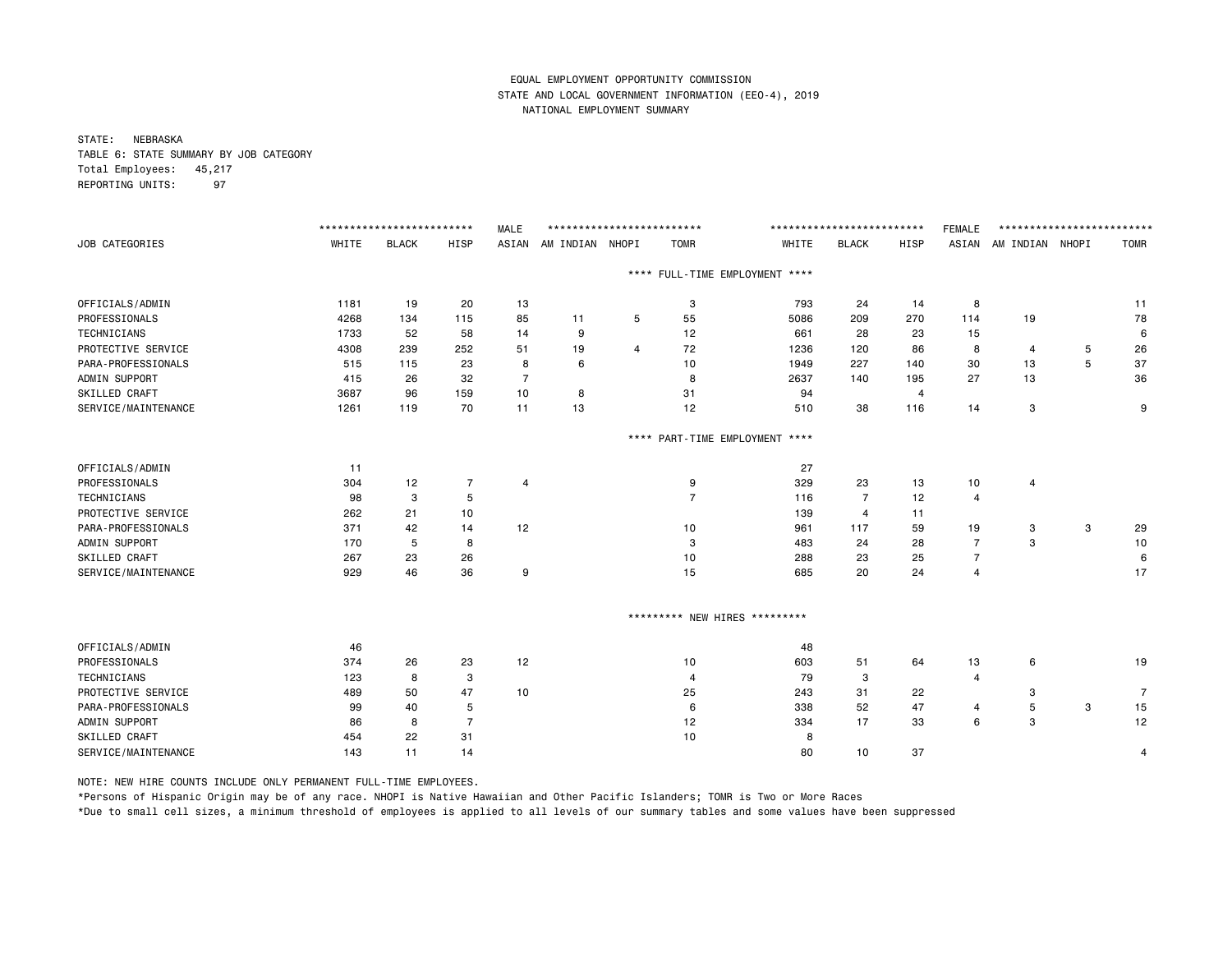EQUAL EMPLOYMENT OPPORTUNITY COMMISSION
STATE AND LOCAL GOVERNMENT INFORMATION (EEO-4), 2019
NATIONAL EMPLOYMENT SUMMARY

STATE: NEBRASKA
TABLE 6: STATE SUMMARY BY JOB CATEGORY
Total Employees: 45,217
REPORTING UNITS: 97

| JOB CATEGORIES | MALE WHITE | MALE BLACK | MALE HISP | MALE ASIAN | MALE AM INDIAN | MALE NHOPI | MALE TOMR | FEMALE WHITE | FEMALE BLACK | FEMALE HISP | FEMALE ASIAN | FEMALE AM INDIAN | FEMALE NHOPI | FEMALE TOMR |
|---|---|---|---|---|---|---|---|---|---|---|---|---|---|---|
| **\*\*\*\* FULL-TIME EMPLOYMENT \*\*\*\*** | | | | | | | | | | | | | | |
| OFFICIALS/ADMIN | 1181 | 19 | 20 | 13 | | | 3 | 793 | 24 | 14 | 8 | | | 11 |
| PROFESSIONALS | 4268 | 134 | 115 | 85 | 11 | 5 | 55 | 5086 | 209 | 270 | 114 | 19 | | 78 |
| TECHNICIANS | 1733 | 52 | 58 | 14 | 9 | | 12 | 661 | 28 | 23 | 15 | | | 6 |
| PROTECTIVE SERVICE | 4308 | 239 | 252 | 51 | 19 | 4 | 72 | 1236 | 120 | 86 | 8 | 4 | 5 | 26 |
| PARA-PROFESSIONALS | 515 | 115 | 23 | 8 | 6 | | 10 | 1949 | 227 | 140 | 30 | 13 | 5 | 37 |
| ADMIN SUPPORT | 415 | 26 | 32 | 7 | | | 8 | 2637 | 140 | 195 | 27 | 13 | | 36 |
| SKILLED CRAFT | 3687 | 96 | 159 | 10 | 8 | | 31 | 94 | | 4 | | | | |
| SERVICE/MAINTENANCE | 1261 | 119 | 70 | 11 | 13 | | 12 | 510 | 38 | 116 | 14 | 3 | | 9 |
| **\*\*\*\* PART-TIME EMPLOYMENT \*\*\*\*** | | | | | | | | | | | | | | |
| OFFICIALS/ADMIN | 11 | | | | | | | 27 | | | | | | |
| PROFESSIONALS | 304 | 12 | 7 | 4 | | | 9 | 329 | 23 | 13 | 10 | 4 | | |
| TECHNICIANS | 98 | 3 | 5 | | | | 7 | 116 | 7 | 12 | 4 | | | |
| PROTECTIVE SERVICE | 262 | 21 | 10 | | | | | 139 | 4 | 11 | | | | |
| PARA-PROFESSIONALS | 371 | 42 | 14 | 12 | | | 10 | 961 | 117 | 59 | 19 | 3 | 3 | 29 |
| ADMIN SUPPORT | 170 | 5 | 8 | | | | 3 | 483 | 24 | 28 | 7 | 3 | | 10 |
| SKILLED CRAFT | 267 | 23 | 26 | | | | 10 | 288 | 23 | 25 | 7 | | | 6 |
| SERVICE/MAINTENANCE | 929 | 46 | 36 | 9 | | | 15 | 685 | 20 | 24 | 4 | | | 17 |
| **\*\*\*\*\*\*\*\*\* NEW HIRES \*\*\*\*\*\*\*\*\*** | | | | | | | | | | | | | | |
| OFFICIALS/ADMIN | 46 | | | | | | | 48 | | | | | | |
| PROFESSIONALS | 374 | 26 | 23 | 12 | | | 10 | 603 | 51 | 64 | 13 | 6 | | 19 |
| TECHNICIANS | 123 | 8 | 3 | | | | 4 | 79 | 3 | | 4 | | | |
| PROTECTIVE SERVICE | 489 | 50 | 47 | 10 | | | 25 | 243 | 31 | 22 | | 3 | | 7 |
| PARA-PROFESSIONALS | 99 | 40 | 5 | | | | 6 | 338 | 52 | 47 | 4 | 5 | 3 | 15 |
| ADMIN SUPPORT | 86 | 8 | 7 | | | | 12 | 334 | 17 | 33 | 6 | 3 | | 12 |
| SKILLED CRAFT | 454 | 22 | 31 | | | | 10 | 8 | | | | | | |
| SERVICE/MAINTENANCE | 143 | 11 | 14 | | | | | 80 | 10 | 37 | | | | 4 |

NOTE: NEW HIRE COUNTS INCLUDE ONLY PERMANENT FULL-TIME EMPLOYEES.

*Persons of Hispanic Origin may be of any race. NHOPI is Native Hawaiian and Other Pacific Islanders; TOMR is Two or More Races

*Due to small cell sizes, a minimum threshold of employees is applied to all levels of our summary tables and some values have been suppressed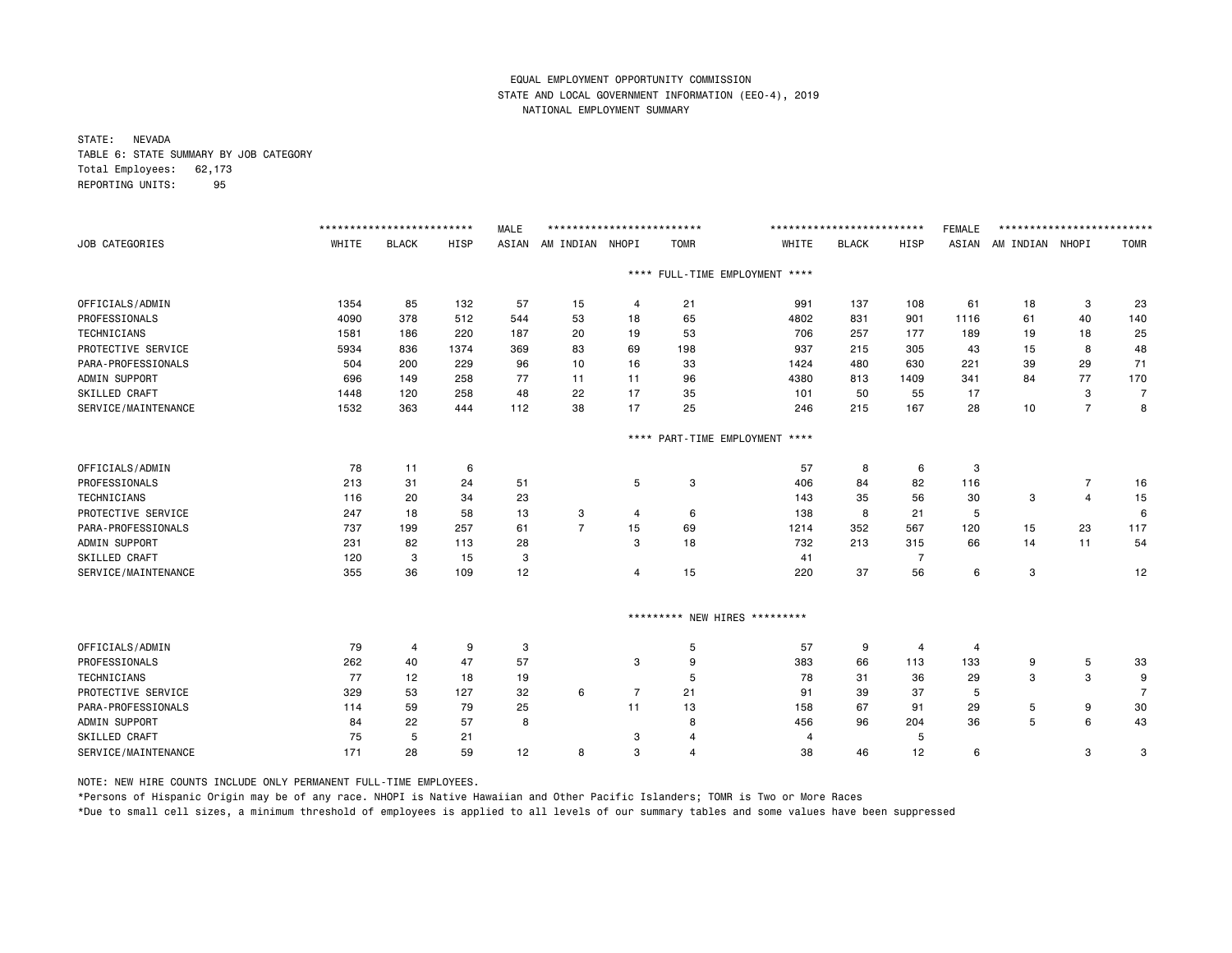EQUAL EMPLOYMENT OPPORTUNITY COMMISSION
STATE AND LOCAL GOVERNMENT INFORMATION (EEO-4), 2019
NATIONAL EMPLOYMENT SUMMARY

STATE: NEVADA
TABLE 6: STATE SUMMARY BY JOB CATEGORY
Total Employees: 62,173
REPORTING UNITS: 95

| JOB CATEGORIES | MALE WHITE | MALE BLACK | MALE HISP | MALE ASIAN | MALE AM INDIAN | MALE NHOPI | MALE TOMR | FEMALE WHITE | FEMALE BLACK | FEMALE HISP | FEMALE ASIAN | FEMALE AM INDIAN | FEMALE NHOPI | FEMALE TOMR |
|---|---|---|---|---|---|---|---|---|---|---|---|---|---|---|
| **** FULL-TIME EMPLOYMENT **** | | | | | | | | | | | | | | |
| OFFICIALS/ADMIN | 1354 | 85 | 132 | 57 | 15 | 4 | 21 | 991 | 137 | 108 | 61 | 18 | 3 | 23 |
| PROFESSIONALS | 4090 | 378 | 512 | 544 | 53 | 18 | 65 | 4802 | 831 | 901 | 1116 | 61 | 40 | 140 |
| TECHNICIANS | 1581 | 186 | 220 | 187 | 20 | 19 | 53 | 706 | 257 | 177 | 189 | 19 | 18 | 25 |
| PROTECTIVE SERVICE | 5934 | 836 | 1374 | 369 | 83 | 69 | 198 | 937 | 215 | 305 | 43 | 15 | 8 | 48 |
| PARA-PROFESSIONALS | 504 | 200 | 229 | 96 | 10 | 16 | 33 | 1424 | 480 | 630 | 221 | 39 | 29 | 71 |
| ADMIN SUPPORT | 696 | 149 | 258 | 77 | 11 | 11 | 96 | 4380 | 813 | 1409 | 341 | 84 | 77 | 170 |
| SKILLED CRAFT | 1448 | 120 | 258 | 48 | 22 | 17 | 35 | 101 | 50 | 55 | 17 | | 3 | 7 |
| SERVICE/MAINTENANCE | 1532 | 363 | 444 | 112 | 38 | 17 | 25 | 246 | 215 | 167 | 28 | 10 | 7 | 8 |
| **** PART-TIME EMPLOYMENT **** | | | | | | | | | | | | | | |
| OFFICIALS/ADMIN | 78 | 11 | 6 | | | | | 57 | 8 | 6 | 3 | | | |
| PROFESSIONALS | 213 | 31 | 24 | 51 | | 5 | 3 | 406 | 84 | 82 | 116 | | 7 | 16 |
| TECHNICIANS | 116 | 20 | 34 | 23 | | | | 143 | 35 | 56 | 30 | 3 | 4 | 15 |
| PROTECTIVE SERVICE | 247 | 18 | 58 | 13 | 3 | 4 | 6 | 138 | 8 | 21 | 5 | | | 6 |
| PARA-PROFESSIONALS | 737 | 199 | 257 | 61 | 7 | 15 | 69 | 1214 | 352 | 567 | 120 | 15 | 23 | 117 |
| ADMIN SUPPORT | 231 | 82 | 113 | 28 | | 3 | 18 | 732 | 213 | 315 | 66 | 14 | 11 | 54 |
| SKILLED CRAFT | 120 | 3 | 15 | 3 | | | | 41 | | 7 | | | | |
| SERVICE/MAINTENANCE | 355 | 36 | 109 | 12 | | 4 | 15 | 220 | 37 | 56 | 6 | 3 | | 12 |
| ********* NEW HIRES ********* | | | | | | | | | | | | | | |
| OFFICIALS/ADMIN | 79 | 4 | 9 | 3 | | | 5 | 57 | 9 | 4 | 4 | | | |
| PROFESSIONALS | 262 | 40 | 47 | 57 | | 3 | 9 | 383 | 66 | 113 | 133 | 9 | 5 | 33 |
| TECHNICIANS | 77 | 12 | 18 | 19 | | | 5 | 78 | 31 | 36 | 29 | 3 | 3 | 9 |
| PROTECTIVE SERVICE | 329 | 53 | 127 | 32 | 6 | 7 | 21 | 91 | 39 | 37 | 5 | | | 7 |
| PARA-PROFESSIONALS | 114 | 59 | 79 | 25 | | 11 | 13 | 158 | 67 | 91 | 29 | 5 | 9 | 30 |
| ADMIN SUPPORT | 84 | 22 | 57 | 8 | | | 8 | 456 | 96 | 204 | 36 | 5 | 6 | 43 |
| SKILLED CRAFT | 75 | 5 | 21 | | | 3 | 4 | 4 | | 5 | | | | |
| SERVICE/MAINTENANCE | 171 | 28 | 59 | 12 | 8 | 3 | 4 | 38 | 46 | 12 | 6 | | 3 | 3 |

NOTE: NEW HIRE COUNTS INCLUDE ONLY PERMANENT FULL-TIME EMPLOYEES.

*Persons of Hispanic Origin may be of any race. NHOPI is Native Hawaiian and Other Pacific Islanders; TOMR is Two or More Races

*Due to small cell sizes, a minimum threshold of employees is applied to all levels of our summary tables and some values have been suppressed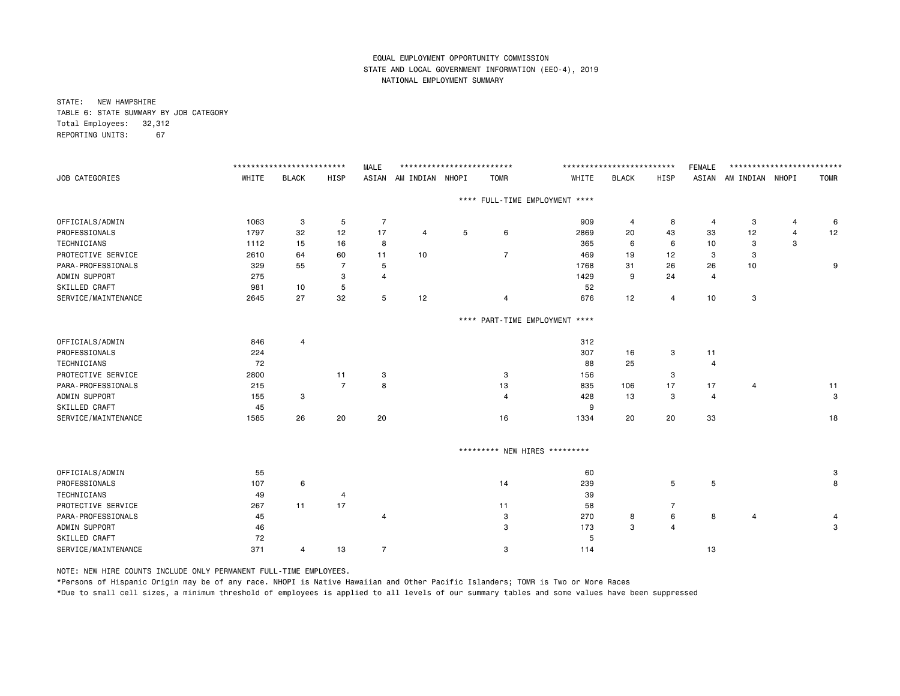EQUAL EMPLOYMENT OPPORTUNITY COMMISSION
STATE AND LOCAL GOVERNMENT INFORMATION (EEO-4), 2019
NATIONAL EMPLOYMENT SUMMARY

STATE: NEW HAMPSHIRE
TABLE 6: STATE SUMMARY BY JOB CATEGORY
Total Employees: 32,312
REPORTING UNITS: 67

| JOB CATEGORIES | MALE WHITE | MALE BLACK | MALE HISP | MALE ASIAN | MALE AM INDIAN | MALE NHOPI | MALE TOMR | FEMALE WHITE | FEMALE BLACK | FEMALE HISP | FEMALE ASIAN | FEMALE AM INDIAN | FEMALE NHOPI | FEMALE TOMR |
|---|---|---|---|---|---|---|---|---|---|---|---|---|---|---|
| **** FULL-TIME EMPLOYMENT **** | | | | | | | | | | | | | | |
| OFFICIALS/ADMIN | 1063 | 3 | 5 | 7 | | | | 909 | 4 | 8 | 4 | 3 | 4 | 6 |
| PROFESSIONALS | 1797 | 32 | 12 | 17 | 4 | 5 | 6 | 2869 | 20 | 43 | 33 | 12 | 4 | 12 |
| TECHNICIANS | 1112 | 15 | 16 | 8 | | | | 365 | 6 | 6 | 10 | 3 | 3 | |
| PROTECTIVE SERVICE | 2610 | 64 | 60 | 11 | 10 | | 7 | 469 | 19 | 12 | 3 | 3 | | |
| PARA-PROFESSIONALS | 329 | 55 | 7 | 5 | | | | 1768 | 31 | 26 | 26 | 10 | | 9 |
| ADMIN SUPPORT | 275 | | 3 | 4 | | | | 1429 | 9 | 24 | 4 | | | |
| SKILLED CRAFT | 981 | 10 | 5 | | | | | 52 | | | | | | |
| SERVICE/MAINTENANCE | 2645 | 27 | 32 | 5 | 12 | | 4 | 676 | 12 | 4 | 10 | 3 | | |
| **** PART-TIME EMPLOYMENT **** | | | | | | | | | | | | | | |
| OFFICIALS/ADMIN | 846 | 4 | | | | | | 312 | | | | | | |
| PROFESSIONALS | 224 | | | | | | | 307 | 16 | 3 | 11 | | | |
| TECHNICIANS | 72 | | | | | | | 88 | 25 | | 4 | | | |
| PROTECTIVE SERVICE | 2800 | | 11 | 3 | | | 3 | 156 | | 3 | | | | |
| PARA-PROFESSIONALS | 215 | | 7 | 8 | | | 13 | 835 | 106 | 17 | 17 | 4 | | 11 |
| ADMIN SUPPORT | 155 | 3 | | | | | 4 | 428 | 13 | 3 | 4 | | | 3 |
| SKILLED CRAFT | 45 | | | | | | | 9 | | | | | | |
| SERVICE/MAINTENANCE | 1585 | 26 | 20 | 20 | | | 16 | 1334 | 20 | 20 | 33 | | | 18 |
| ********* NEW HIRES ********* | | | | | | | | | | | | | | |
| OFFICIALS/ADMIN | 55 | | | | | | | 60 | | | | | | 3 |
| PROFESSIONALS | 107 | 6 | | | | | 14 | 239 | | 5 | 5 | | | 8 |
| TECHNICIANS | 49 | | 4 | | | | | 39 | | | | | | |
| PROTECTIVE SERVICE | 267 | 11 | 17 | | | | 11 | 58 | | 7 | | | | |
| PARA-PROFESSIONALS | 45 | | | 4 | | | 3 | 270 | 8 | 6 | 8 | 4 | | 4 |
| ADMIN SUPPORT | 46 | | | | | | 3 | 173 | 3 | 4 | | | | 3 |
| SKILLED CRAFT | 72 | | | | | | | 5 | | | | | | |
| SERVICE/MAINTENANCE | 371 | 4 | 13 | 7 | | | 3 | 114 | | | 13 | | | |

NOTE: NEW HIRE COUNTS INCLUDE ONLY PERMANENT FULL-TIME EMPLOYEES.

*Persons of Hispanic Origin may be of any race. NHOPI is Native Hawaiian and Other Pacific Islanders; TOMR is Two or More Races

*Due to small cell sizes, a minimum threshold of employees is applied to all levels of our summary tables and some values have been suppressed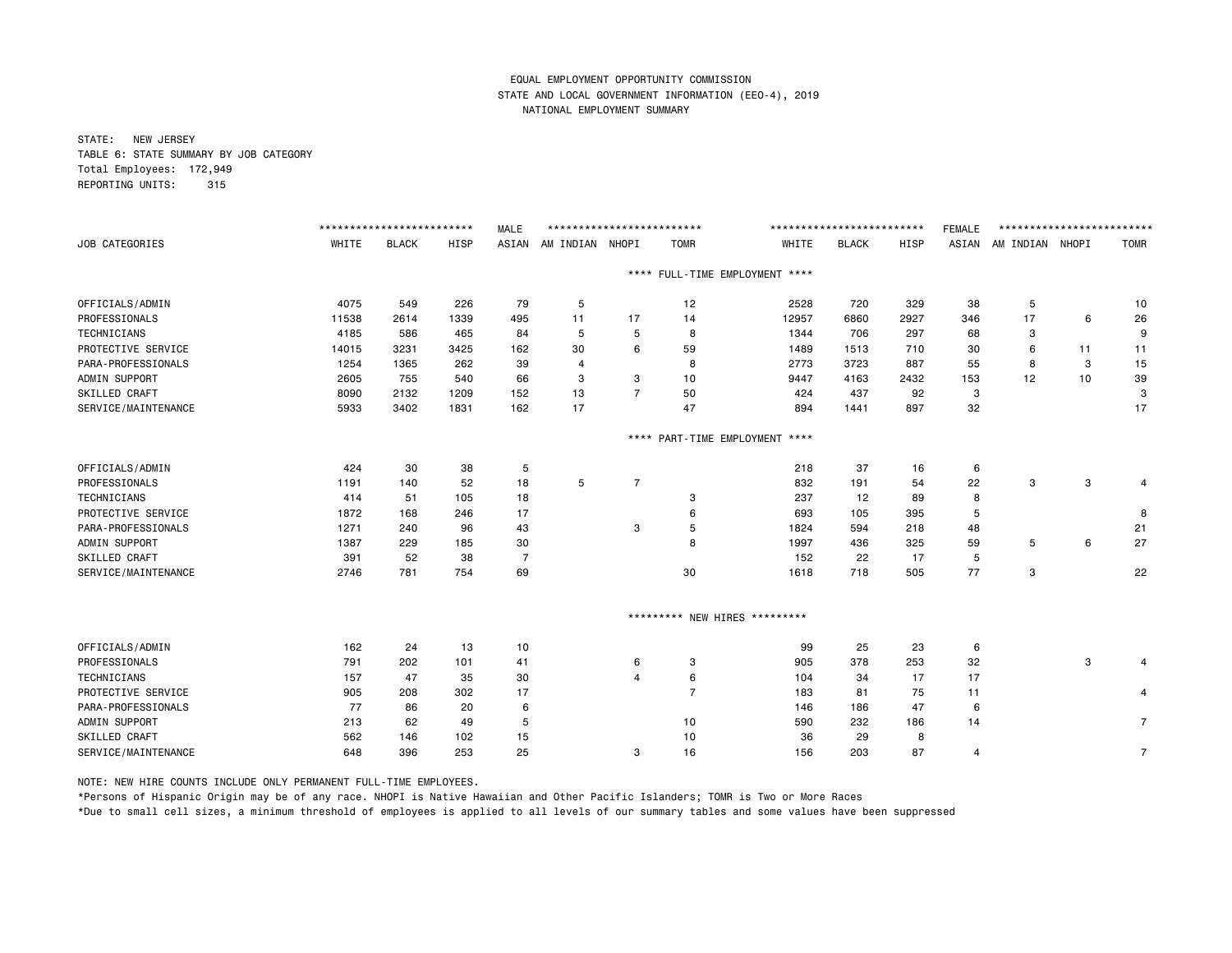EQUAL EMPLOYMENT OPPORTUNITY COMMISSION
STATE AND LOCAL GOVERNMENT INFORMATION (EEO-4), 2019
NATIONAL EMPLOYMENT SUMMARY

STATE: NEW JERSEY
TABLE 6: STATE SUMMARY BY JOB CATEGORY
Total Employees: 172,949
REPORTING UNITS: 315

| | MALE | | | | | | | FEMALE | | | | | | |
|---|---|---|---|---|---|---|---|---|---|---|---|---|---|---|
| JOB CATEGORIES | WHITE | BLACK | HISP | ASIAN | AM INDIAN | NHOPI | TOMR | WHITE | BLACK | HISP | ASIAN | AM INDIAN | NHOPI | TOMR |
| **** FULL-TIME EMPLOYMENT **** | | | | | | | | | | | | | | |
| OFFICIALS/ADMIN | 4075 | 549 | 226 | 79 | 5 | | 12 | 2528 | 720 | 329 | 38 | 5 | | 10 |
| PROFESSIONALS | 11538 | 2614 | 1339 | 495 | 11 | 17 | 14 | 12957 | 6860 | 2927 | 346 | 17 | 6 | 26 |
| TECHNICIANS | 4185 | 586 | 465 | 84 | 5 | 5 | 8 | 1344 | 706 | 297 | 68 | 3 | | 9 |
| PROTECTIVE SERVICE | 14015 | 3231 | 3425 | 162 | 30 | 6 | 59 | 1489 | 1513 | 710 | 30 | 6 | 11 | 11 |
| PARA-PROFESSIONALS | 1254 | 1365 | 262 | 39 | 4 | | 8 | 2773 | 3723 | 887 | 55 | 8 | 3 | 15 |
| ADMIN SUPPORT | 2605 | 755 | 540 | 66 | 3 | 3 | 10 | 9447 | 4163 | 2432 | 153 | 12 | 10 | 39 |
| SKILLED CRAFT | 8090 | 2132 | 1209 | 152 | 13 | 7 | 50 | 424 | 437 | 92 | 3 | | | 3 |
| SERVICE/MAINTENANCE | 5933 | 3402 | 1831 | 162 | 17 | | 47 | 894 | 1441 | 897 | 32 | | | 17 |
| **** PART-TIME EMPLOYMENT **** | | | | | | | | | | | | | | |
| OFFICIALS/ADMIN | 424 | 30 | 38 | 5 | | | | 218 | 37 | 16 | 6 | | | |
| PROFESSIONALS | 1191 | 140 | 52 | 18 | 5 | 7 | | 832 | 191 | 54 | 22 | 3 | 3 | 4 |
| TECHNICIANS | 414 | 51 | 105 | 18 | | | 3 | 237 | 12 | 89 | 8 | | | |
| PROTECTIVE SERVICE | 1872 | 168 | 246 | 17 | | | 6 | 693 | 105 | 395 | 5 | | | 8 |
| PARA-PROFESSIONALS | 1271 | 240 | 96 | 43 | | 3 | 5 | 1824 | 594 | 218 | 48 | | | 21 |
| ADMIN SUPPORT | 1387 | 229 | 185 | 30 | | | 8 | 1997 | 436 | 325 | 59 | 5 | 6 | 27 |
| SKILLED CRAFT | 391 | 52 | 38 | 7 | | | | 152 | 22 | 17 | 5 | | | |
| SERVICE/MAINTENANCE | 2746 | 781 | 754 | 69 | | | 30 | 1618 | 718 | 505 | 77 | 3 | | 22 |
| ********* NEW HIRES ********* | | | | | | | | | | | | | | |
| OFFICIALS/ADMIN | 162 | 24 | 13 | 10 | | | | 99 | 25 | 23 | 6 | | | |
| PROFESSIONALS | 791 | 202 | 101 | 41 | | 6 | 3 | 905 | 378 | 253 | 32 | | 3 | 4 |
| TECHNICIANS | 157 | 47 | 35 | 30 | | 4 | 6 | 104 | 34 | 17 | 17 | | | |
| PROTECTIVE SERVICE | 905 | 208 | 302 | 17 | | | 7 | 183 | 81 | 75 | 11 | | | 4 |
| PARA-PROFESSIONALS | 77 | 86 | 20 | 6 | | | | 146 | 186 | 47 | 6 | | | |
| ADMIN SUPPORT | 213 | 62 | 49 | 5 | | | 10 | 590 | 232 | 186 | 14 | | | 7 |
| SKILLED CRAFT | 562 | 146 | 102 | 15 | | | 10 | 36 | 29 | 8 | | | | |
| SERVICE/MAINTENANCE | 648 | 396 | 253 | 25 | | 3 | 16 | 156 | 203 | 87 | 4 | | | 7 |

NOTE: NEW HIRE COUNTS INCLUDE ONLY PERMANENT FULL-TIME EMPLOYEES.

*Persons of Hispanic Origin may be of any race. NHOPI is Native Hawaiian and Other Pacific Islanders; TOMR is Two or More Races

*Due to small cell sizes, a minimum threshold of employees is applied to all levels of our summary tables and some values have been suppressed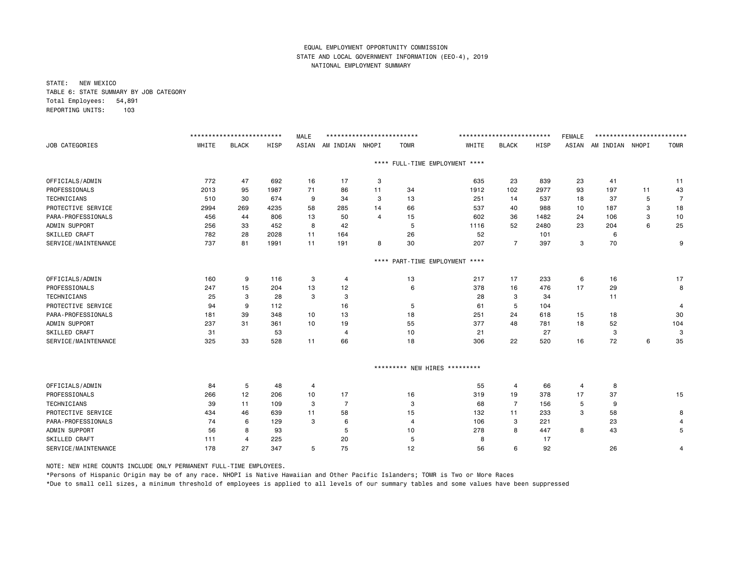EQUAL EMPLOYMENT OPPORTUNITY COMMISSION
STATE AND LOCAL GOVERNMENT INFORMATION (EEO-4), 2019
NATIONAL EMPLOYMENT SUMMARY

STATE: NEW MEXICO
TABLE 6: STATE SUMMARY BY JOB CATEGORY
Total Employees: 54,891
REPORTING UNITS: 103

| | MALE | | | | | | | FEMALE | | | | | | |
|---|---|---|---|---|---|---|---|---|---|---|---|---|---|---|
| JOB CATEGORIES | WHITE | BLACK | HISP | ASIAN | AM INDIAN | NHOPI | TOMR | WHITE | BLACK | HISP | ASIAN | AM INDIAN | NHOPI | TOMR |
| **** FULL-TIME EMPLOYMENT **** | | | | | | | | | | | | | | |
| OFFICIALS/ADMIN | 772 | 47 | 692 | 16 | 17 | 3 | | 635 | 23 | 839 | 23 | 41 | | 11 |
| PROFESSIONALS | 2013 | 95 | 1987 | 71 | 86 | 11 | 34 | 1912 | 102 | 2977 | 93 | 197 | 11 | 43 |
| TECHNICIANS | 510 | 30 | 674 | 9 | 34 | 3 | 13 | 251 | 14 | 537 | 18 | 37 | 5 | 7 |
| PROTECTIVE SERVICE | 2994 | 269 | 4235 | 58 | 285 | 14 | 66 | 537 | 40 | 988 | 10 | 187 | 3 | 18 |
| PARA-PROFESSIONALS | 456 | 44 | 806 | 13 | 50 | 4 | 15 | 602 | 36 | 1482 | 24 | 106 | 3 | 10 |
| ADMIN SUPPORT | 256 | 33 | 452 | 8 | 42 | | 5 | 1116 | 52 | 2480 | 23 | 204 | 6 | 25 |
| SKILLED CRAFT | 782 | 28 | 2028 | 11 | 164 | | 26 | 52 | | 101 | | 6 | | |
| SERVICE/MAINTENANCE | 737 | 81 | 1991 | 11 | 191 | 8 | 30 | 207 | 7 | 397 | 3 | 70 | | 9 |
| **** PART-TIME EMPLOYMENT **** | | | | | | | | | | | | | | |
| OFFICIALS/ADMIN | 160 | 9 | 116 | 3 | 4 | | 13 | 217 | 17 | 233 | 6 | 16 | | 17 |
| PROFESSIONALS | 247 | 15 | 204 | 13 | 12 | | 6 | 378 | 16 | 476 | 17 | 29 | | 8 |
| TECHNICIANS | 25 | 3 | 28 | 3 | 3 | | | 28 | 3 | 34 | | 11 | | |
| PROTECTIVE SERVICE | 94 | 9 | 112 | | 16 | | 5 | 61 | 5 | 104 | | | | 4 |
| PARA-PROFESSIONALS | 181 | 39 | 348 | 10 | 13 | | 18 | 251 | 24 | 618 | 15 | 18 | | 30 |
| ADMIN SUPPORT | 237 | 31 | 361 | 10 | 19 | | 55 | 377 | 48 | 781 | 18 | 52 | | 104 |
| SKILLED CRAFT | 31 | | 53 | | 4 | | 10 | 21 | | 27 | | 3 | | 3 |
| SERVICE/MAINTENANCE | 325 | 33 | 528 | 11 | 66 | | 18 | 306 | 22 | 520 | 16 | 72 | 6 | 35 |
| ********* NEW HIRES ********* | | | | | | | | | | | | | | |
| OFFICIALS/ADMIN | 84 | 5 | 48 | 4 | | | | 55 | 4 | 66 | 4 | 8 | | |
| PROFESSIONALS | 266 | 12 | 206 | 10 | 17 | | 16 | 319 | 19 | 378 | 17 | 37 | | 15 |
| TECHNICIANS | 39 | 11 | 109 | 3 | 7 | | 3 | 68 | 7 | 156 | 5 | 9 | | |
| PROTECTIVE SERVICE | 434 | 46 | 639 | 11 | 58 | | 15 | 132 | 11 | 233 | 3 | 58 | | 8 |
| PARA-PROFESSIONALS | 74 | 6 | 129 | 3 | 6 | | 4 | 106 | 3 | 221 | | 23 | | 4 |
| ADMIN SUPPORT | 56 | 8 | 93 | | 5 | | 10 | 278 | 8 | 447 | 8 | 43 | | 5 |
| SKILLED CRAFT | 111 | 4 | 225 | | 20 | | 5 | 8 | | 17 | | | | |
| SERVICE/MAINTENANCE | 178 | 27 | 347 | 5 | 75 | | 12 | 56 | 6 | 92 | | 26 | | 4 |

NOTE: NEW HIRE COUNTS INCLUDE ONLY PERMANENT FULL-TIME EMPLOYEES.

*Persons of Hispanic Origin may be of any race. NHOPI is Native Hawaiian and Other Pacific Islanders; TOMR is Two or More Races

*Due to small cell sizes, a minimum threshold of employees is applied to all levels of our summary tables and some values have been suppressed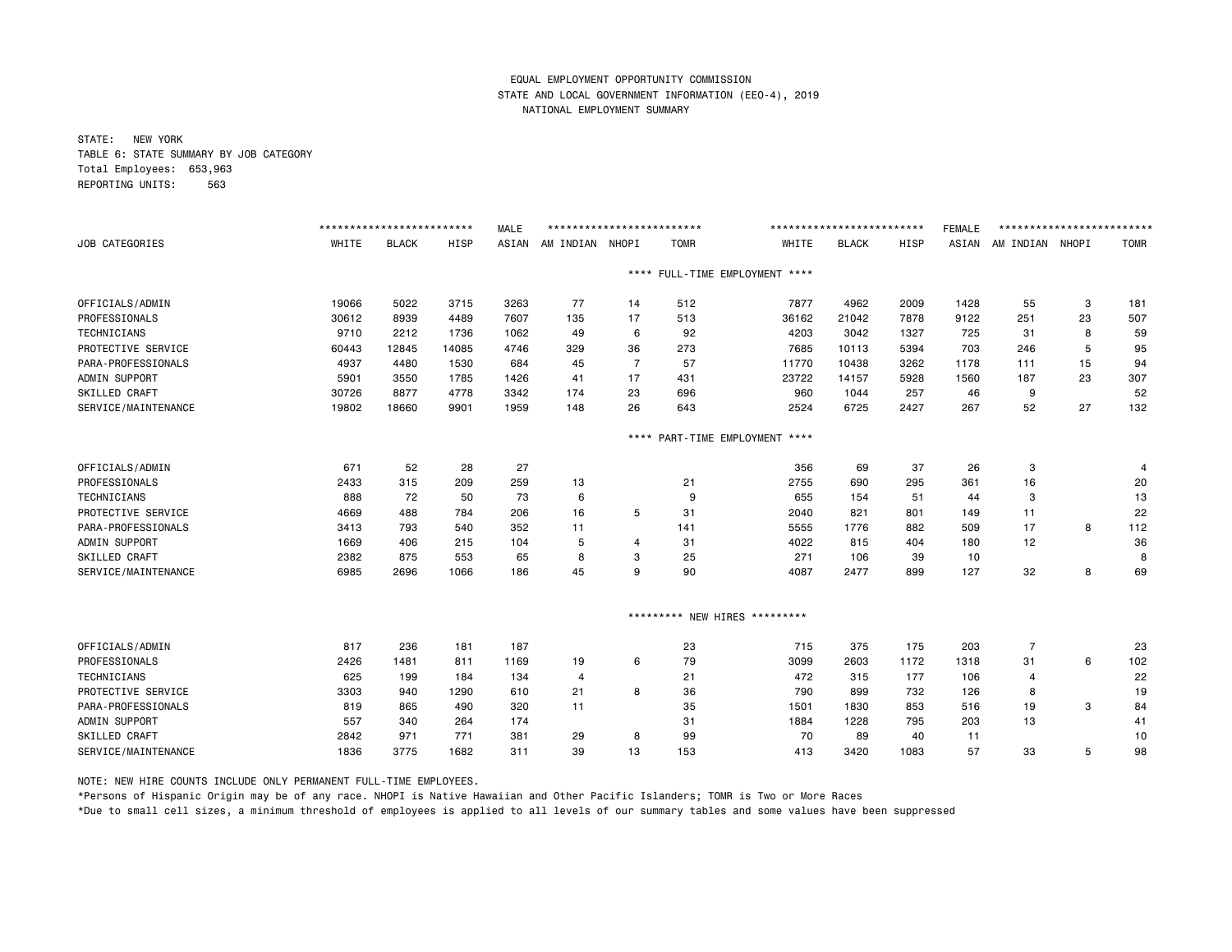EQUAL EMPLOYMENT OPPORTUNITY COMMISSION
STATE AND LOCAL GOVERNMENT INFORMATION (EEO-4), 2019
NATIONAL EMPLOYMENT SUMMARY

STATE: NEW YORK
TABLE 6: STATE SUMMARY BY JOB CATEGORY
Total Employees: 653,963
REPORTING UNITS: 563

| | MALE | | | | | | | FEMALE | | | | | | |
|---|---|---|---|---|---|---|---|---|---|---|---|---|---|---|
| JOB CATEGORIES | WHITE | BLACK | HISP | ASIAN | AM INDIAN | NHOPI | TOMR | WHITE | BLACK | HISP | ASIAN | AM INDIAN | NHOPI | TOMR |
| **** FULL-TIME EMPLOYMENT **** | | | | | | | | | | | | | | |
| OFFICIALS/ADMIN | 19066 | 5022 | 3715 | 3263 | 77 | 14 | 512 | 7877 | 4962 | 2009 | 1428 | 55 | 3 | 181 |
| PROFESSIONALS | 30612 | 8939 | 4489 | 7607 | 135 | 17 | 513 | 36162 | 21042 | 7878 | 9122 | 251 | 23 | 507 |
| TECHNICIANS | 9710 | 2212 | 1736 | 1062 | 49 | 6 | 92 | 4203 | 3042 | 1327 | 725 | 31 | 8 | 59 |
| PROTECTIVE SERVICE | 60443 | 12845 | 14085 | 4746 | 329 | 36 | 273 | 7685 | 10113 | 5394 | 703 | 246 | 5 | 95 |
| PARA-PROFESSIONALS | 4937 | 4480 | 1530 | 684 | 45 | 7 | 57 | 11770 | 10438 | 3262 | 1178 | 111 | 15 | 94 |
| ADMIN SUPPORT | 5901 | 3550 | 1785 | 1426 | 41 | 17 | 431 | 23722 | 14157 | 5928 | 1560 | 187 | 23 | 307 |
| SKILLED CRAFT | 30726 | 8877 | 4778 | 3342 | 174 | 23 | 696 | 960 | 1044 | 257 | 46 | 9 | | 52 |
| SERVICE/MAINTENANCE | 19802 | 18660 | 9901 | 1959 | 148 | 26 | 643 | 2524 | 6725 | 2427 | 267 | 52 | 27 | 132 |
| **** PART-TIME EMPLOYMENT **** | | | | | | | | | | | | | | |
| OFFICIALS/ADMIN | 671 | 52 | 28 | 27 | | | | 356 | 69 | 37 | 26 | 3 | | 4 |
| PROFESSIONALS | 2433 | 315 | 209 | 259 | 13 | | 21 | 2755 | 690 | 295 | 361 | 16 | | 20 |
| TECHNICIANS | 888 | 72 | 50 | 73 | 6 | | 9 | 655 | 154 | 51 | 44 | 3 | | 13 |
| PROTECTIVE SERVICE | 4669 | 488 | 784 | 206 | 16 | 5 | 31 | 2040 | 821 | 801 | 149 | 11 | | 22 |
| PARA-PROFESSIONALS | 3413 | 793 | 540 | 352 | 11 | | 141 | 5555 | 1776 | 882 | 509 | 17 | 8 | 112 |
| ADMIN SUPPORT | 1669 | 406 | 215 | 104 | 5 | 4 | 31 | 4022 | 815 | 404 | 180 | 12 | | 36 |
| SKILLED CRAFT | 2382 | 875 | 553 | 65 | 8 | 3 | 25 | 271 | 106 | 39 | 10 | | | 8 |
| SERVICE/MAINTENANCE | 6985 | 2696 | 1066 | 186 | 45 | 9 | 90 | 4087 | 2477 | 899 | 127 | 32 | 8 | 69 |
| ********* NEW HIRES ********* | | | | | | | | | | | | | | |
| OFFICIALS/ADMIN | 817 | 236 | 181 | 187 | | | 23 | 715 | 375 | 175 | 203 | 7 | | 23 |
| PROFESSIONALS | 2426 | 1481 | 811 | 1169 | 19 | 6 | 79 | 3099 | 2603 | 1172 | 1318 | 31 | 6 | 102 |
| TECHNICIANS | 625 | 199 | 184 | 134 | 4 | | 21 | 472 | 315 | 177 | 106 | 4 | | 22 |
| PROTECTIVE SERVICE | 3303 | 940 | 1290 | 610 | 21 | 8 | 36 | 790 | 899 | 732 | 126 | 8 | | 19 |
| PARA-PROFESSIONALS | 819 | 865 | 490 | 320 | 11 | | 35 | 1501 | 1830 | 853 | 516 | 19 | 3 | 84 |
| ADMIN SUPPORT | 557 | 340 | 264 | 174 | | | 31 | 1884 | 1228 | 795 | 203 | 13 | | 41 |
| SKILLED CRAFT | 2842 | 971 | 771 | 381 | 29 | 8 | 99 | 70 | 89 | 40 | 11 | | | 10 |
| SERVICE/MAINTENANCE | 1836 | 3775 | 1682 | 311 | 39 | 13 | 153 | 413 | 3420 | 1083 | 57 | 33 | 5 | 98 |

NOTE: NEW HIRE COUNTS INCLUDE ONLY PERMANENT FULL-TIME EMPLOYEES.

*Persons of Hispanic Origin may be of any race. NHOPI is Native Hawaiian and Other Pacific Islanders; TOMR is Two or More Races

*Due to small cell sizes, a minimum threshold of employees is applied to all levels of our summary tables and some values have been suppressed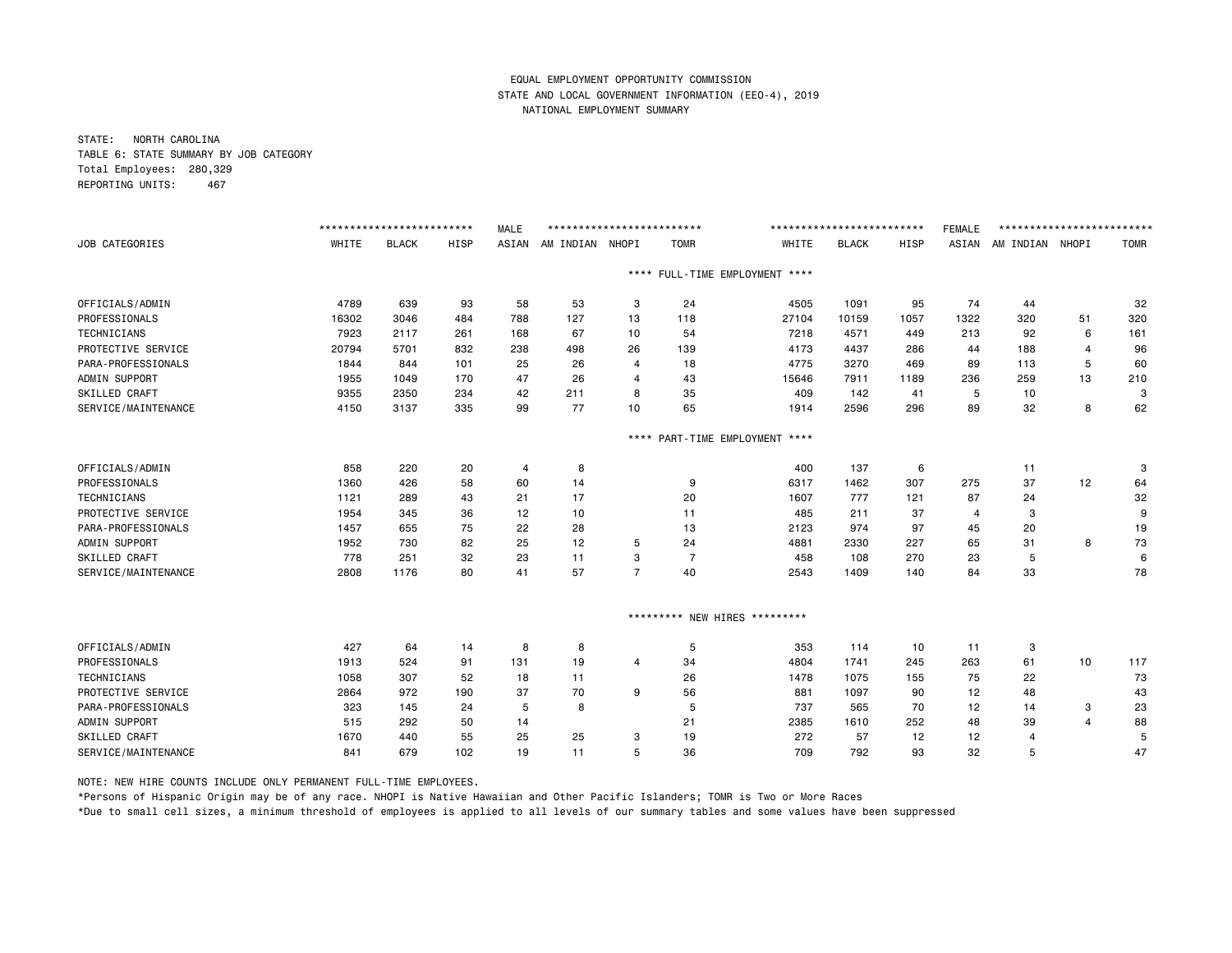EQUAL EMPLOYMENT OPPORTUNITY COMMISSION
STATE AND LOCAL GOVERNMENT INFORMATION (EEO-4), 2019
NATIONAL EMPLOYMENT SUMMARY

STATE: NORTH CAROLINA
TABLE 6: STATE SUMMARY BY JOB CATEGORY
Total Employees: 280,329
REPORTING UNITS: 467

| JOB CATEGORIES | MALE WHITE | MALE BLACK | MALE HISP | MALE ASIAN | MALE AM INDIAN | MALE NHOPI | MALE TOMR | FEMALE WHITE | FEMALE BLACK | FEMALE HISP | FEMALE ASIAN | FEMALE AM INDIAN | FEMALE NHOPI | FEMALE TOMR |
|---|---|---|---|---|---|---|---|---|---|---|---|---|---|---|
| **FULL-TIME EMPLOYMENT** | | | | | | | | | | | | | | |
| OFFICIALS/ADMIN | 4789 | 639 | 93 | 58 | 53 | 3 | 24 | 4505 | 1091 | 95 | 74 | 44 | | 32 |
| PROFESSIONALS | 16302 | 3046 | 484 | 788 | 127 | 13 | 118 | 27104 | 10159 | 1057 | 1322 | 320 | 51 | 320 |
| TECHNICIANS | 7923 | 2117 | 261 | 168 | 67 | 10 | 54 | 7218 | 4571 | 449 | 213 | 92 | 6 | 161 |
| PROTECTIVE SERVICE | 20794 | 5701 | 832 | 238 | 498 | 26 | 139 | 4173 | 4437 | 286 | 44 | 188 | 4 | 96 |
| PARA-PROFESSIONALS | 1844 | 844 | 101 | 25 | 26 | 4 | 18 | 4775 | 3270 | 469 | 89 | 113 | 5 | 60 |
| ADMIN SUPPORT | 1955 | 1049 | 170 | 47 | 26 | 4 | 43 | 15646 | 7911 | 1189 | 236 | 259 | 13 | 210 |
| SKILLED CRAFT | 9355 | 2350 | 234 | 42 | 211 | 8 | 35 | 409 | 142 | 41 | 5 | 10 | | 3 |
| SERVICE/MAINTENANCE | 4150 | 3137 | 335 | 99 | 77 | 10 | 65 | 1914 | 2596 | 296 | 89 | 32 | 8 | 62 |
| **PART-TIME EMPLOYMENT** | | | | | | | | | | | | | | |
| OFFICIALS/ADMIN | 858 | 220 | 20 | 4 | 8 | | | 400 | 137 | 6 | | 11 | | 3 |
| PROFESSIONALS | 1360 | 426 | 58 | 60 | 14 | | 9 | 6317 | 1462 | 307 | 275 | 37 | 12 | 64 |
| TECHNICIANS | 1121 | 289 | 43 | 21 | 17 | | 20 | 1607 | 777 | 121 | 87 | 24 | | 32 |
| PROTECTIVE SERVICE | 1954 | 345 | 36 | 12 | 10 | | 11 | 485 | 211 | 37 | 4 | 3 | | 9 |
| PARA-PROFESSIONALS | 1457 | 655 | 75 | 22 | 28 | | 13 | 2123 | 974 | 97 | 45 | 20 | | 19 |
| ADMIN SUPPORT | 1952 | 730 | 82 | 25 | 12 | 5 | 24 | 4881 | 2330 | 227 | 65 | 31 | 8 | 73 |
| SKILLED CRAFT | 778 | 251 | 32 | 23 | 11 | 3 | 7 | 458 | 108 | 270 | 23 | 5 | | 6 |
| SERVICE/MAINTENANCE | 2808 | 1176 | 80 | 41 | 57 | 7 | 40 | 2543 | 1409 | 140 | 84 | 33 | | 78 |
| **NEW HIRES** | | | | | | | | | | | | | | |
| OFFICIALS/ADMIN | 427 | 64 | 14 | 8 | 8 | | 5 | 353 | 114 | 10 | 11 | 3 | | |
| PROFESSIONALS | 1913 | 524 | 91 | 131 | 19 | 4 | 34 | 4804 | 1741 | 245 | 263 | 61 | 10 | 117 |
| TECHNICIANS | 1058 | 307 | 52 | 18 | 11 | | 26 | 1478 | 1075 | 155 | 75 | 22 | | 73 |
| PROTECTIVE SERVICE | 2864 | 972 | 190 | 37 | 70 | 9 | 56 | 881 | 1097 | 90 | 12 | 48 | | 43 |
| PARA-PROFESSIONALS | 323 | 145 | 24 | 5 | 8 | | 5 | 737 | 565 | 70 | 12 | 14 | 3 | 23 |
| ADMIN SUPPORT | 515 | 292 | 50 | 14 | | | 21 | 2385 | 1610 | 252 | 48 | 39 | 4 | 88 |
| SKILLED CRAFT | 1670 | 440 | 55 | 25 | 25 | 3 | 19 | 272 | 57 | 12 | 12 | 4 | | 5 |
| SERVICE/MAINTENANCE | 841 | 679 | 102 | 19 | 11 | 5 | 36 | 709 | 792 | 93 | 32 | 5 | | 47 |

NOTE: NEW HIRE COUNTS INCLUDE ONLY PERMANENT FULL-TIME EMPLOYEES.

*Persons of Hispanic Origin may be of any race. NHOPI is Native Hawaiian and Other Pacific Islanders; TOMR is Two or More Races

*Due to small cell sizes, a minimum threshold of employees is applied to all levels of our summary tables and some values have been suppressed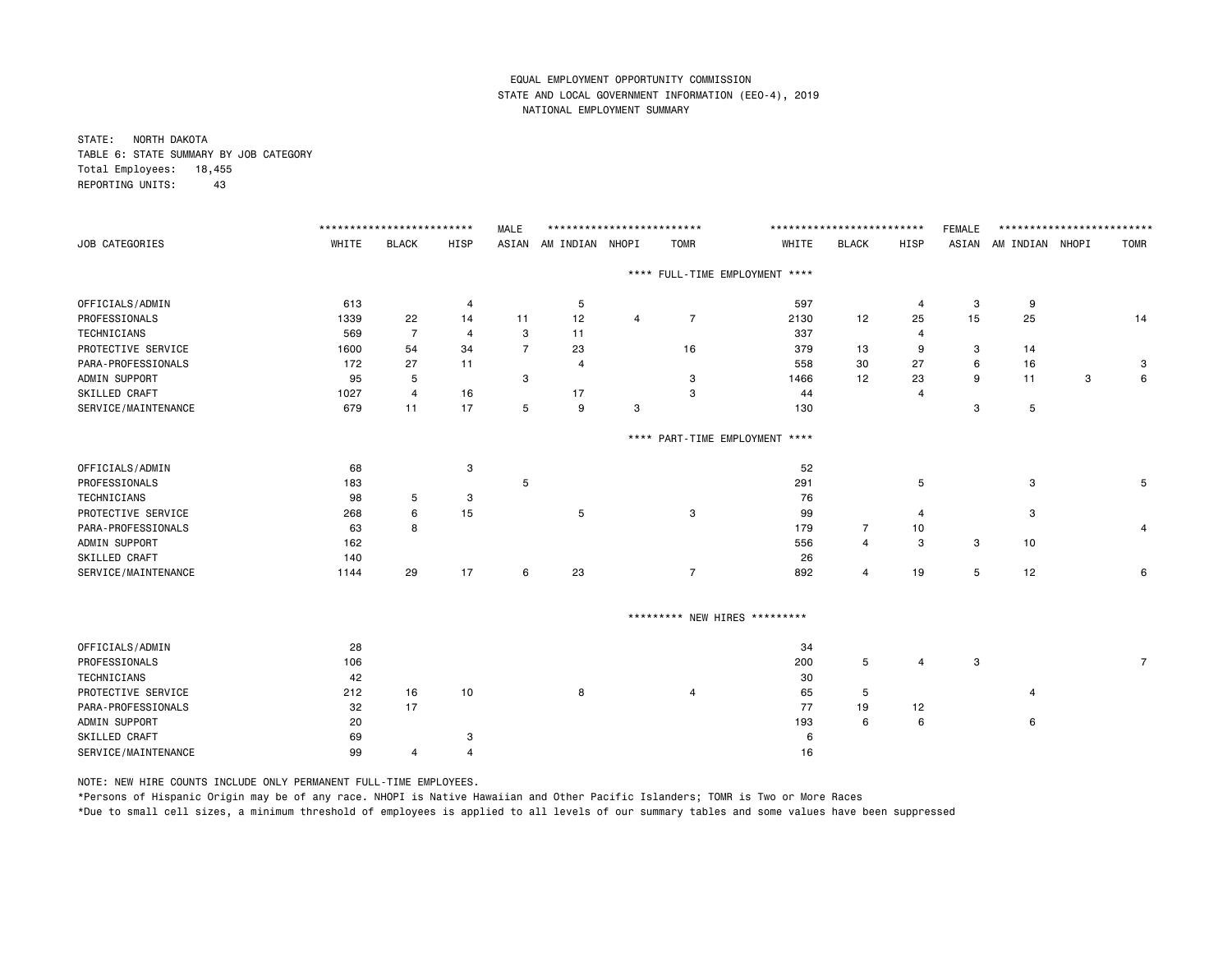EQUAL EMPLOYMENT OPPORTUNITY COMMISSION
STATE AND LOCAL GOVERNMENT INFORMATION (EEO-4), 2019
NATIONAL EMPLOYMENT SUMMARY

STATE: NORTH DAKOTA
TABLE 6: STATE SUMMARY BY JOB CATEGORY
Total Employees: 18,455
REPORTING UNITS: 43

| JOB CATEGORIES | MALE WHITE | MALE BLACK | MALE HISP | MALE ASIAN | MALE AM INDIAN | MALE NHOPI | MALE TOMR | FEMALE WHITE | FEMALE BLACK | FEMALE HISP | FEMALE ASIAN | FEMALE AM INDIAN | FEMALE NHOPI | FEMALE TOMR |
|---|---|---|---|---|---|---|---|---|---|---|---|---|---|---|
| **FULL-TIME EMPLOYMENT** | | | | | | | | | | | | | | |
| OFFICIALS/ADMIN | 613 | | 4 | | 5 | | | 597 | | 4 | 3 | 9 | | |
| PROFESSIONALS | 1339 | 22 | 14 | 11 | 12 | 4 | 7 | 2130 | 12 | 25 | 15 | 25 | | 14 |
| TECHNICIANS | 569 | 7 | 4 | 3 | 11 | | | 337 | | 4 | | | | |
| PROTECTIVE SERVICE | 1600 | 54 | 34 | 7 | 23 | | 16 | 379 | 13 | 9 | 3 | 14 | | |
| PARA-PROFESSIONALS | 172 | 27 | 11 | | 4 | | | 558 | 30 | 27 | 6 | 16 | | 3 |
| ADMIN SUPPORT | 95 | 5 | | 3 | | | 3 | 1466 | 12 | 23 | 9 | 11 | 3 | 6 |
| SKILLED CRAFT | 1027 | 4 | 16 | | 17 | | 3 | 44 | | 4 | | | | |
| SERVICE/MAINTENANCE | 679 | 11 | 17 | 5 | 9 | 3 | | 130 | | | 3 | 5 | | |
| **PART-TIME EMPLOYMENT** | | | | | | | | | | | | | | |
| OFFICIALS/ADMIN | 68 | | 3 | | | | | 52 | | | | | | |
| PROFESSIONALS | 183 | | | 5 | | | | 291 | | 5 | | 3 | | 5 |
| TECHNICIANS | 98 | 5 | 3 | | | | | 76 | | | | | | |
| PROTECTIVE SERVICE | 268 | 6 | 15 | | 5 | | 3 | 99 | | 4 | | 3 | | |
| PARA-PROFESSIONALS | 63 | 8 | | | | | | 179 | 7 | 10 | | | | 4 |
| ADMIN SUPPORT | 162 | | | | | | | 556 | 4 | 3 | 3 | 10 | | |
| SKILLED CRAFT | 140 | | | | | | | 26 | | | | | | |
| SERVICE/MAINTENANCE | 1144 | 29 | 17 | 6 | 23 | | 7 | 892 | 4 | 19 | 5 | 12 | | 6 |
| **NEW HIRES** | | | | | | | | | | | | | | |
| OFFICIALS/ADMIN | 28 | | | | | | | 34 | | | | | | |
| PROFESSIONALS | 106 | | | | | | | 200 | 5 | 4 | 3 | | | 7 |
| TECHNICIANS | 42 | | | | | | | 30 | | | | | | |
| PROTECTIVE SERVICE | 212 | 16 | 10 | | 8 | | 4 | 65 | 5 | | | 4 | | |
| PARA-PROFESSIONALS | 32 | 17 | | | | | | 77 | 19 | 12 | | | | |
| ADMIN SUPPORT | 20 | | | | | | | 193 | 6 | 6 | | 6 | | |
| SKILLED CRAFT | 69 | | 3 | | | | | 6 | | | | | | |
| SERVICE/MAINTENANCE | 99 | 4 | 4 | | | | | 16 | | | | | | |

NOTE: NEW HIRE COUNTS INCLUDE ONLY PERMANENT FULL-TIME EMPLOYEES.

*Persons of Hispanic Origin may be of any race. NHOPI is Native Hawaiian and Other Pacific Islanders; TOMR is Two or More Races

*Due to small cell sizes, a minimum threshold of employees is applied to all levels of our summary tables and some values have been suppressed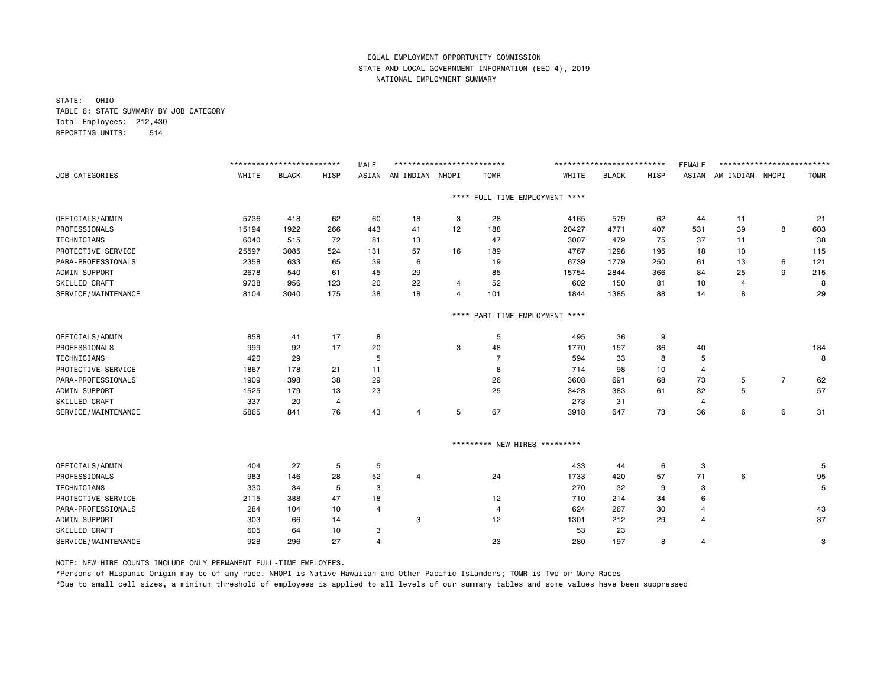EQUAL EMPLOYMENT OPPORTUNITY COMMISSION
STATE AND LOCAL GOVERNMENT INFORMATION (EEO-4), 2019
NATIONAL EMPLOYMENT SUMMARY

STATE: OHIO
TABLE 6: STATE SUMMARY BY JOB CATEGORY
Total Employees: 212,430
REPORTING UNITS: 514

| | MALE | | | | | | | FEMALE | | | | | | |
|---|---|---|---|---|---|---|---|---|---|---|---|---|---|---|
| JOB CATEGORIES | WHITE | BLACK | HISP | ASIAN | AM INDIAN | NHOPI | TOMR | WHITE | BLACK | HISP | ASIAN | AM INDIAN | NHOPI | TOMR |
| **** FULL-TIME EMPLOYMENT **** | | | | | | | | | | | | | | |
| OFFICIALS/ADMIN | 5736 | 418 | 62 | 60 | 18 | 3 | 28 | 4165 | 579 | 62 | 44 | 11 | | 21 |
| PROFESSIONALS | 15194 | 1922 | 266 | 443 | 41 | 12 | 188 | 20427 | 4771 | 407 | 531 | 39 | 8 | 603 |
| TECHNICIANS | 6040 | 515 | 72 | 81 | 13 | | 47 | 3007 | 479 | 75 | 37 | 11 | | 38 |
| PROTECTIVE SERVICE | 25597 | 3085 | 524 | 131 | 57 | 16 | 189 | 4767 | 1298 | 195 | 18 | 10 | | 115 |
| PARA-PROFESSIONALS | 2358 | 633 | 65 | 39 | 6 | | 19 | 6739 | 1779 | 250 | 61 | 13 | 6 | 121 |
| ADMIN SUPPORT | 2678 | 540 | 61 | 45 | 29 | | 85 | 15754 | 2844 | 366 | 84 | 25 | 9 | 215 |
| SKILLED CRAFT | 9738 | 956 | 123 | 20 | 22 | 4 | 52 | 602 | 150 | 81 | 10 | 4 | | 8 |
| SERVICE/MAINTENANCE | 8104 | 3040 | 175 | 38 | 18 | 4 | 101 | 1844 | 1385 | 88 | 14 | 8 | | 29 |
| **** PART-TIME EMPLOYMENT **** | | | | | | | | | | | | | | |
| OFFICIALS/ADMIN | 858 | 41 | 17 | 8 | | | 5 | 495 | 36 | 9 | | | | |
| PROFESSIONALS | 999 | 92 | 17 | 20 | | 3 | 48 | 1770 | 157 | 36 | 40 | | | 184 |
| TECHNICIANS | 420 | 29 | | 5 | | | 7 | 594 | 33 | 8 | 5 | | | 8 |
| PROTECTIVE SERVICE | 1867 | 178 | 21 | 11 | | | 8 | 714 | 98 | 10 | 4 | | | |
| PARA-PROFESSIONALS | 1909 | 398 | 38 | 29 | | | 26 | 3608 | 691 | 68 | 73 | 5 | 7 | 62 |
| ADMIN SUPPORT | 1525 | 179 | 13 | 23 | | | 25 | 3423 | 383 | 61 | 32 | 5 | | 57 |
| SKILLED CRAFT | 337 | 20 | 4 | | | | | 273 | 31 | | 4 | | | |
| SERVICE/MAINTENANCE | 5865 | 841 | 76 | 43 | 4 | 5 | 67 | 3918 | 647 | 73 | 36 | 6 | 6 | 31 |
| ********* NEW HIRES ********* | | | | | | | | | | | | | | |
| OFFICIALS/ADMIN | 404 | 27 | 5 | 5 | | | | 433 | 44 | 6 | 3 | | | 5 |
| PROFESSIONALS | 983 | 146 | 28 | 52 | 4 | | 24 | 1733 | 420 | 57 | 71 | 6 | | 95 |
| TECHNICIANS | 330 | 34 | 5 | 3 | | | | 270 | 32 | 9 | 3 | | | 5 |
| PROTECTIVE SERVICE | 2115 | 388 | 47 | 18 | | | 12 | 710 | 214 | 34 | 6 | | | |
| PARA-PROFESSIONALS | 284 | 104 | 10 | 4 | | | 4 | 624 | 267 | 30 | 4 | | | 43 |
| ADMIN SUPPORT | 303 | 66 | 14 | | 3 | | 12 | 1301 | 212 | 29 | 4 | | | 37 |
| SKILLED CRAFT | 605 | 64 | 10 | 3 | | | | 53 | 23 | | | | | |
| SERVICE/MAINTENANCE | 928 | 296 | 27 | 4 | | | 23 | 280 | 197 | 8 | 4 | | | 3 |

NOTE: NEW HIRE COUNTS INCLUDE ONLY PERMANENT FULL-TIME EMPLOYEES.

*Persons of Hispanic Origin may be of any race. NHOPI is Native Hawaiian and Other Pacific Islanders; TOMR is Two or More Races

*Due to small cell sizes, a minimum threshold of employees is applied to all levels of our summary tables and some values have been suppressed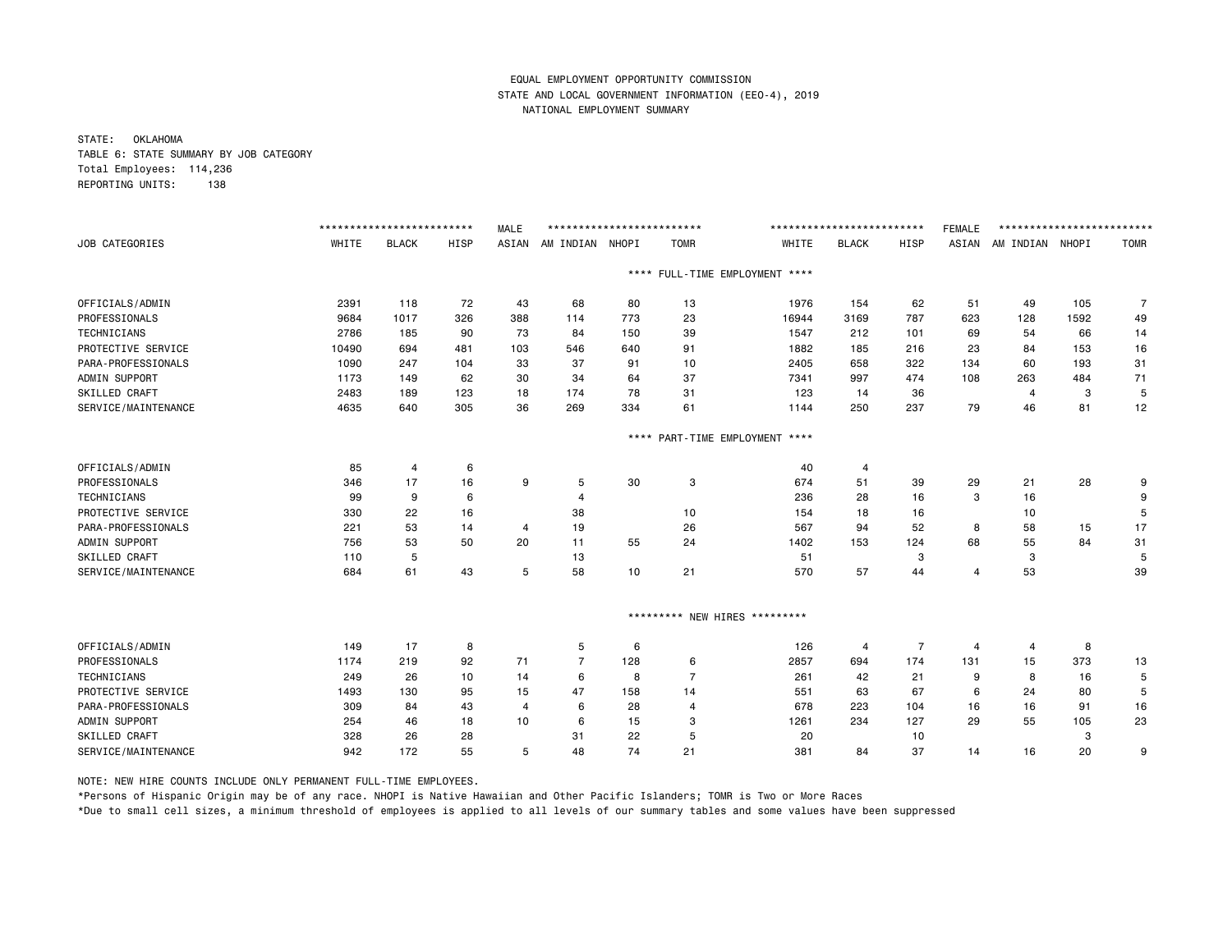EQUAL EMPLOYMENT OPPORTUNITY COMMISSION
STATE AND LOCAL GOVERNMENT INFORMATION (EEO-4), 2019
NATIONAL EMPLOYMENT SUMMARY

STATE: OKLAHOMA
TABLE 6: STATE SUMMARY BY JOB CATEGORY
Total Employees: 114,236
REPORTING UNITS: 138

| | MALE | | | | | | | FEMALE | | | | | | |
|---|---|---|---|---|---|---|---|---|---|---|---|---|---|---|
| JOB CATEGORIES | WHITE | BLACK | HISP | ASIAN | AM INDIAN | NHOPI | TOMR | WHITE | BLACK | HISP | ASIAN | AM INDIAN | NHOPI | TOMR |
| **FULL-TIME EMPLOYMENT** | | | | | | | | | | | | | | |
| OFFICIALS/ADMIN | 2391 | 118 | 72 | 43 | 68 | 80 | 13 | 1976 | 154 | 62 | 51 | 49 | 105 | 7 |
| PROFESSIONALS | 9684 | 1017 | 326 | 388 | 114 | 773 | 23 | 16944 | 3169 | 787 | 623 | 128 | 1592 | 49 |
| TECHNICIANS | 2786 | 185 | 90 | 73 | 84 | 150 | 39 | 1547 | 212 | 101 | 69 | 54 | 66 | 14 |
| PROTECTIVE SERVICE | 10490 | 694 | 481 | 103 | 546 | 640 | 91 | 1882 | 185 | 216 | 23 | 84 | 153 | 16 |
| PARA-PROFESSIONALS | 1090 | 247 | 104 | 33 | 37 | 91 | 10 | 2405 | 658 | 322 | 134 | 60 | 193 | 31 |
| ADMIN SUPPORT | 1173 | 149 | 62 | 30 | 34 | 64 | 37 | 7341 | 997 | 474 | 108 | 263 | 484 | 71 |
| SKILLED CRAFT | 2483 | 189 | 123 | 18 | 174 | 78 | 31 | 123 | 14 | 36 | | 4 | 3 | 5 |
| SERVICE/MAINTENANCE | 4635 | 640 | 305 | 36 | 269 | 334 | 61 | 1144 | 250 | 237 | 79 | 46 | 81 | 12 |
| **PART-TIME EMPLOYMENT** | | | | | | | | | | | | | | |
| OFFICIALS/ADMIN | 85 | 4 | 6 | | | | | 40 | 4 | | | | | |
| PROFESSIONALS | 346 | 17 | 16 | 9 | 5 | 30 | 3 | 674 | 51 | 39 | 29 | 21 | 28 | 9 |
| TECHNICIANS | 99 | 9 | 6 | | 4 | | | 236 | 28 | 16 | 3 | 16 | | 9 |
| PROTECTIVE SERVICE | 330 | 22 | 16 | | 38 | | 10 | 154 | 18 | 16 | | 10 | | 5 |
| PARA-PROFESSIONALS | 221 | 53 | 14 | 4 | 19 | | 26 | 567 | 94 | 52 | 8 | 58 | 15 | 17 |
| ADMIN SUPPORT | 756 | 53 | 50 | 20 | 11 | 55 | 24 | 1402 | 153 | 124 | 68 | 55 | 84 | 31 |
| SKILLED CRAFT | 110 | 5 | | | 13 | | | 51 | | 3 | | 3 | | 5 |
| SERVICE/MAINTENANCE | 684 | 61 | 43 | 5 | 58 | 10 | 21 | 570 | 57 | 44 | 4 | 53 | | 39 |
| **NEW HIRES** | | | | | | | | | | | | | | |
| OFFICIALS/ADMIN | 149 | 17 | 8 | | 5 | 6 | | 126 | 4 | 7 | 4 | 4 | 8 | |
| PROFESSIONALS | 1174 | 219 | 92 | 71 | 7 | 128 | 6 | 2857 | 694 | 174 | 131 | 15 | 373 | 13 |
| TECHNICIANS | 249 | 26 | 10 | 14 | 6 | 8 | 7 | 261 | 42 | 21 | 9 | 8 | 16 | 5 |
| PROTECTIVE SERVICE | 1493 | 130 | 95 | 15 | 47 | 158 | 14 | 551 | 63 | 67 | 6 | 24 | 80 | 5 |
| PARA-PROFESSIONALS | 309 | 84 | 43 | 4 | 6 | 28 | 4 | 678 | 223 | 104 | 16 | 16 | 91 | 16 |
| ADMIN SUPPORT | 254 | 46 | 18 | 10 | 6 | 15 | 3 | 1261 | 234 | 127 | 29 | 55 | 105 | 23 |
| SKILLED CRAFT | 328 | 26 | 28 | | 31 | 22 | 5 | 20 | | 10 | | | 3 | |
| SERVICE/MAINTENANCE | 942 | 172 | 55 | 5 | 48 | 74 | 21 | 381 | 84 | 37 | 14 | 16 | 20 | 9 |

NOTE: NEW HIRE COUNTS INCLUDE ONLY PERMANENT FULL-TIME EMPLOYEES.

*Persons of Hispanic Origin may be of any race. NHOPI is Native Hawaiian and Other Pacific Islanders; TOMR is Two or More Races

*Due to small cell sizes, a minimum threshold of employees is applied to all levels of our summary tables and some values have been suppressed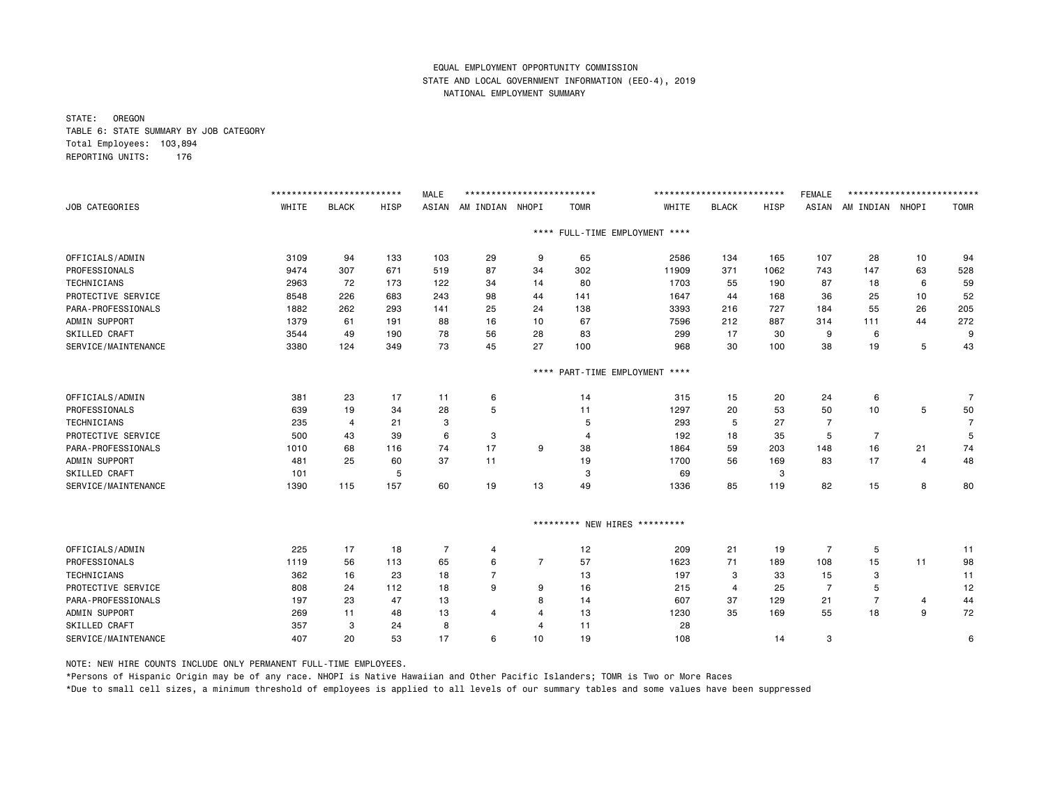EQUAL EMPLOYMENT OPPORTUNITY COMMISSION
STATE AND LOCAL GOVERNMENT INFORMATION (EEO-4), 2019
NATIONAL EMPLOYMENT SUMMARY

STATE: OREGON
TABLE 6: STATE SUMMARY BY JOB CATEGORY
Total Employees: 103,894
REPORTING UNITS: 176

| | MALE | | | | | | | FEMALE | | | | | | |
|---|---|---|---|---|---|---|---|---|---|---|---|---|---|---|
| JOB CATEGORIES | WHITE | BLACK | HISP | ASIAN | AM INDIAN | NHOPI | TOMR | WHITE | BLACK | HISP | ASIAN | AM INDIAN | NHOPI | TOMR |
| **** FULL-TIME EMPLOYMENT **** | | | | | | | | | | | | | | |
| OFFICIALS/ADMIN | 3109 | 94 | 133 | 103 | 29 | 9 | 65 | 2586 | 134 | 165 | 107 | 28 | 10 | 94 |
| PROFESSIONALS | 9474 | 307 | 671 | 519 | 87 | 34 | 302 | 11909 | 371 | 1062 | 743 | 147 | 63 | 528 |
| TECHNICIANS | 2963 | 72 | 173 | 122 | 34 | 14 | 80 | 1703 | 55 | 190 | 87 | 18 | 6 | 59 |
| PROTECTIVE SERVICE | 8548 | 226 | 683 | 243 | 98 | 44 | 141 | 1647 | 44 | 168 | 36 | 25 | 10 | 52 |
| PARA-PROFESSIONALS | 1882 | 262 | 293 | 141 | 25 | 24 | 138 | 3393 | 216 | 727 | 184 | 55 | 26 | 205 |
| ADMIN SUPPORT | 1379 | 61 | 191 | 88 | 16 | 10 | 67 | 7596 | 212 | 887 | 314 | 111 | 44 | 272 |
| SKILLED CRAFT | 3544 | 49 | 190 | 78 | 56 | 28 | 83 | 299 | 17 | 30 | 9 | 6 | | 9 |
| SERVICE/MAINTENANCE | 3380 | 124 | 349 | 73 | 45 | 27 | 100 | 968 | 30 | 100 | 38 | 19 | 5 | 43 |
| **** PART-TIME EMPLOYMENT **** | | | | | | | | | | | | | | |
| OFFICIALS/ADMIN | 381 | 23 | 17 | 11 | 6 | | 14 | 315 | 15 | 20 | 24 | 6 | | 7 |
| PROFESSIONALS | 639 | 19 | 34 | 28 | 5 | | 11 | 1297 | 20 | 53 | 50 | 10 | 5 | 50 |
| TECHNICIANS | 235 | 4 | 21 | 3 | | | 5 | 293 | 5 | 27 | 7 | | | 7 |
| PROTECTIVE SERVICE | 500 | 43 | 39 | 6 | 3 | | 4 | 192 | 18 | 35 | 5 | 7 | | 5 |
| PARA-PROFESSIONALS | 1010 | 68 | 116 | 74 | 17 | 9 | 38 | 1864 | 59 | 203 | 148 | 16 | 21 | 74 |
| ADMIN SUPPORT | 481 | 25 | 60 | 37 | 11 | | 19 | 1700 | 56 | 169 | 83 | 17 | 4 | 48 |
| SKILLED CRAFT | 101 | | 5 | | | | 3 | 69 | | 3 | | | | |
| SERVICE/MAINTENANCE | 1390 | 115 | 157 | 60 | 19 | 13 | 49 | 1336 | 85 | 119 | 82 | 15 | 8 | 80 |
| ********* NEW HIRES ********* | | | | | | | | | | | | | | |
| OFFICIALS/ADMIN | 225 | 17 | 18 | 7 | 4 | | 12 | 209 | 21 | 19 | 7 | 5 | | 11 |
| PROFESSIONALS | 1119 | 56 | 113 | 65 | 6 | 7 | 57 | 1623 | 71 | 189 | 108 | 15 | 11 | 98 |
| TECHNICIANS | 362 | 16 | 23 | 18 | 7 | | 13 | 197 | 3 | 33 | 15 | 3 | | 11 |
| PROTECTIVE SERVICE | 808 | 24 | 112 | 18 | 9 | 9 | 16 | 215 | 4 | 25 | 7 | 5 | | 12 |
| PARA-PROFESSIONALS | 197 | 23 | 47 | 13 | | 8 | 14 | 607 | 37 | 129 | 21 | 7 | 4 | 44 |
| ADMIN SUPPORT | 269 | 11 | 48 | 13 | 4 | 4 | 13 | 1230 | 35 | 169 | 55 | 18 | 9 | 72 |
| SKILLED CRAFT | 357 | 3 | 24 | 8 | | 4 | 11 | 28 | | | | | | |
| SERVICE/MAINTENANCE | 407 | 20 | 53 | 17 | 6 | 10 | 19 | 108 | | 14 | 3 | | | 6 |

NOTE: NEW HIRE COUNTS INCLUDE ONLY PERMANENT FULL-TIME EMPLOYEES.

*Persons of Hispanic Origin may be of any race. NHOPI is Native Hawaiian and Other Pacific Islanders; TOMR is Two or More Races

*Due to small cell sizes, a minimum threshold of employees is applied to all levels of our summary tables and some values have been suppressed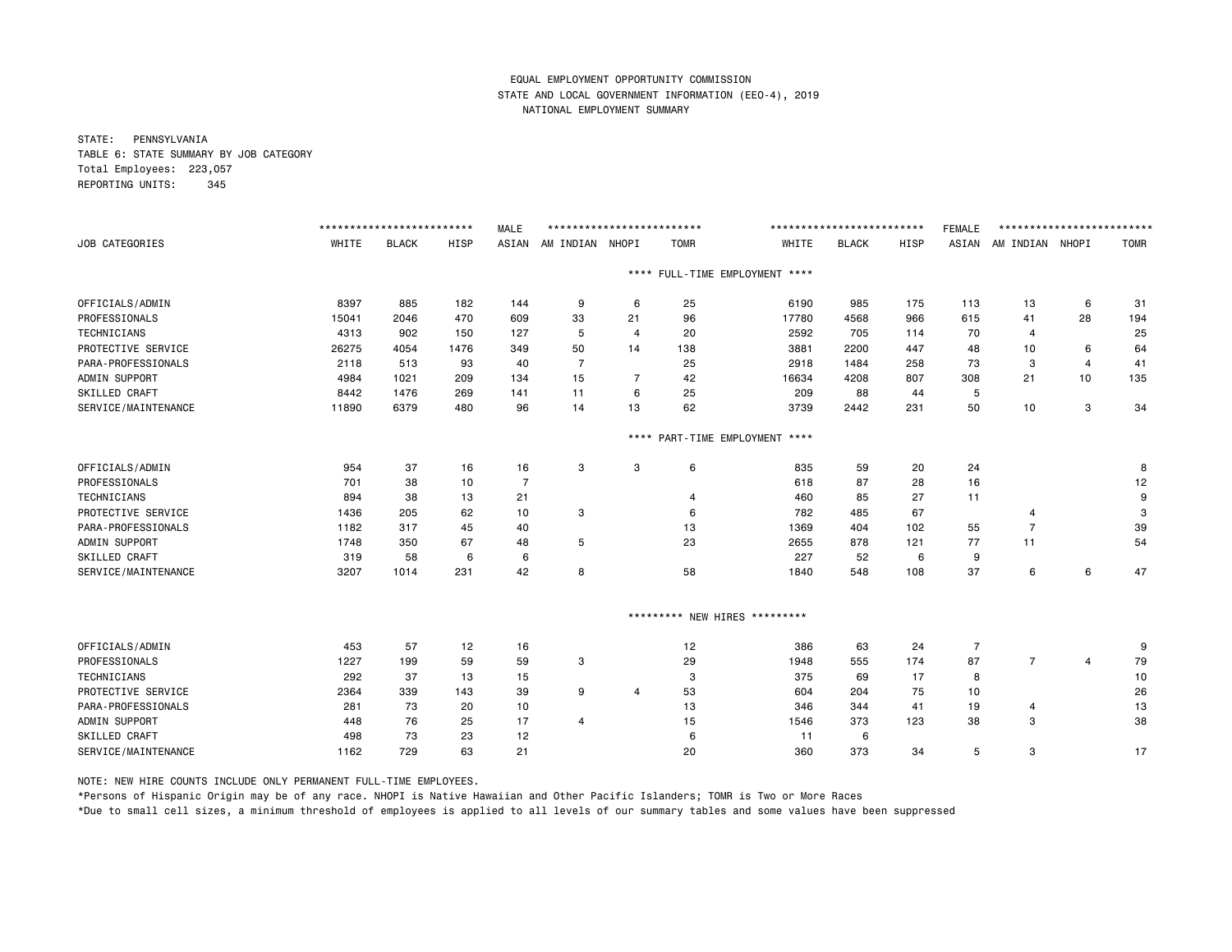EQUAL EMPLOYMENT OPPORTUNITY COMMISSION
STATE AND LOCAL GOVERNMENT INFORMATION (EEO-4), 2019
NATIONAL EMPLOYMENT SUMMARY

STATE: PENNSYLVANIA
TABLE 6: STATE SUMMARY BY JOB CATEGORY
Total Employees: 223,057
REPORTING UNITS: 345

| JOB CATEGORIES | MALE WHITE | MALE BLACK | MALE HISP | MALE ASIAN | MALE AM INDIAN | MALE NHOPI | MALE TOMR | FEMALE WHITE | FEMALE BLACK | FEMALE HISP | FEMALE ASIAN | FEMALE AM INDIAN | FEMALE NHOPI | FEMALE TOMR |
|---|---|---|---|---|---|---|---|---|---|---|---|---|---|---|
| **\*\*\*\* FULL-TIME EMPLOYMENT \*\*\*\*** | | | | | | | | | | | | | | |
| OFFICIALS/ADMIN | 8397 | 885 | 182 | 144 | 9 | 6 | 25 | 6190 | 985 | 175 | 113 | 13 | 6 | 31 |
| PROFESSIONALS | 15041 | 2046 | 470 | 609 | 33 | 21 | 96 | 17780 | 4568 | 966 | 615 | 41 | 28 | 194 |
| TECHNICIANS | 4313 | 902 | 150 | 127 | 5 | 4 | 20 | 2592 | 705 | 114 | 70 | 4 | | 25 |
| PROTECTIVE SERVICE | 26275 | 4054 | 1476 | 349 | 50 | 14 | 138 | 3881 | 2200 | 447 | 48 | 10 | 6 | 64 |
| PARA-PROFESSIONALS | 2118 | 513 | 93 | 40 | 7 | | 25 | 2918 | 1484 | 258 | 73 | 3 | 4 | 41 |
| ADMIN SUPPORT | 4984 | 1021 | 209 | 134 | 15 | 7 | 42 | 16634 | 4208 | 807 | 308 | 21 | 10 | 135 |
| SKILLED CRAFT | 8442 | 1476 | 269 | 141 | 11 | 6 | 25 | 209 | 88 | 44 | 5 | | | |
| SERVICE/MAINTENANCE | 11890 | 6379 | 480 | 96 | 14 | 13 | 62 | 3739 | 2442 | 231 | 50 | 10 | 3 | 34 |
| **\*\*\*\* PART-TIME EMPLOYMENT \*\*\*\*** | | | | | | | | | | | | | | |
| OFFICIALS/ADMIN | 954 | 37 | 16 | 16 | 3 | 3 | 6 | 835 | 59 | 20 | 24 | | | 8 |
| PROFESSIONALS | 701 | 38 | 10 | 7 | | | | 618 | 87 | 28 | 16 | | | 12 |
| TECHNICIANS | 894 | 38 | 13 | 21 | | | 4 | 460 | 85 | 27 | 11 | | | 9 |
| PROTECTIVE SERVICE | 1436 | 205 | 62 | 10 | 3 | | 6 | 782 | 485 | 67 | | 4 | | 3 |
| PARA-PROFESSIONALS | 1182 | 317 | 45 | 40 | | | 13 | 1369 | 404 | 102 | 55 | 7 | | 39 |
| ADMIN SUPPORT | 1748 | 350 | 67 | 48 | 5 | | 23 | 2655 | 878 | 121 | 77 | 11 | | 54 |
| SKILLED CRAFT | 319 | 58 | 6 | 6 | | | | 227 | 52 | 6 | 9 | | | |
| SERVICE/MAINTENANCE | 3207 | 1014 | 231 | 42 | 8 | | 58 | 1840 | 548 | 108 | 37 | 6 | 6 | 47 |
| **\*\*\*\*\*\*\*\*\* NEW HIRES \*\*\*\*\*\*\*\*\*** | | | | | | | | | | | | | | |
| OFFICIALS/ADMIN | 453 | 57 | 12 | 16 | | | 12 | 386 | 63 | 24 | 7 | | | 9 |
| PROFESSIONALS | 1227 | 199 | 59 | 59 | 3 | | 29 | 1948 | 555 | 174 | 87 | 7 | 4 | 79 |
| TECHNICIANS | 292 | 37 | 13 | 15 | | | 3 | 375 | 69 | 17 | 8 | | | 10 |
| PROTECTIVE SERVICE | 2364 | 339 | 143 | 39 | 9 | 4 | 53 | 604 | 204 | 75 | 10 | | | 26 |
| PARA-PROFESSIONALS | 281 | 73 | 20 | 10 | | | 13 | 346 | 344 | 41 | 19 | 4 | | 13 |
| ADMIN SUPPORT | 448 | 76 | 25 | 17 | 4 | | 15 | 1546 | 373 | 123 | 38 | 3 | | 38 |
| SKILLED CRAFT | 498 | 73 | 23 | 12 | | | 6 | 11 | 6 | | | | | |
| SERVICE/MAINTENANCE | 1162 | 729 | 63 | 21 | | | 20 | 360 | 373 | 34 | 5 | 3 | | 17 |

NOTE: NEW HIRE COUNTS INCLUDE ONLY PERMANENT FULL-TIME EMPLOYEES.

*Persons of Hispanic Origin may be of any race. NHOPI is Native Hawaiian and Other Pacific Islanders; TOMR is Two or More Races

*Due to small cell sizes, a minimum threshold of employees is applied to all levels of our summary tables and some values have been suppressed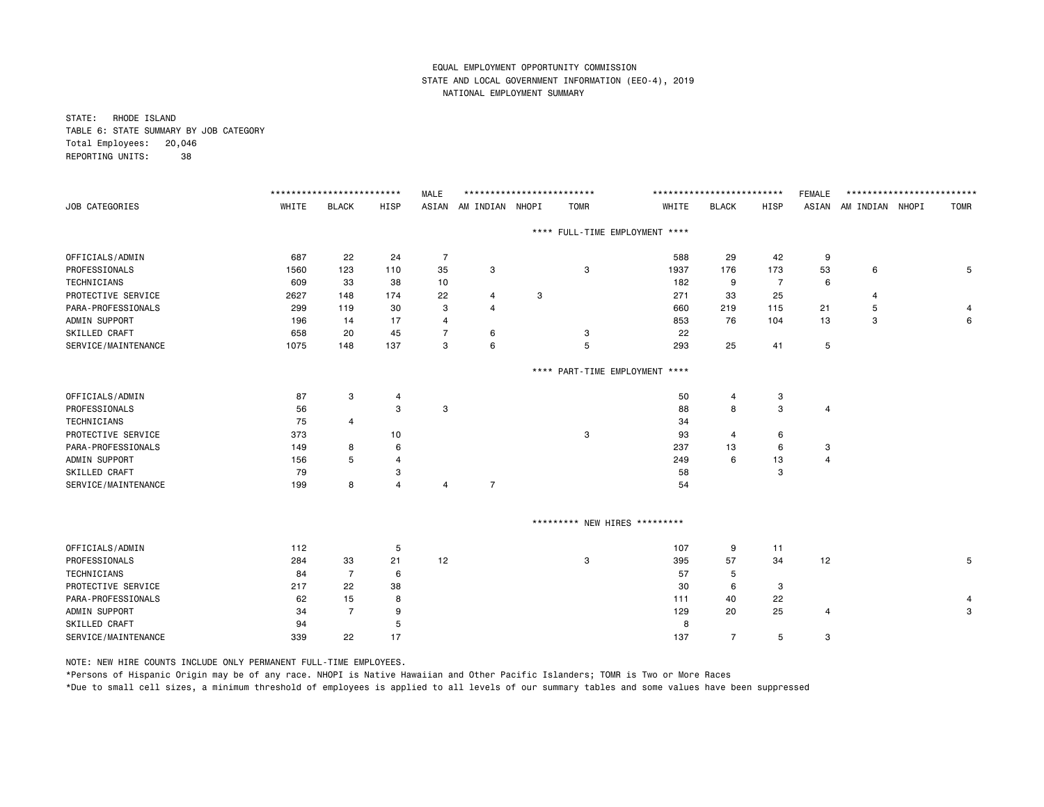EQUAL EMPLOYMENT OPPORTUNITY COMMISSION
STATE AND LOCAL GOVERNMENT INFORMATION (EEO-4), 2019
NATIONAL EMPLOYMENT SUMMARY

STATE: RHODE ISLAND
TABLE 6: STATE SUMMARY BY JOB CATEGORY
Total Employees: 20,046
REPORTING UNITS: 38

| | MALE | | | | | | | FEMALE | | | | | | |
|---|---|---|---|---|---|---|---|---|---|---|---|---|---|---|
| JOB CATEGORIES | WHITE | BLACK | HISP | ASIAN | AM INDIAN | NHOPI | TOMR | WHITE | BLACK | HISP | ASIAN | AM INDIAN | NHOPI | TOMR |
| **\*\*\*\* FULL-TIME EMPLOYMENT \*\*\*\*** | | | | | | | | | | | | | | |
| OFFICIALS/ADMIN | 687 | 22 | 24 | 7 | | | | 588 | 29 | 42 | 9 | | | |
| PROFESSIONALS | 1560 | 123 | 110 | 35 | 3 | | 3 | 1937 | 176 | 173 | 53 | 6 | | 5 |
| TECHNICIANS | 609 | 33 | 38 | 10 | | | | 182 | 9 | 7 | 6 | | | |
| PROTECTIVE SERVICE | 2627 | 148 | 174 | 22 | 4 | 3 | | 271 | 33 | 25 | | 4 | | |
| PARA-PROFESSIONALS | 299 | 119 | 30 | 3 | 4 | | | 660 | 219 | 115 | 21 | 5 | | 4 |
| ADMIN SUPPORT | 196 | 14 | 17 | 4 | | | | 853 | 76 | 104 | 13 | 3 | | 6 |
| SKILLED CRAFT | 658 | 20 | 45 | 7 | 6 | | 3 | 22 | | | | | | |
| SERVICE/MAINTENANCE | 1075 | 148 | 137 | 3 | 6 | | 5 | 293 | 25 | 41 | 5 | | | |
| **\*\*\*\* PART-TIME EMPLOYMENT \*\*\*\*** | | | | | | | | | | | | | | |
| OFFICIALS/ADMIN | 87 | 3 | 4 | | | | | 50 | 4 | 3 | | | | |
| PROFESSIONALS | 56 | | 3 | 3 | | | | 88 | 8 | 3 | 4 | | | |
| TECHNICIANS | 75 | 4 | | | | | | 34 | | | | | | |
| PROTECTIVE SERVICE | 373 | | 10 | | | | 3 | 93 | 4 | 6 | | | | |
| PARA-PROFESSIONALS | 149 | 8 | 6 | | | | | 237 | 13 | 6 | 3 | | | |
| ADMIN SUPPORT | 156 | 5 | 4 | | | | | 249 | 6 | 13 | 4 | | | |
| SKILLED CRAFT | 79 | | 3 | | | | | 58 | | 3 | | | | |
| SERVICE/MAINTENANCE | 199 | 8 | 4 | 4 | 7 | | | 54 | | | | | | |
| **\*\*\*\*\*\*\*\*\* NEW HIRES \*\*\*\*\*\*\*\*\*** | | | | | | | | | | | | | | |
| OFFICIALS/ADMIN | 112 | | 5 | | | | | 107 | 9 | 11 | | | | |
| PROFESSIONALS | 284 | 33 | 21 | 12 | | | 3 | 395 | 57 | 34 | 12 | | | 5 |
| TECHNICIANS | 84 | 7 | 6 | | | | | 57 | 5 | | | | | |
| PROTECTIVE SERVICE | 217 | 22 | 38 | | | | | 30 | 6 | 3 | | | | |
| PARA-PROFESSIONALS | 62 | 15 | 8 | | | | | 111 | 40 | 22 | | | | 4 |
| ADMIN SUPPORT | 34 | 7 | 9 | | | | | 129 | 20 | 25 | 4 | | | 3 |
| SKILLED CRAFT | 94 | | 5 | | | | | 8 | | | | | | |
| SERVICE/MAINTENANCE | 339 | 22 | 17 | | | | | 137 | 7 | 5 | 3 | | | |

NOTE: NEW HIRE COUNTS INCLUDE ONLY PERMANENT FULL-TIME EMPLOYEES.

*Persons of Hispanic Origin may be of any race. NHOPI is Native Hawaiian and Other Pacific Islanders; TOMR is Two or More Races

*Due to small cell sizes, a minimum threshold of employees is applied to all levels of our summary tables and some values have been suppressed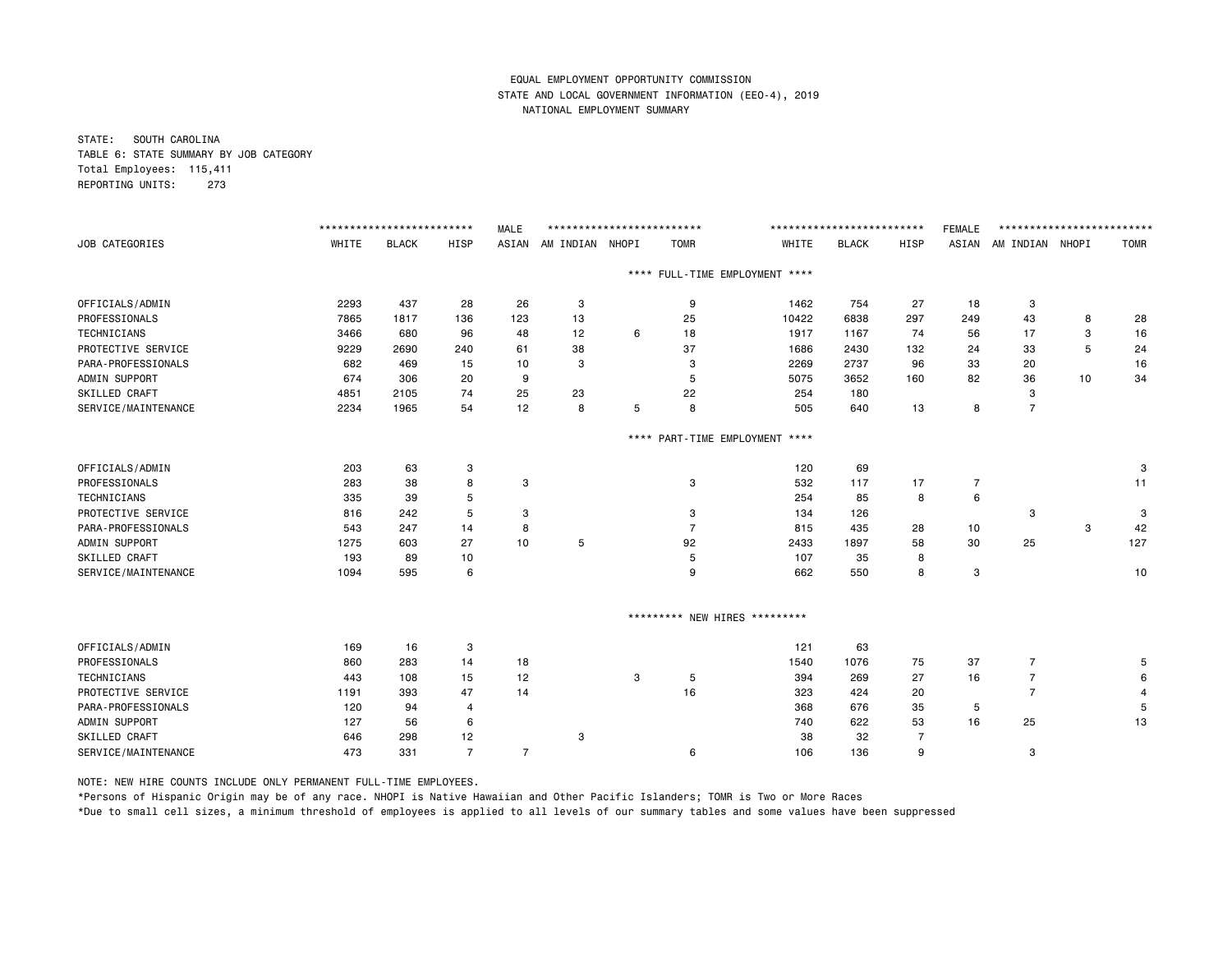EQUAL EMPLOYMENT OPPORTUNITY COMMISSION
STATE AND LOCAL GOVERNMENT INFORMATION (EEO-4), 2019
NATIONAL EMPLOYMENT SUMMARY

STATE: SOUTH CAROLINA
TABLE 6: STATE SUMMARY BY JOB CATEGORY
Total Employees: 115,411
REPORTING UNITS: 273

| | MALE | | | | | | | FEMALE | | | | | | |
|---|---|---|---|---|---|---|---|---|---|---|---|---|---|---|
| JOB CATEGORIES | WHITE | BLACK | HISP | ASIAN | AM INDIAN | NHOPI | TOMR | WHITE | BLACK | HISP | ASIAN | AM INDIAN | NHOPI | TOMR |
| **** FULL-TIME EMPLOYMENT **** | | | | | | | | | | | | | | |
| OFFICIALS/ADMIN | 2293 | 437 | 28 | 26 | 3 | | 9 | 1462 | 754 | 27 | 18 | 3 | | |
| PROFESSIONALS | 7865 | 1817 | 136 | 123 | 13 | | 25 | 10422 | 6838 | 297 | 249 | 43 | 8 | 28 |
| TECHNICIANS | 3466 | 680 | 96 | 48 | 12 | 6 | 18 | 1917 | 1167 | 74 | 56 | 17 | 3 | 16 |
| PROTECTIVE SERVICE | 9229 | 2690 | 240 | 61 | 38 | | 37 | 1686 | 2430 | 132 | 24 | 33 | 5 | 24 |
| PARA-PROFESSIONALS | 682 | 469 | 15 | 10 | 3 | | 3 | 2269 | 2737 | 96 | 33 | 20 | | 16 |
| ADMIN SUPPORT | 674 | 306 | 20 | 9 | | | 5 | 5075 | 3652 | 160 | 82 | 36 | 10 | 34 |
| SKILLED CRAFT | 4851 | 2105 | 74 | 25 | 23 | | 22 | 254 | 180 | | | 3 | | |
| SERVICE/MAINTENANCE | 2234 | 1965 | 54 | 12 | 8 | 5 | 8 | 505 | 640 | 13 | 8 | 7 | | |
| **** PART-TIME EMPLOYMENT **** | | | | | | | | | | | | | | |
| OFFICIALS/ADMIN | 203 | 63 | 3 | | | | | 120 | 69 | | | | | 3 |
| PROFESSIONALS | 283 | 38 | 8 | 3 | | | 3 | 532 | 117 | 17 | 7 | | | 11 |
| TECHNICIANS | 335 | 39 | 5 | | | | | 254 | 85 | 8 | 6 | | | |
| PROTECTIVE SERVICE | 816 | 242 | 5 | 3 | | | 3 | 134 | 126 | | | 3 | | 3 |
| PARA-PROFESSIONALS | 543 | 247 | 14 | 8 | | | 7 | 815 | 435 | 28 | 10 | | 3 | 42 |
| ADMIN SUPPORT | 1275 | 603 | 27 | 10 | 5 | | 92 | 2433 | 1897 | 58 | 30 | 25 | | 127 |
| SKILLED CRAFT | 193 | 89 | 10 | | | | 5 | 107 | 35 | 8 | | | | |
| SERVICE/MAINTENANCE | 1094 | 595 | 6 | | | | 9 | 662 | 550 | 8 | 3 | | | 10 |
| ********* NEW HIRES ********* | | | | | | | | | | | | | | |
| OFFICIALS/ADMIN | 169 | 16 | 3 | | | | | 121 | 63 | | | | | |
| PROFESSIONALS | 860 | 283 | 14 | 18 | | | | 1540 | 1076 | 75 | 37 | 7 | | 5 |
| TECHNICIANS | 443 | 108 | 15 | 12 | | 3 | 5 | 394 | 269 | 27 | 16 | 7 | | 6 |
| PROTECTIVE SERVICE | 1191 | 393 | 47 | 14 | | | 16 | 323 | 424 | 20 | | 7 | | 4 |
| PARA-PROFESSIONALS | 120 | 94 | 4 | | | | | 368 | 676 | 35 | 5 | | | 5 |
| ADMIN SUPPORT | 127 | 56 | 6 | | | | | 740 | 622 | 53 | 16 | 25 | | 13 |
| SKILLED CRAFT | 646 | 298 | 12 | | 3 | | | 38 | 32 | 7 | | | | |
| SERVICE/MAINTENANCE | 473 | 331 | 7 | 7 | | | 6 | 106 | 136 | 9 | | 3 | | |

NOTE: NEW HIRE COUNTS INCLUDE ONLY PERMANENT FULL-TIME EMPLOYEES.

*Persons of Hispanic Origin may be of any race. NHOPI is Native Hawaiian and Other Pacific Islanders; TOMR is Two or More Races

*Due to small cell sizes, a minimum threshold of employees is applied to all levels of our summary tables and some values have been suppressed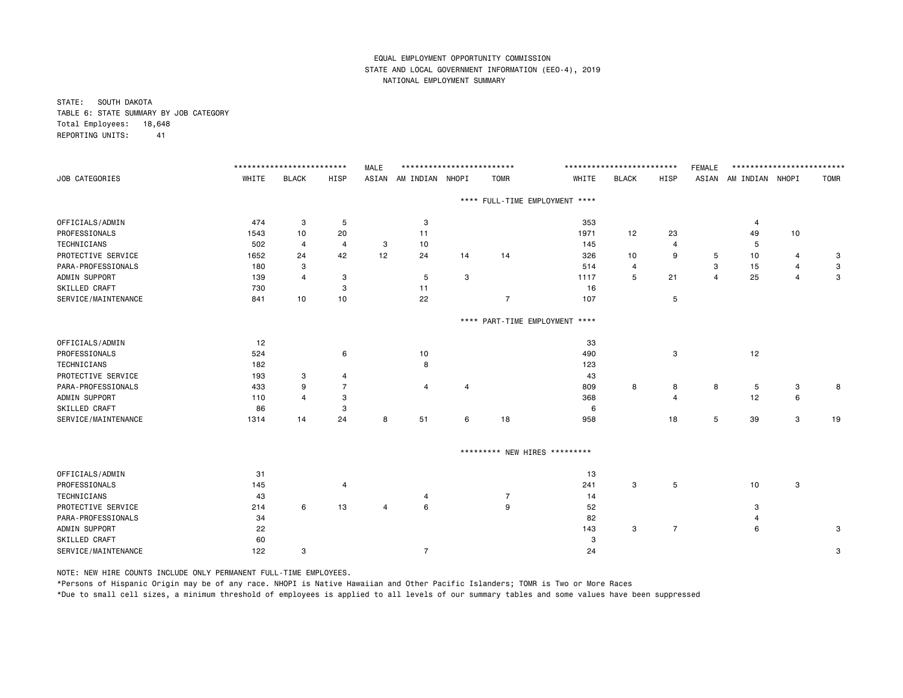EQUAL EMPLOYMENT OPPORTUNITY COMMISSION
STATE AND LOCAL GOVERNMENT INFORMATION (EEO-4), 2019
NATIONAL EMPLOYMENT SUMMARY

STATE: SOUTH DAKOTA
TABLE 6: STATE SUMMARY BY JOB CATEGORY
Total Employees: 18,648
REPORTING UNITS: 41

| | MALE | | | | | | | FEMALE | | | | | | |
|---|---|---|---|---|---|---|---|---|---|---|---|---|---|---|
| JOB CATEGORIES | WHITE | BLACK | HISP | ASIAN | AM INDIAN | NHOPI | TOMR | WHITE | BLACK | HISP | ASIAN | AM INDIAN | NHOPI | TOMR |
| **\*\*\*\* FULL-TIME EMPLOYMENT \*\*\*\*** | | | | | | | | | | | | | | |
| OFFICIALS/ADMIN | 474 | 3 | 5 | | 3 | | | 353 | | | | 4 | | |
| PROFESSIONALS | 1543 | 10 | 20 | | 11 | | | 1971 | 12 | 23 | | 49 | 10 | |
| TECHNICIANS | 502 | 4 | 4 | 3 | 10 | | | 145 | | 4 | | 5 | | |
| PROTECTIVE SERVICE | 1652 | 24 | 42 | 12 | 24 | 14 | 14 | 326 | 10 | 9 | 5 | 10 | 4 | 3 |
| PARA-PROFESSIONALS | 180 | 3 | | | | | | 514 | 4 | | 3 | 15 | 4 | 3 |
| ADMIN SUPPORT | 139 | 4 | 3 | | 5 | 3 | | 1117 | 5 | 21 | 4 | 25 | 4 | 3 |
| SKILLED CRAFT | 730 | | 3 | | 11 | | | 16 | | | | | | |
| SERVICE/MAINTENANCE | 841 | 10 | 10 | | 22 | | 7 | 107 | | 5 | | | | |
| **\*\*\*\* PART-TIME EMPLOYMENT \*\*\*\*** | | | | | | | | | | | | | | |
| OFFICIALS/ADMIN | 12 | | | | | | | 33 | | | | | | |
| PROFESSIONALS | 524 | | 6 | | 10 | | | 490 | | 3 | | 12 | | |
| TECHNICIANS | 182 | | | | 8 | | | 123 | | | | | | |
| PROTECTIVE SERVICE | 193 | 3 | 4 | | | | | 43 | | | | | | |
| PARA-PROFESSIONALS | 433 | 9 | 7 | | 4 | 4 | | 809 | 8 | 8 | 8 | 5 | 3 | 8 |
| ADMIN SUPPORT | 110 | 4 | 3 | | | | | 368 | | 4 | | 12 | 6 | |
| SKILLED CRAFT | 86 | | 3 | | | | | 6 | | | | | | |
| SERVICE/MAINTENANCE | 1314 | 14 | 24 | 8 | 51 | 6 | 18 | 958 | | 18 | 5 | 39 | 3 | 19 |
| **\*\*\*\*\*\*\*\*\* NEW HIRES \*\*\*\*\*\*\*\*\*** | | | | | | | | | | | | | | |
| OFFICIALS/ADMIN | 31 | | | | | | | 13 | | | | | | |
| PROFESSIONALS | 145 | | 4 | | | | | 241 | 3 | 5 | | 10 | 3 | |
| TECHNICIANS | 43 | | | | 4 | | 7 | 14 | | | | | | |
| PROTECTIVE SERVICE | 214 | 6 | 13 | 4 | 6 | | 9 | 52 | | | | 3 | | |
| PARA-PROFESSIONALS | 34 | | | | | | | 82 | | | | 4 | | |
| ADMIN SUPPORT | 22 | | | | | | | 143 | 3 | 7 | | 6 | | 3 |
| SKILLED CRAFT | 60 | | | | | | | 3 | | | | | | |
| SERVICE/MAINTENANCE | 122 | 3 | | | 7 | | | 24 | | | | | | 3 |

NOTE: NEW HIRE COUNTS INCLUDE ONLY PERMANENT FULL-TIME EMPLOYEES.

*Persons of Hispanic Origin may be of any race. NHOPI is Native Hawaiian and Other Pacific Islanders; TOMR is Two or More Races

*Due to small cell sizes, a minimum threshold of employees is applied to all levels of our summary tables and some values have been suppressed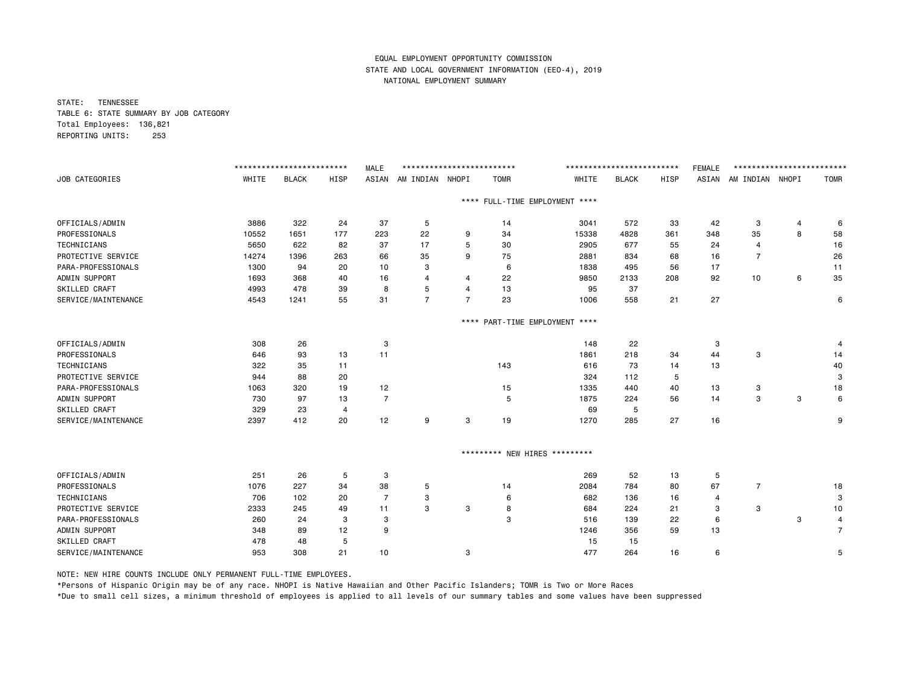EQUAL EMPLOYMENT OPPORTUNITY COMMISSION
STATE AND LOCAL GOVERNMENT INFORMATION (EEO-4), 2019
NATIONAL EMPLOYMENT SUMMARY

STATE: TENNESSEE
TABLE 6: STATE SUMMARY BY JOB CATEGORY
Total Employees: 136,821
REPORTING UNITS: 253

| JOB CATEGORIES | MALE | | | | | | | FEMALE | | | | | | |
|---|---|---|---|---|---|---|---|---|---|---|---|---|---|---|
| | WHITE | BLACK | HISP | ASIAN | AM INDIAN | NHOPI | TOMR | WHITE | BLACK | HISP | ASIAN | AM INDIAN | NHOPI | TOMR |
| **** FULL-TIME EMPLOYMENT **** | | | | | | | | | | | | | | |
| OFFICIALS/ADMIN | 3886 | 322 | 24 | 37 | 5 | | 14 | 3041 | 572 | 33 | 42 | 3 | 4 | 6 |
| PROFESSIONALS | 10552 | 1651 | 177 | 223 | 22 | 9 | 34 | 15338 | 4828 | 361 | 348 | 35 | 8 | 58 |
| TECHNICIANS | 5650 | 622 | 82 | 37 | 17 | 5 | 30 | 2905 | 677 | 55 | 24 | 4 | | 16 |
| PROTECTIVE SERVICE | 14274 | 1396 | 263 | 66 | 35 | 9 | 75 | 2881 | 834 | 68 | 16 | 7 | | 26 |
| PARA-PROFESSIONALS | 1300 | 94 | 20 | 10 | 3 | | 6 | 1838 | 495 | 56 | 17 | | | 11 |
| ADMIN SUPPORT | 1693 | 368 | 40 | 16 | 4 | 4 | 22 | 9850 | 2133 | 208 | 92 | 10 | 6 | 35 |
| SKILLED CRAFT | 4993 | 478 | 39 | 8 | 5 | 4 | 13 | 95 | 37 | | | | | |
| SERVICE/MAINTENANCE | 4543 | 1241 | 55 | 31 | 7 | 7 | 23 | 1006 | 558 | 21 | 27 | | | 6 |
| **** PART-TIME EMPLOYMENT **** | | | | | | | | | | | | | | |
| OFFICIALS/ADMIN | 308 | 26 | | 3 | | | | 148 | 22 | | 3 | | | 4 |
| PROFESSIONALS | 646 | 93 | 13 | 11 | | | | 1861 | 218 | 34 | 44 | 3 | | 14 |
| TECHNICIANS | 322 | 35 | 11 | | | | 143 | 616 | 73 | 14 | 13 | | | 40 |
| PROTECTIVE SERVICE | 944 | 88 | 20 | | | | | 324 | 112 | 5 | | | | 3 |
| PARA-PROFESSIONALS | 1063 | 320 | 19 | 12 | | | 15 | 1335 | 440 | 40 | 13 | 3 | | 18 |
| ADMIN SUPPORT | 730 | 97 | 13 | 7 | | | 5 | 1875 | 224 | 56 | 14 | 3 | 3 | 6 |
| SKILLED CRAFT | 329 | 23 | 4 | | | | | 69 | 5 | | | | | |
| SERVICE/MAINTENANCE | 2397 | 412 | 20 | 12 | 9 | 3 | 19 | 1270 | 285 | 27 | 16 | | | 9 |
| ********* NEW HIRES ********* | | | | | | | | | | | | | | |
| OFFICIALS/ADMIN | 251 | 26 | 5 | 3 | | | | 269 | 52 | 13 | 5 | | | |
| PROFESSIONALS | 1076 | 227 | 34 | 38 | 5 | | 14 | 2084 | 784 | 80 | 67 | 7 | | 18 |
| TECHNICIANS | 706 | 102 | 20 | 7 | 3 | | 6 | 682 | 136 | 16 | 4 | | | 3 |
| PROTECTIVE SERVICE | 2333 | 245 | 49 | 11 | 3 | 3 | 8 | 684 | 224 | 21 | 3 | 3 | | 10 |
| PARA-PROFESSIONALS | 260 | 24 | 3 | 3 | | | 3 | 516 | 139 | 22 | 6 | | 3 | 4 |
| ADMIN SUPPORT | 348 | 89 | 12 | 9 | | | | 1246 | 356 | 59 | 13 | | | 7 |
| SKILLED CRAFT | 478 | 48 | 5 | | | | | 15 | 15 | | | | | |
| SERVICE/MAINTENANCE | 953 | 308 | 21 | 10 | | 3 | | 477 | 264 | 16 | 6 | | | 5 |

NOTE: NEW HIRE COUNTS INCLUDE ONLY PERMANENT FULL-TIME EMPLOYEES.

*Persons of Hispanic Origin may be of any race. NHOPI is Native Hawaiian and Other Pacific Islanders; TOMR is Two or More Races

*Due to small cell sizes, a minimum threshold of employees is applied to all levels of our summary tables and some values have been suppressed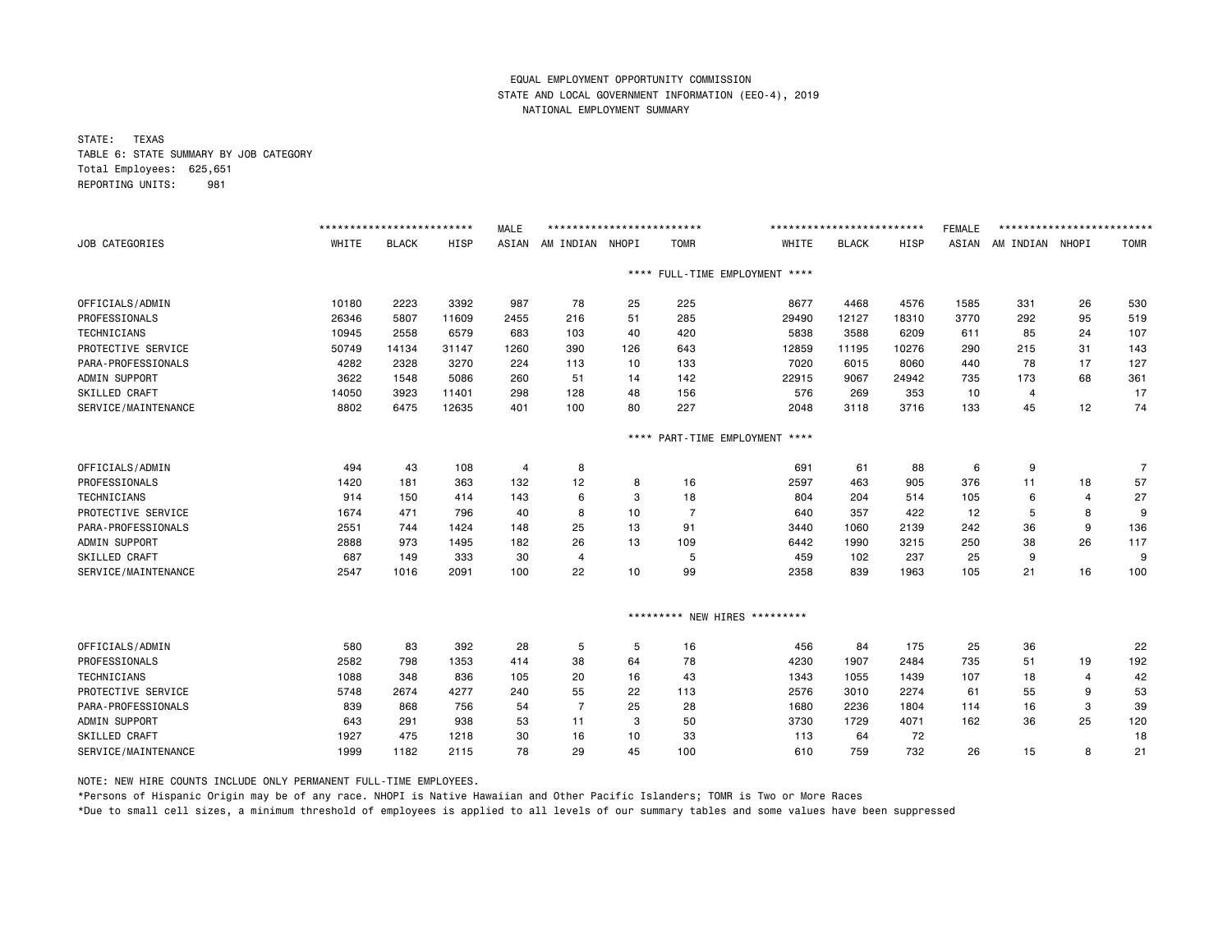EQUAL EMPLOYMENT OPPORTUNITY COMMISSION
STATE AND LOCAL GOVERNMENT INFORMATION (EEO-4), 2019
NATIONAL EMPLOYMENT SUMMARY

STATE: TEXAS
TABLE 6: STATE SUMMARY BY JOB CATEGORY
Total Employees: 625,651
REPORTING UNITS: 981

| JOB CATEGORIES | MALE WHITE | MALE BLACK | MALE HISP | MALE ASIAN | MALE AM INDIAN | MALE NHOPI | MALE TOMR | FEMALE WHITE | FEMALE BLACK | FEMALE HISP | FEMALE ASIAN | FEMALE AM INDIAN | FEMALE NHOPI | FEMALE TOMR |
|---|---|---|---|---|---|---|---|---|---|---|---|---|---|---|
| **\*\*\*\* FULL-TIME EMPLOYMENT \*\*\*\*** | | | | | | | | | | | | | | |
| OFFICIALS/ADMIN | 10180 | 2223 | 3392 | 987 | 78 | 25 | 225 | 8677 | 4468 | 4576 | 1585 | 331 | 26 | 530 |
| PROFESSIONALS | 26346 | 5807 | 11609 | 2455 | 216 | 51 | 285 | 29490 | 12127 | 18310 | 3770 | 292 | 95 | 519 |
| TECHNICIANS | 10945 | 2558 | 6579 | 683 | 103 | 40 | 420 | 5838 | 3588 | 6209 | 611 | 85 | 24 | 107 |
| PROTECTIVE SERVICE | 50749 | 14134 | 31147 | 1260 | 390 | 126 | 643 | 12859 | 11195 | 10276 | 290 | 215 | 31 | 143 |
| PARA-PROFESSIONALS | 4282 | 2328 | 3270 | 224 | 113 | 10 | 133 | 7020 | 6015 | 8060 | 440 | 78 | 17 | 127 |
| ADMIN SUPPORT | 3622 | 1548 | 5086 | 260 | 51 | 14 | 142 | 22915 | 9067 | 24942 | 735 | 173 | 68 | 361 |
| SKILLED CRAFT | 14050 | 3923 | 11401 | 298 | 128 | 48 | 156 | 576 | 269 | 353 | 10 | 4 | | 17 |
| SERVICE/MAINTENANCE | 8802 | 6475 | 12635 | 401 | 100 | 80 | 227 | 2048 | 3118 | 3716 | 133 | 45 | 12 | 74 |
| **\*\*\*\* PART-TIME EMPLOYMENT \*\*\*\*** | | | | | | | | | | | | | | |
| OFFICIALS/ADMIN | 494 | 43 | 108 | 4 | 8 | | | 691 | 61 | 88 | 6 | 9 | | 7 |
| PROFESSIONALS | 1420 | 181 | 363 | 132 | 12 | 8 | 16 | 2597 | 463 | 905 | 376 | 11 | 18 | 57 |
| TECHNICIANS | 914 | 150 | 414 | 143 | 6 | 3 | 18 | 804 | 204 | 514 | 105 | 6 | 4 | 27 |
| PROTECTIVE SERVICE | 1674 | 471 | 796 | 40 | 8 | 10 | 7 | 640 | 357 | 422 | 12 | 5 | 8 | 9 |
| PARA-PROFESSIONALS | 2551 | 744 | 1424 | 148 | 25 | 13 | 91 | 3440 | 1060 | 2139 | 242 | 36 | 9 | 136 |
| ADMIN SUPPORT | 2888 | 973 | 1495 | 182 | 26 | 13 | 109 | 6442 | 1990 | 3215 | 250 | 38 | 26 | 117 |
| SKILLED CRAFT | 687 | 149 | 333 | 30 | 4 | | 5 | 459 | 102 | 237 | 25 | 9 | | 9 |
| SERVICE/MAINTENANCE | 2547 | 1016 | 2091 | 100 | 22 | 10 | 99 | 2358 | 839 | 1963 | 105 | 21 | 16 | 100 |
| **\*\*\*\*\*\*\*\*\* NEW HIRES \*\*\*\*\*\*\*\*\*** | | | | | | | | | | | | | | |
| OFFICIALS/ADMIN | 580 | 83 | 392 | 28 | 5 | 5 | 16 | 456 | 84 | 175 | 25 | 36 | | 22 |
| PROFESSIONALS | 2582 | 798 | 1353 | 414 | 38 | 64 | 78 | 4230 | 1907 | 2484 | 735 | 51 | 19 | 192 |
| TECHNICIANS | 1088 | 348 | 836 | 105 | 20 | 16 | 43 | 1343 | 1055 | 1439 | 107 | 18 | 4 | 42 |
| PROTECTIVE SERVICE | 5748 | 2674 | 4277 | 240 | 55 | 22 | 113 | 2576 | 3010 | 2274 | 61 | 55 | 9 | 53 |
| PARA-PROFESSIONALS | 839 | 868 | 756 | 54 | 7 | 25 | 28 | 1680 | 2236 | 1804 | 114 | 16 | 3 | 39 |
| ADMIN SUPPORT | 643 | 291 | 938 | 53 | 11 | 3 | 50 | 3730 | 1729 | 4071 | 162 | 36 | 25 | 120 |
| SKILLED CRAFT | 1927 | 475 | 1218 | 30 | 16 | 10 | 33 | 113 | 64 | 72 | | | | 18 |
| SERVICE/MAINTENANCE | 1999 | 1182 | 2115 | 78 | 29 | 45 | 100 | 610 | 759 | 732 | 26 | 15 | 8 | 21 |

NOTE: NEW HIRE COUNTS INCLUDE ONLY PERMANENT FULL-TIME EMPLOYEES.

*Persons of Hispanic Origin may be of any race. NHOPI is Native Hawaiian and Other Pacific Islanders; TOMR is Two or More Races

*Due to small cell sizes, a minimum threshold of employees is applied to all levels of our summary tables and some values have been suppressed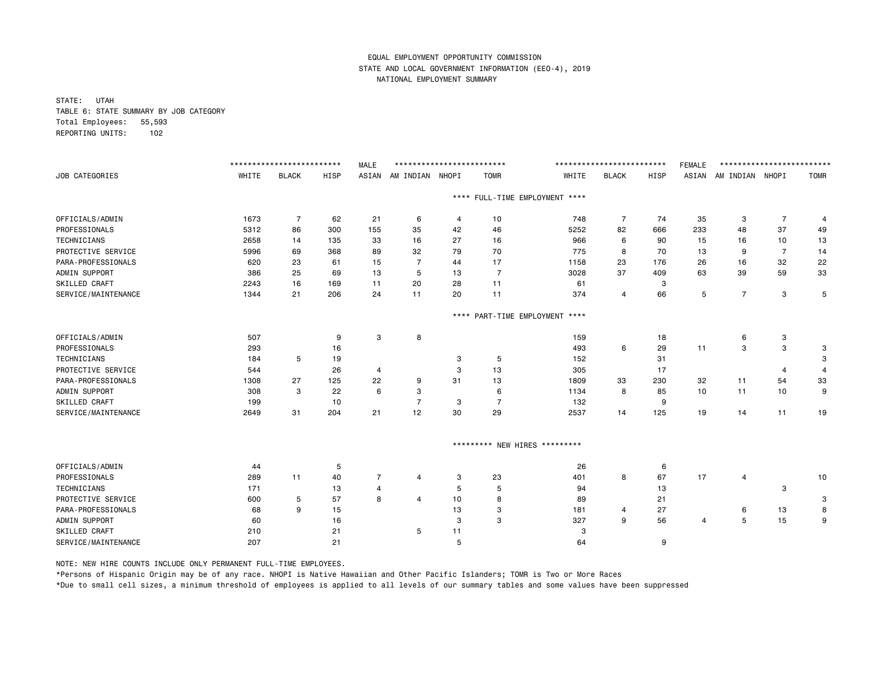EQUAL EMPLOYMENT OPPORTUNITY COMMISSION
STATE AND LOCAL GOVERNMENT INFORMATION (EEO-4), 2019
NATIONAL EMPLOYMENT SUMMARY

STATE: UTAH
TABLE 6: STATE SUMMARY BY JOB CATEGORY
Total Employees: 55,593
REPORTING UNITS: 102

| | MALE | | | | | | | FEMALE | | | | | | |
|---|---|---|---|---|---|---|---|---|---|---|---|---|---|---|
| JOB CATEGORIES | WHITE | BLACK | HISP | ASIAN | AM INDIAN | NHOPI | TOMR | WHITE | BLACK | HISP | ASIAN | AM INDIAN | NHOPI | TOMR |
| **** FULL-TIME EMPLOYMENT **** | | | | | | | | | | | | | | |
| OFFICIALS/ADMIN | 1673 | 7 | 62 | 21 | 6 | 4 | 10 | 748 | 7 | 74 | 35 | 3 | 7 | 4 |
| PROFESSIONALS | 5312 | 86 | 300 | 155 | 35 | 42 | 46 | 5252 | 82 | 666 | 233 | 48 | 37 | 49 |
| TECHNICIANS | 2658 | 14 | 135 | 33 | 16 | 27 | 16 | 966 | 6 | 90 | 15 | 16 | 10 | 13 |
| PROTECTIVE SERVICE | 5996 | 69 | 368 | 89 | 32 | 79 | 70 | 775 | 8 | 70 | 13 | 9 | 7 | 14 |
| PARA-PROFESSIONALS | 620 | 23 | 61 | 15 | 7 | 44 | 17 | 1158 | 23 | 176 | 26 | 16 | 32 | 22 |
| ADMIN SUPPORT | 386 | 25 | 69 | 13 | 5 | 13 | 7 | 3028 | 37 | 409 | 63 | 39 | 59 | 33 |
| SKILLED CRAFT | 2243 | 16 | 169 | 11 | 20 | 28 | 11 | 61 | | 3 | | | | |
| SERVICE/MAINTENANCE | 1344 | 21 | 206 | 24 | 11 | 20 | 11 | 374 | 4 | 66 | 5 | 7 | 3 | 5 |
| **** PART-TIME EMPLOYMENT **** | | | | | | | | | | | | | | |
| OFFICIALS/ADMIN | 507 | | 9 | 3 | 8 | | | 159 | | 18 | | 6 | 3 | |
| PROFESSIONALS | 293 | | 16 | | | | | 493 | 6 | 29 | 11 | 3 | 3 | 3 |
| TECHNICIANS | 184 | 5 | 19 | | | 3 | 5 | 152 | | 31 | | | | 3 |
| PROTECTIVE SERVICE | 544 | | 26 | 4 | | 3 | 13 | 305 | | 17 | | | 4 | 4 |
| PARA-PROFESSIONALS | 1308 | 27 | 125 | 22 | 9 | 31 | 13 | 1809 | 33 | 230 | 32 | 11 | 54 | 33 |
| ADMIN SUPPORT | 308 | 3 | 22 | 6 | 3 | | 6 | 1134 | 8 | 85 | 10 | 11 | 10 | 9 |
| SKILLED CRAFT | 199 | | 10 | | 7 | 3 | 7 | 132 | | 9 | | | | |
| SERVICE/MAINTENANCE | 2649 | 31 | 204 | 21 | 12 | 30 | 29 | 2537 | 14 | 125 | 19 | 14 | 11 | 19 |
| ********* NEW HIRES ********* | | | | | | | | | | | | | | |
| OFFICIALS/ADMIN | 44 | | 5 | | | | | 26 | | 6 | | | | |
| PROFESSIONALS | 289 | 11 | 40 | 7 | 4 | 3 | 23 | 401 | 8 | 67 | 17 | 4 | | 10 |
| TECHNICIANS | 171 | | 13 | 4 | | 5 | 5 | 94 | | 13 | | | 3 | |
| PROTECTIVE SERVICE | 600 | 5 | 57 | 8 | 4 | 10 | 8 | 89 | | 21 | | | | 3 |
| PARA-PROFESSIONALS | 68 | 9 | 15 | | | 13 | 3 | 181 | 4 | 27 | | 6 | 13 | 8 |
| ADMIN SUPPORT | 60 | | 16 | | | 3 | 3 | 327 | 9 | 56 | 4 | 5 | 15 | 9 |
| SKILLED CRAFT | 210 | | 21 | | 5 | 11 | | 3 | | | | | | |
| SERVICE/MAINTENANCE | 207 | | 21 | | | 5 | | 64 | | 9 | | | | |

NOTE: NEW HIRE COUNTS INCLUDE ONLY PERMANENT FULL-TIME EMPLOYEES.

*Persons of Hispanic Origin may be of any race. NHOPI is Native Hawaiian and Other Pacific Islanders; TOMR is Two or More Races

*Due to small cell sizes, a minimum threshold of employees is applied to all levels of our summary tables and some values have been suppressed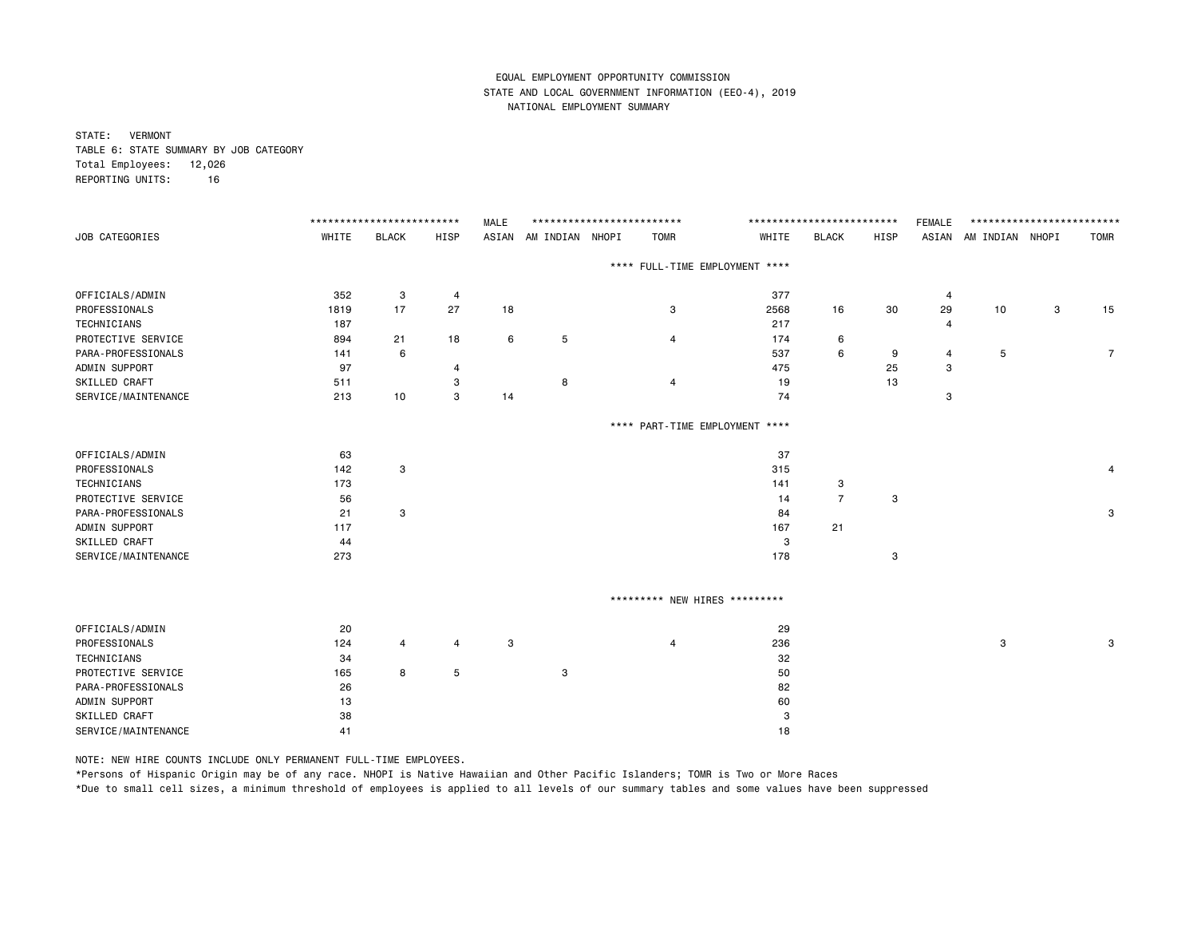EQUAL EMPLOYMENT OPPORTUNITY COMMISSION
STATE AND LOCAL GOVERNMENT INFORMATION (EEO-4), 2019
NATIONAL EMPLOYMENT SUMMARY

STATE: VERMONT
TABLE 6: STATE SUMMARY BY JOB CATEGORY
Total Employees: 12,026
REPORTING UNITS: 16

| | MALE | | | | | | | FEMALE | | | | | | |
|---|---|---|---|---|---|---|---|---|---|---|---|---|---|---|
| JOB CATEGORIES | WHITE | BLACK | HISP | ASIAN | AM INDIAN | NHOPI | TOMR | WHITE | BLACK | HISP | ASIAN | AM INDIAN | NHOPI | TOMR |
| **\*\*\*\* FULL-TIME EMPLOYMENT \*\*\*\*** | | | | | | | | | | | | | | |
| OFFICIALS/ADMIN | 352 | 3 | 4 | | | | | 377 | | | 4 | | | |
| PROFESSIONALS | 1819 | 17 | 27 | 18 | | | 3 | 2568 | 16 | 30 | 29 | 10 | 3 | 15 |
| TECHNICIANS | 187 | | | | | | | 217 | | | 4 | | | |
| PROTECTIVE SERVICE | 894 | 21 | 18 | 6 | 5 | | 4 | 174 | 6 | | | | | |
| PARA-PROFESSIONALS | 141 | 6 | | | | | | 537 | 6 | 9 | 4 | 5 | | 7 |
| ADMIN SUPPORT | 97 | | 4 | | | | | 475 | | 25 | 3 | | | |
| SKILLED CRAFT | 511 | | 3 | | 8 | | 4 | 19 | | 13 | | | | |
| SERVICE/MAINTENANCE | 213 | 10 | 3 | 14 | | | | 74 | | | 3 | | | |
| **\*\*\*\* PART-TIME EMPLOYMENT \*\*\*\*** | | | | | | | | | | | | | | |
| OFFICIALS/ADMIN | 63 | | | | | | | 37 | | | | | | |
| PROFESSIONALS | 142 | 3 | | | | | | 315 | | | | | | 4 |
| TECHNICIANS | 173 | | | | | | | 141 | 3 | | | | | |
| PROTECTIVE SERVICE | 56 | | | | | | | 14 | 7 | 3 | | | | |
| PARA-PROFESSIONALS | 21 | 3 | | | | | | 84 | | | | | | 3 |
| ADMIN SUPPORT | 117 | | | | | | | 167 | 21 | | | | | |
| SKILLED CRAFT | 44 | | | | | | | 3 | | | | | | |
| SERVICE/MAINTENANCE | 273 | | | | | | | 178 | | 3 | | | | |
| **\*\*\*\*\*\*\*\*\* NEW HIRES \*\*\*\*\*\*\*\*\*** | | | | | | | | | | | | | | |
| OFFICIALS/ADMIN | 20 | | | | | | | 29 | | | | | | |
| PROFESSIONALS | 124 | 4 | 4 | 3 | | | 4 | 236 | | | | 3 | | 3 |
| TECHNICIANS | 34 | | | | | | | 32 | | | | | | |
| PROTECTIVE SERVICE | 165 | 8 | 5 | | 3 | | | 50 | | | | | | |
| PARA-PROFESSIONALS | 26 | | | | | | | 82 | | | | | | |
| ADMIN SUPPORT | 13 | | | | | | | 60 | | | | | | |
| SKILLED CRAFT | 38 | | | | | | | 3 | | | | | | |
| SERVICE/MAINTENANCE | 41 | | | | | | | 18 | | | | | | |

NOTE: NEW HIRE COUNTS INCLUDE ONLY PERMANENT FULL-TIME EMPLOYEES.

*Persons of Hispanic Origin may be of any race. NHOPI is Native Hawaiian and Other Pacific Islanders; TOMR is Two or More Races

*Due to small cell sizes, a minimum threshold of employees is applied to all levels of our summary tables and some values have been suppressed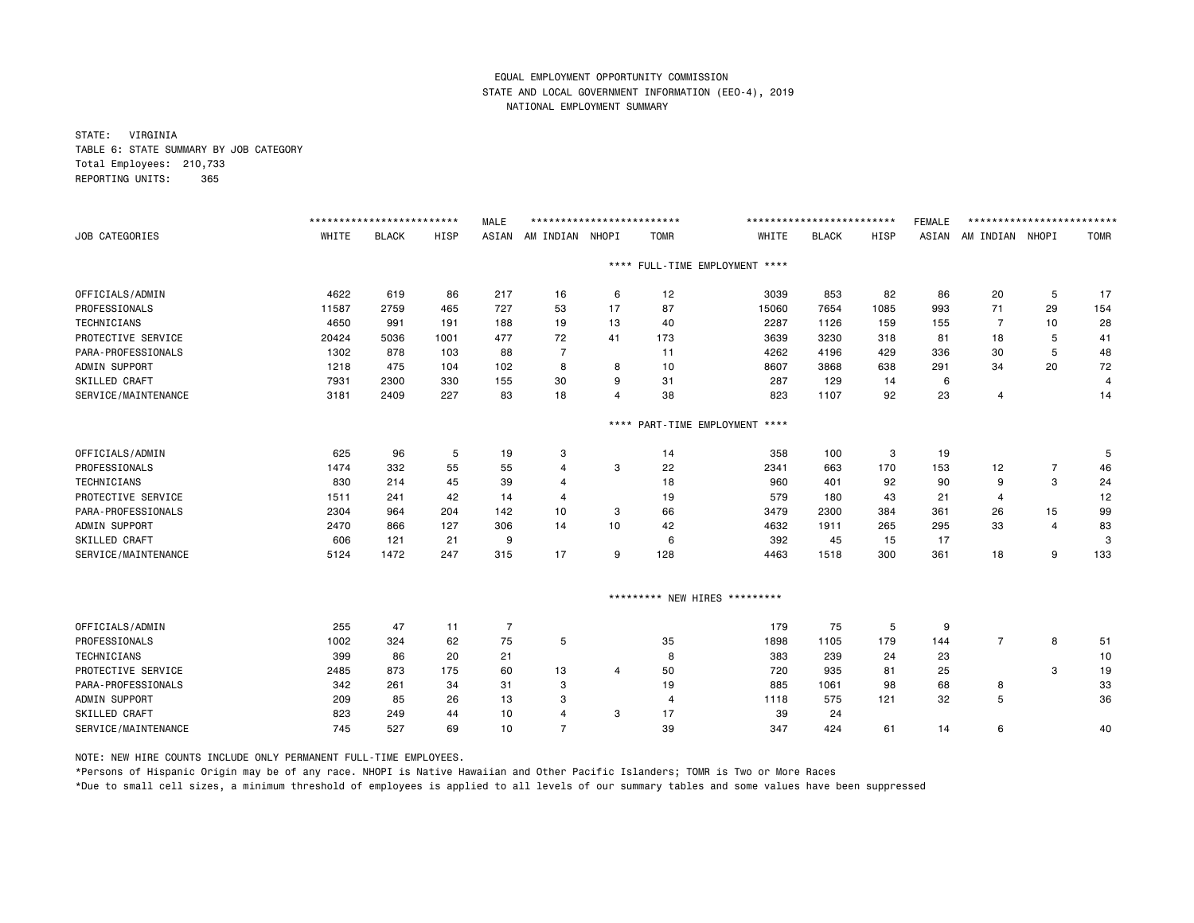EQUAL EMPLOYMENT OPPORTUNITY COMMISSION
STATE AND LOCAL GOVERNMENT INFORMATION (EEO-4), 2019
NATIONAL EMPLOYMENT SUMMARY

STATE: VIRGINIA
TABLE 6: STATE SUMMARY BY JOB CATEGORY
Total Employees: 210,733
REPORTING UNITS: 365

| | MALE | | | | | | | FEMALE | | | | | | |
|---|---|---|---|---|---|---|---|---|---|---|---|---|---|---|
| JOB CATEGORIES | WHITE | BLACK | HISP | ASIAN | AM INDIAN | NHOPI | TOMR | WHITE | BLACK | HISP | ASIAN | AM INDIAN | NHOPI | TOMR |
| **** FULL-TIME EMPLOYMENT **** | | | | | | | | | | | | | | |
| OFFICIALS/ADMIN | 4622 | 619 | 86 | 217 | 16 | 6 | 12 | 3039 | 853 | 82 | 86 | 20 | 5 | 17 |
| PROFESSIONALS | 11587 | 2759 | 465 | 727 | 53 | 17 | 87 | 15060 | 7654 | 1085 | 993 | 71 | 29 | 154 |
| TECHNICIANS | 4650 | 991 | 191 | 188 | 19 | 13 | 40 | 2287 | 1126 | 159 | 155 | 7 | 10 | 28 |
| PROTECTIVE SERVICE | 20424 | 5036 | 1001 | 477 | 72 | 41 | 173 | 3639 | 3230 | 318 | 81 | 18 | 5 | 41 |
| PARA-PROFESSIONALS | 1302 | 878 | 103 | 88 | 7 | | 11 | 4262 | 4196 | 429 | 336 | 30 | 5 | 48 |
| ADMIN SUPPORT | 1218 | 475 | 104 | 102 | 8 | 8 | 10 | 8607 | 3868 | 638 | 291 | 34 | 20 | 72 |
| SKILLED CRAFT | 7931 | 2300 | 330 | 155 | 30 | 9 | 31 | 287 | 129 | 14 | 6 | | | 4 |
| SERVICE/MAINTENANCE | 3181 | 2409 | 227 | 83 | 18 | 4 | 38 | 823 | 1107 | 92 | 23 | 4 | | 14 |
| **** PART-TIME EMPLOYMENT **** | | | | | | | | | | | | | | |
| OFFICIALS/ADMIN | 625 | 96 | 5 | 19 | 3 | | 14 | 358 | 100 | 3 | 19 | | | 5 |
| PROFESSIONALS | 1474 | 332 | 55 | 55 | 4 | 3 | 22 | 2341 | 663 | 170 | 153 | 12 | 7 | 46 |
| TECHNICIANS | 830 | 214 | 45 | 39 | 4 | | 18 | 960 | 401 | 92 | 90 | 9 | 3 | 24 |
| PROTECTIVE SERVICE | 1511 | 241 | 42 | 14 | 4 | | 19 | 579 | 180 | 43 | 21 | 4 | | 12 |
| PARA-PROFESSIONALS | 2304 | 964 | 204 | 142 | 10 | 3 | 66 | 3479 | 2300 | 384 | 361 | 26 | 15 | 99 |
| ADMIN SUPPORT | 2470 | 866 | 127 | 306 | 14 | 10 | 42 | 4632 | 1911 | 265 | 295 | 33 | 4 | 83 |
| SKILLED CRAFT | 606 | 121 | 21 | 9 | | | 6 | 392 | 45 | 15 | 17 | | | 3 |
| SERVICE/MAINTENANCE | 5124 | 1472 | 247 | 315 | 17 | 9 | 128 | 4463 | 1518 | 300 | 361 | 18 | 9 | 133 |
| ********* NEW HIRES ********* | | | | | | | | | | | | | | |
| OFFICIALS/ADMIN | 255 | 47 | 11 | 7 | | | | 179 | 75 | 5 | 9 | | | |
| PROFESSIONALS | 1002 | 324 | 62 | 75 | 5 | | 35 | 1898 | 1105 | 179 | 144 | 7 | 8 | 51 |
| TECHNICIANS | 399 | 86 | 20 | 21 | | | 8 | 383 | 239 | 24 | 23 | | | 10 |
| PROTECTIVE SERVICE | 2485 | 873 | 175 | 60 | 13 | 4 | 50 | 720 | 935 | 81 | 25 | | 3 | 19 |
| PARA-PROFESSIONALS | 342 | 261 | 34 | 31 | 3 | | 19 | 885 | 1061 | 98 | 68 | 8 | | 33 |
| ADMIN SUPPORT | 209 | 85 | 26 | 13 | 3 | | 4 | 1118 | 575 | 121 | 32 | 5 | | 36 |
| SKILLED CRAFT | 823 | 249 | 44 | 10 | 4 | 3 | 17 | 39 | 24 | | | | | |
| SERVICE/MAINTENANCE | 745 | 527 | 69 | 10 | 7 | | 39 | 347 | 424 | 61 | 14 | 6 | | 40 |

NOTE: NEW HIRE COUNTS INCLUDE ONLY PERMANENT FULL-TIME EMPLOYEES.

*Persons of Hispanic Origin may be of any race. NHOPI is Native Hawaiian and Other Pacific Islanders; TOMR is Two or More Races

*Due to small cell sizes, a minimum threshold of employees is applied to all levels of our summary tables and some values have been suppressed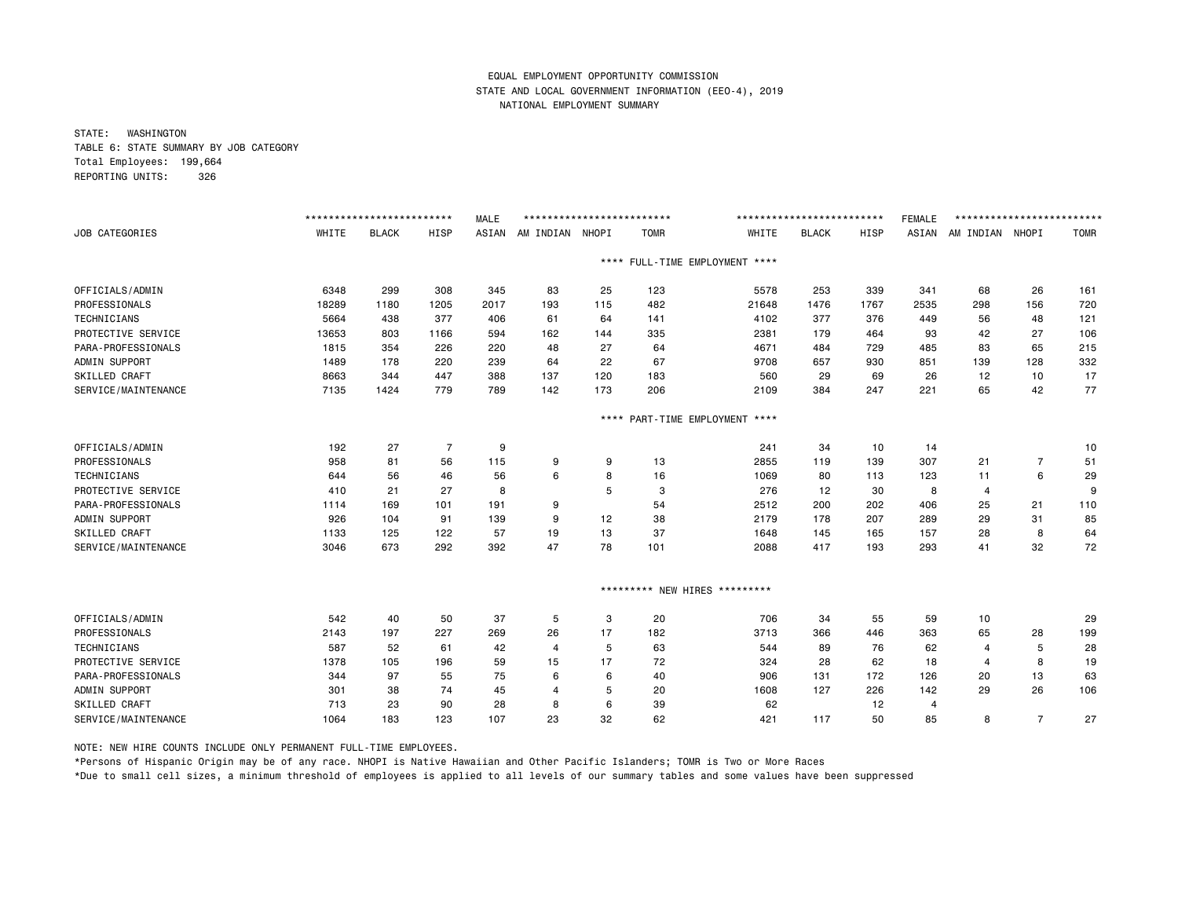EQUAL EMPLOYMENT OPPORTUNITY COMMISSION
STATE AND LOCAL GOVERNMENT INFORMATION (EEO-4), 2019
NATIONAL EMPLOYMENT SUMMARY

STATE: WASHINGTON
TABLE 6: STATE SUMMARY BY JOB CATEGORY
Total Employees: 199,664
REPORTING UNITS: 326

| | MALE | | | | | | | FEMALE | | | | | | |
|---|---|---|---|---|---|---|---|---|---|---|---|---|---|---|
| JOB CATEGORIES | WHITE | BLACK | HISP | ASIAN | AM INDIAN | NHOPI | TOMR | WHITE | BLACK | HISP | ASIAN | AM INDIAN | NHOPI | TOMR |
| **** FULL-TIME EMPLOYMENT **** | | | | | | | | | | | | | | |
| OFFICIALS/ADMIN | 6348 | 299 | 308 | 345 | 83 | 25 | 123 | 5578 | 253 | 339 | 341 | 68 | 26 | 161 |
| PROFESSIONALS | 18289 | 1180 | 1205 | 2017 | 193 | 115 | 482 | 21648 | 1476 | 1767 | 2535 | 298 | 156 | 720 |
| TECHNICIANS | 5664 | 438 | 377 | 406 | 61 | 64 | 141 | 4102 | 377 | 376 | 449 | 56 | 48 | 121 |
| PROTECTIVE SERVICE | 13653 | 803 | 1166 | 594 | 162 | 144 | 335 | 2381 | 179 | 464 | 93 | 42 | 27 | 106 |
| PARA-PROFESSIONALS | 1815 | 354 | 226 | 220 | 48 | 27 | 64 | 4671 | 484 | 729 | 485 | 83 | 65 | 215 |
| ADMIN SUPPORT | 1489 | 178 | 220 | 239 | 64 | 22 | 67 | 9708 | 657 | 930 | 851 | 139 | 128 | 332 |
| SKILLED CRAFT | 8663 | 344 | 447 | 388 | 137 | 120 | 183 | 560 | 29 | 69 | 26 | 12 | 10 | 17 |
| SERVICE/MAINTENANCE | 7135 | 1424 | 779 | 789 | 142 | 173 | 206 | 2109 | 384 | 247 | 221 | 65 | 42 | 77 |
| **** PART-TIME EMPLOYMENT **** | | | | | | | | | | | | | | |
| OFFICIALS/ADMIN | 192 | 27 | 7 | 9 | | | | 241 | 34 | 10 | 14 | | | 10 |
| PROFESSIONALS | 958 | 81 | 56 | 115 | 9 | 9 | 13 | 2855 | 119 | 139 | 307 | 21 | 7 | 51 |
| TECHNICIANS | 644 | 56 | 46 | 56 | 6 | 8 | 16 | 1069 | 80 | 113 | 123 | 11 | 6 | 29 |
| PROTECTIVE SERVICE | 410 | 21 | 27 | 8 | | 5 | 3 | 276 | 12 | 30 | 8 | 4 | | 9 |
| PARA-PROFESSIONALS | 1114 | 169 | 101 | 191 | 9 | | 54 | 2512 | 200 | 202 | 406 | 25 | 21 | 110 |
| ADMIN SUPPORT | 926 | 104 | 91 | 139 | 9 | 12 | 38 | 2179 | 178 | 207 | 289 | 29 | 31 | 85 |
| SKILLED CRAFT | 1133 | 125 | 122 | 57 | 19 | 13 | 37 | 1648 | 145 | 165 | 157 | 28 | 8 | 64 |
| SERVICE/MAINTENANCE | 3046 | 673 | 292 | 392 | 47 | 78 | 101 | 2088 | 417 | 193 | 293 | 41 | 32 | 72 |
| ********* NEW HIRES ********* | | | | | | | | | | | | | | |
| OFFICIALS/ADMIN | 542 | 40 | 50 | 37 | 5 | 3 | 20 | 706 | 34 | 55 | 59 | 10 | | 29 |
| PROFESSIONALS | 2143 | 197 | 227 | 269 | 26 | 17 | 182 | 3713 | 366 | 446 | 363 | 65 | 28 | 199 |
| TECHNICIANS | 587 | 52 | 61 | 42 | 4 | 5 | 63 | 544 | 89 | 76 | 62 | 4 | 5 | 28 |
| PROTECTIVE SERVICE | 1378 | 105 | 196 | 59 | 15 | 17 | 72 | 324 | 28 | 62 | 18 | 4 | 8 | 19 |
| PARA-PROFESSIONALS | 344 | 97 | 55 | 75 | 6 | 6 | 40 | 906 | 131 | 172 | 126 | 20 | 13 | 63 |
| ADMIN SUPPORT | 301 | 38 | 74 | 45 | 4 | 5 | 20 | 1608 | 127 | 226 | 142 | 29 | 26 | 106 |
| SKILLED CRAFT | 713 | 23 | 90 | 28 | 8 | 6 | 39 | 62 | | 12 | 4 | | | |
| SERVICE/MAINTENANCE | 1064 | 183 | 123 | 107 | 23 | 32 | 62 | 421 | 117 | 50 | 85 | 8 | 7 | 27 |

NOTE: NEW HIRE COUNTS INCLUDE ONLY PERMANENT FULL-TIME EMPLOYEES.

*Persons of Hispanic Origin may be of any race. NHOPI is Native Hawaiian and Other Pacific Islanders; TOMR is Two or More Races

*Due to small cell sizes, a minimum threshold of employees is applied to all levels of our summary tables and some values have been suppressed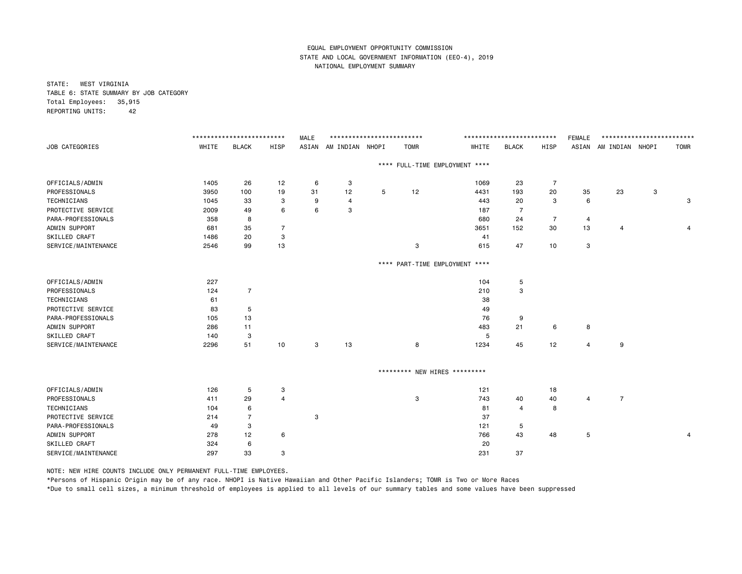EQUAL EMPLOYMENT OPPORTUNITY COMMISSION
STATE AND LOCAL GOVERNMENT INFORMATION (EEO-4), 2019
NATIONAL EMPLOYMENT SUMMARY

STATE: WEST VIRGINIA
TABLE 6: STATE SUMMARY BY JOB CATEGORY
Total Employees: 35,915
REPORTING UNITS: 42

| | MALE | | | | | | | FEMALE | | | | | | |
|---|---|---|---|---|---|---|---|---|---|---|---|---|---|---|
| JOB CATEGORIES | WHITE | BLACK | HISP | ASIAN | AM INDIAN | NHOPI | TOMR | WHITE | BLACK | HISP | ASIAN | AM INDIAN | NHOPI | TOMR |
| **** FULL-TIME EMPLOYMENT **** | | | | | | | | | | | | | | |
| OFFICIALS/ADMIN | 1405 | 26 | 12 | 6 | 3 | | | 1069 | 23 | 7 | | | | |
| PROFESSIONALS | 3950 | 100 | 19 | 31 | 12 | 5 | 12 | 4431 | 193 | 20 | 35 | 23 | 3 | |
| TECHNICIANS | 1045 | 33 | 3 | 9 | 4 | | | 443 | 20 | 3 | 6 | | | 3 |
| PROTECTIVE SERVICE | 2009 | 49 | 6 | 6 | 3 | | | 187 | 7 | | | | | |
| PARA-PROFESSIONALS | 358 | 8 | | | | | | 680 | 24 | 7 | 4 | | | |
| ADMIN SUPPORT | 681 | 35 | 7 | | | | | 3651 | 152 | 30 | 13 | 4 | | 4 |
| SKILLED CRAFT | 1486 | 20 | 3 | | | | | 41 | | | | | | |
| SERVICE/MAINTENANCE | 2546 | 99 | 13 | | | | 3 | 615 | 47 | 10 | 3 | | | |
| **** PART-TIME EMPLOYMENT **** | | | | | | | | | | | | | | |
| OFFICIALS/ADMIN | 227 | | | | | | | 104 | 5 | | | | | |
| PROFESSIONALS | 124 | 7 | | | | | | 210 | 3 | | | | | |
| TECHNICIANS | 61 | | | | | | | 38 | | | | | | |
| PROTECTIVE SERVICE | 83 | 5 | | | | | | 49 | | | | | | |
| PARA-PROFESSIONALS | 105 | 13 | | | | | | 76 | 9 | | | | | |
| ADMIN SUPPORT | 286 | 11 | | | | | | 483 | 21 | 6 | 8 | | | |
| SKILLED CRAFT | 140 | 3 | | | | | | 5 | | | | | | |
| SERVICE/MAINTENANCE | 2296 | 51 | 10 | 3 | 13 | | 8 | 1234 | 45 | 12 | 4 | 9 | | |
| ********* NEW HIRES ********* | | | | | | | | | | | | | | |
| OFFICIALS/ADMIN | 126 | 5 | 3 | | | | | 121 | | 18 | | | | |
| PROFESSIONALS | 411 | 29 | 4 | | | | 3 | 743 | 40 | 40 | 4 | 7 | | |
| TECHNICIANS | 104 | 6 | | | | | | 81 | 4 | 8 | | | | |
| PROTECTIVE SERVICE | 214 | 7 | | 3 | | | | 37 | | | | | | |
| PARA-PROFESSIONALS | 49 | 3 | | | | | | 121 | 5 | | | | | |
| ADMIN SUPPORT | 278 | 12 | 6 | | | | | 766 | 43 | 48 | 5 | | | 4 |
| SKILLED CRAFT | 324 | 6 | | | | | | 20 | | | | | | |
| SERVICE/MAINTENANCE | 297 | 33 | 3 | | | | | 231 | 37 | | | | | |

NOTE: NEW HIRE COUNTS INCLUDE ONLY PERMANENT FULL-TIME EMPLOYEES.

*Persons of Hispanic Origin may be of any race. NHOPI is Native Hawaiian and Other Pacific Islanders; TOMR is Two or More Races

*Due to small cell sizes, a minimum threshold of employees is applied to all levels of our summary tables and some values have been suppressed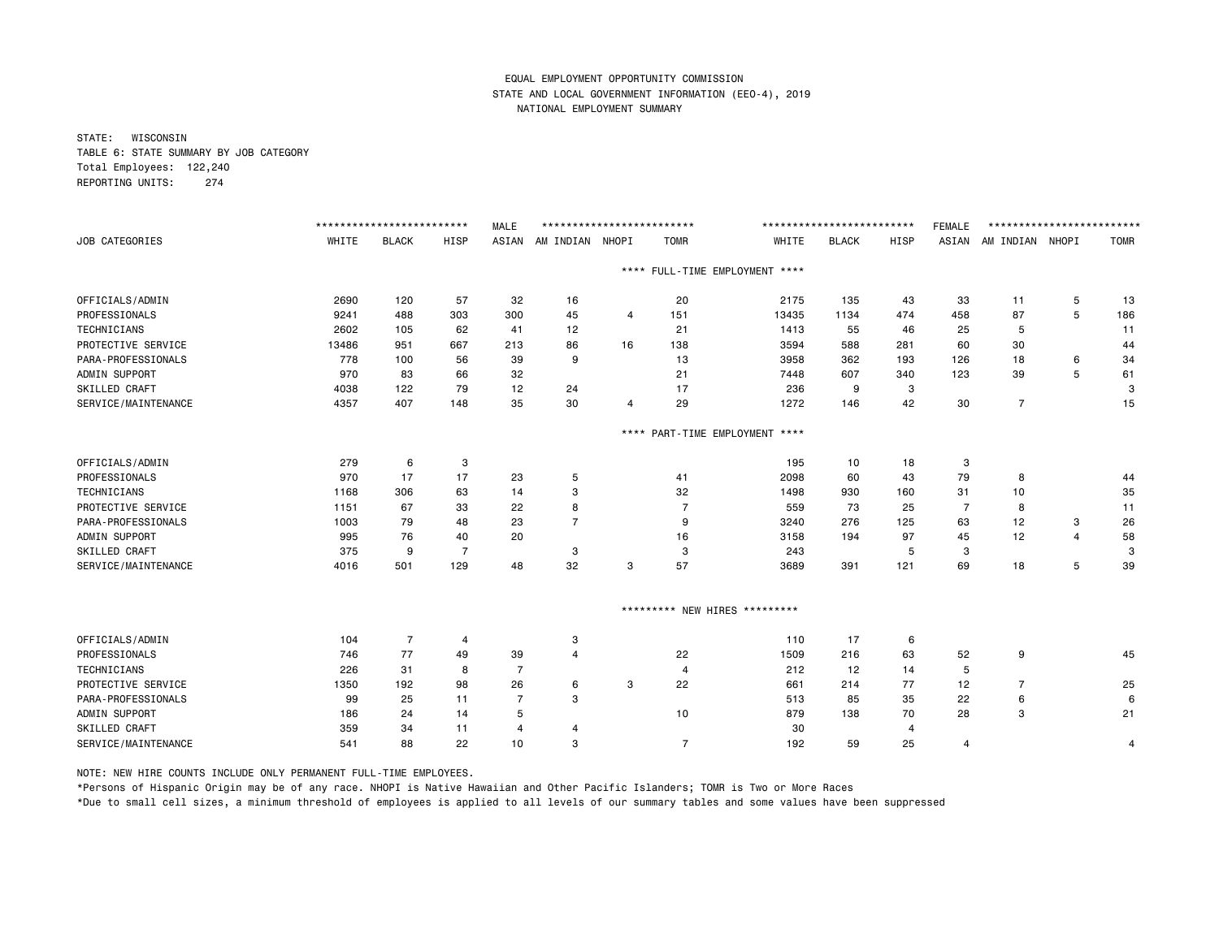EQUAL EMPLOYMENT OPPORTUNITY COMMISSION
STATE AND LOCAL GOVERNMENT INFORMATION (EEO-4), 2019
NATIONAL EMPLOYMENT SUMMARY

STATE: WISCONSIN
TABLE 6: STATE SUMMARY BY JOB CATEGORY
Total Employees: 122,240
REPORTING UNITS: 274

| | MALE | | | | | | | FEMALE | | | | | | |
|---|---|---|---|---|---|---|---|---|---|---|---|---|---|---|
| JOB CATEGORIES | WHITE | BLACK | HISP | ASIAN | AM INDIAN | NHOPI | TOMR | WHITE | BLACK | HISP | ASIAN | AM INDIAN | NHOPI | TOMR |
| **** FULL-TIME EMPLOYMENT **** | | | | | | | | | | | | | | |
| OFFICIALS/ADMIN | 2690 | 120 | 57 | 32 | 16 | | 20 | 2175 | 135 | 43 | 33 | 11 | 5 | 13 |
| PROFESSIONALS | 9241 | 488 | 303 | 300 | 45 | 4 | 151 | 13435 | 1134 | 474 | 458 | 87 | 5 | 186 |
| TECHNICIANS | 2602 | 105 | 62 | 41 | 12 | | 21 | 1413 | 55 | 46 | 25 | 5 | | 11 |
| PROTECTIVE SERVICE | 13486 | 951 | 667 | 213 | 86 | 16 | 138 | 3594 | 588 | 281 | 60 | 30 | | 44 |
| PARA-PROFESSIONALS | 778 | 100 | 56 | 39 | 9 | | 13 | 3958 | 362 | 193 | 126 | 18 | 6 | 34 |
| ADMIN SUPPORT | 970 | 83 | 66 | 32 | | | 21 | 7448 | 607 | 340 | 123 | 39 | 5 | 61 |
| SKILLED CRAFT | 4038 | 122 | 79 | 12 | 24 | | 17 | 236 | 9 | 3 | | | | 3 |
| SERVICE/MAINTENANCE | 4357 | 407 | 148 | 35 | 30 | 4 | 29 | 1272 | 146 | 42 | 30 | 7 | | 15 |
| **** PART-TIME EMPLOYMENT **** | | | | | | | | | | | | | | |
| OFFICIALS/ADMIN | 279 | 6 | 3 | | | | | 195 | 10 | 18 | 3 | | | |
| PROFESSIONALS | 970 | 17 | 17 | 23 | 5 | | 41 | 2098 | 60 | 43 | 79 | 8 | | 44 |
| TECHNICIANS | 1168 | 306 | 63 | 14 | 3 | | 32 | 1498 | 930 | 160 | 31 | 10 | | 35 |
| PROTECTIVE SERVICE | 1151 | 67 | 33 | 22 | 8 | | 7 | 559 | 73 | 25 | 7 | 8 | | 11 |
| PARA-PROFESSIONALS | 1003 | 79 | 48 | 23 | 7 | | 9 | 3240 | 276 | 125 | 63 | 12 | 3 | 26 |
| ADMIN SUPPORT | 995 | 76 | 40 | 20 | | | 16 | 3158 | 194 | 97 | 45 | 12 | 4 | 58 |
| SKILLED CRAFT | 375 | 9 | 7 | | 3 | | 3 | 243 | | 5 | 3 | | | 3 |
| SERVICE/MAINTENANCE | 4016 | 501 | 129 | 48 | 32 | 3 | 57 | 3689 | 391 | 121 | 69 | 18 | 5 | 39 |
| ********* NEW HIRES ********* | | | | | | | | | | | | | | |
| OFFICIALS/ADMIN | 104 | 7 | 4 | | 3 | | | 110 | 17 | 6 | | | | |
| PROFESSIONALS | 746 | 77 | 49 | 39 | 4 | | 22 | 1509 | 216 | 63 | 52 | 9 | | 45 |
| TECHNICIANS | 226 | 31 | 8 | 7 | | | 4 | 212 | 12 | 14 | 5 | | | |
| PROTECTIVE SERVICE | 1350 | 192 | 98 | 26 | 6 | 3 | 22 | 661 | 214 | 77 | 12 | 7 | | 25 |
| PARA-PROFESSIONALS | 99 | 25 | 11 | 7 | 3 | | | 513 | 85 | 35 | 22 | 6 | | 6 |
| ADMIN SUPPORT | 186 | 24 | 14 | 5 | | | 10 | 879 | 138 | 70 | 28 | 3 | | 21 |
| SKILLED CRAFT | 359 | 34 | 11 | 4 | 4 | | | 30 | | 4 | | | | |
| SERVICE/MAINTENANCE | 541 | 88 | 22 | 10 | 3 | | 7 | 192 | 59 | 25 | 4 | | | 4 |

NOTE: NEW HIRE COUNTS INCLUDE ONLY PERMANENT FULL-TIME EMPLOYEES.

*Persons of Hispanic Origin may be of any race. NHOPI is Native Hawaiian and Other Pacific Islanders; TOMR is Two or More Races

*Due to small cell sizes, a minimum threshold of employees is applied to all levels of our summary tables and some values have been suppressed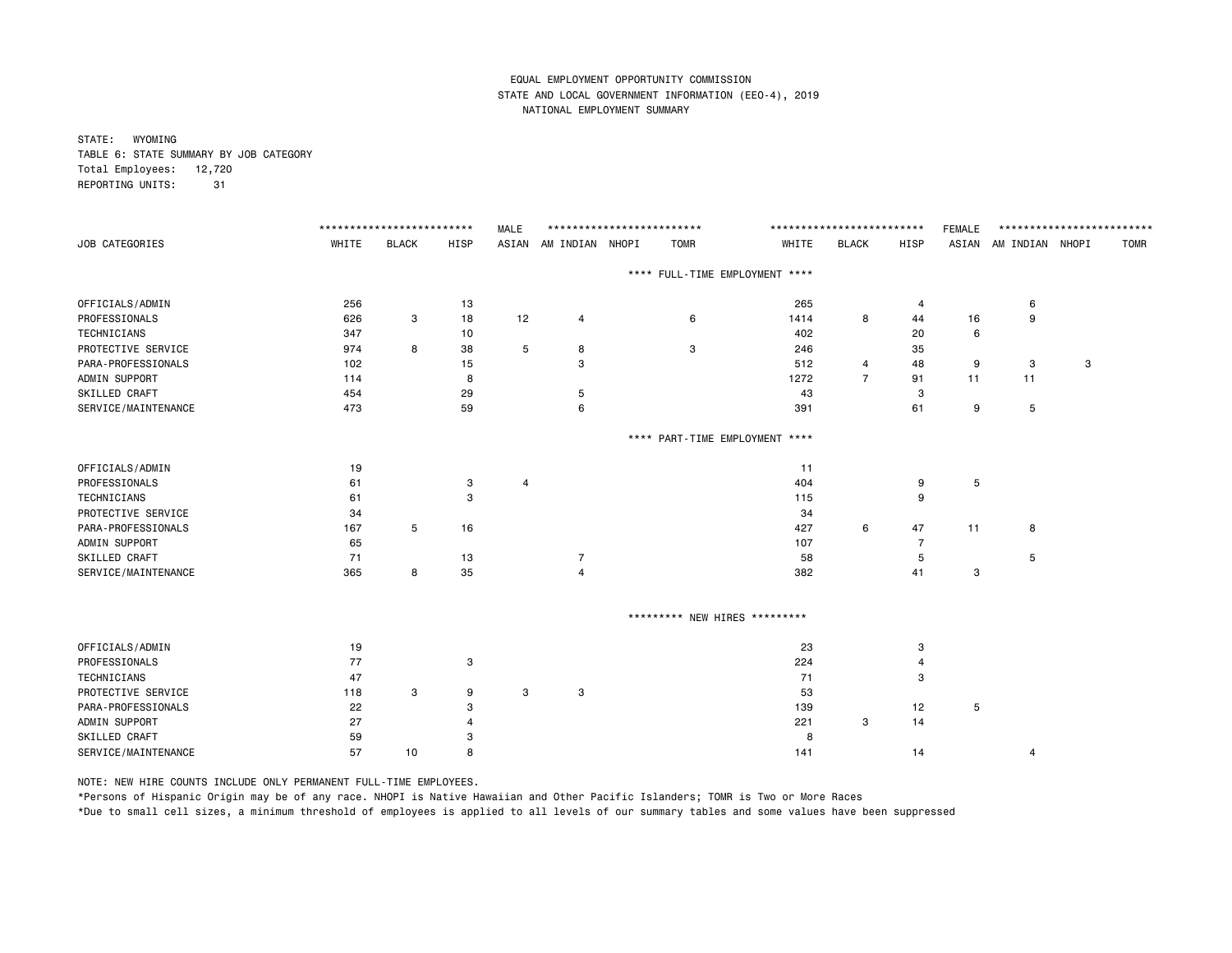EQUAL EMPLOYMENT OPPORTUNITY COMMISSION
STATE AND LOCAL GOVERNMENT INFORMATION (EEO-4), 2019
NATIONAL EMPLOYMENT SUMMARY

STATE: WYOMING
TABLE 6: STATE SUMMARY BY JOB CATEGORY
Total Employees: 12,720
REPORTING UNITS: 31

| | MALE | | | | | | | FEMALE | | | | | | |
|---|---|---|---|---|---|---|---|---|---|---|---|---|---|---|
| JOB CATEGORIES | WHITE | BLACK | HISP | ASIAN | AM INDIAN | NHOPI | TOMR | WHITE | BLACK | HISP | ASIAN | AM INDIAN | NHOPI | TOMR |
| **** FULL-TIME EMPLOYMENT **** | | | | | | | | | | | | | | |
| OFFICIALS/ADMIN | 256 | | 13 | | | | | 265 | | 4 | | 6 | | |
| PROFESSIONALS | 626 | 3 | 18 | 12 | 4 | | 6 | 1414 | 8 | 44 | 16 | 9 | | |
| TECHNICIANS | 347 | | 10 | | | | | 402 | | 20 | 6 | | | |
| PROTECTIVE SERVICE | 974 | 8 | 38 | 5 | 8 | | 3 | 246 | | 35 | | | | |
| PARA-PROFESSIONALS | 102 | | 15 | | 3 | | | 512 | 4 | 48 | 9 | 3 | 3 | |
| ADMIN SUPPORT | 114 | | 8 | | | | | 1272 | 7 | 91 | 11 | 11 | | |
| SKILLED CRAFT | 454 | | 29 | | 5 | | | 43 | | 3 | | | | |
| SERVICE/MAINTENANCE | 473 | | 59 | | 6 | | | 391 | | 61 | 9 | 5 | | |
| **** PART-TIME EMPLOYMENT **** | | | | | | | | | | | | | | |
| OFFICIALS/ADMIN | 19 | | | | | | | 11 | | | | | | |
| PROFESSIONALS | 61 | | 3 | 4 | | | | 404 | | 9 | 5 | | | |
| TECHNICIANS | 61 | | 3 | | | | | 115 | | 9 | | | | |
| PROTECTIVE SERVICE | 34 | | | | | | | 34 | | | | | | |
| PARA-PROFESSIONALS | 167 | 5 | 16 | | | | | 427 | 6 | 47 | 11 | 8 | | |
| ADMIN SUPPORT | 65 | | | | | | | 107 | | 7 | | | | |
| SKILLED CRAFT | 71 | | 13 | | 7 | | | 58 | | 5 | | 5 | | |
| SERVICE/MAINTENANCE | 365 | 8 | 35 | | 4 | | | 382 | | 41 | 3 | | | |
| ********* NEW HIRES ********* | | | | | | | | | | | | | | |
| OFFICIALS/ADMIN | 19 | | | | | | | 23 | | 3 | | | | |
| PROFESSIONALS | 77 | | 3 | | | | | 224 | | 4 | | | | |
| TECHNICIANS | 47 | | | | | | | 71 | | 3 | | | | |
| PROTECTIVE SERVICE | 118 | 3 | 9 | 3 | 3 | | | 53 | | | | | | |
| PARA-PROFESSIONALS | 22 | | 3 | | | | | 139 | | 12 | 5 | | | |
| ADMIN SUPPORT | 27 | | 4 | | | | | 221 | 3 | 14 | | | | |
| SKILLED CRAFT | 59 | | 3 | | | | | 8 | | | | | | |
| SERVICE/MAINTENANCE | 57 | 10 | 8 | | | | | 141 | | 14 | | 4 | | |

NOTE: NEW HIRE COUNTS INCLUDE ONLY PERMANENT FULL-TIME EMPLOYEES.

*Persons of Hispanic Origin may be of any race. NHOPI is Native Hawaiian and Other Pacific Islanders; TOMR is Two or More Races

*Due to small cell sizes, a minimum threshold of employees is applied to all levels of our summary tables and some values have been suppressed